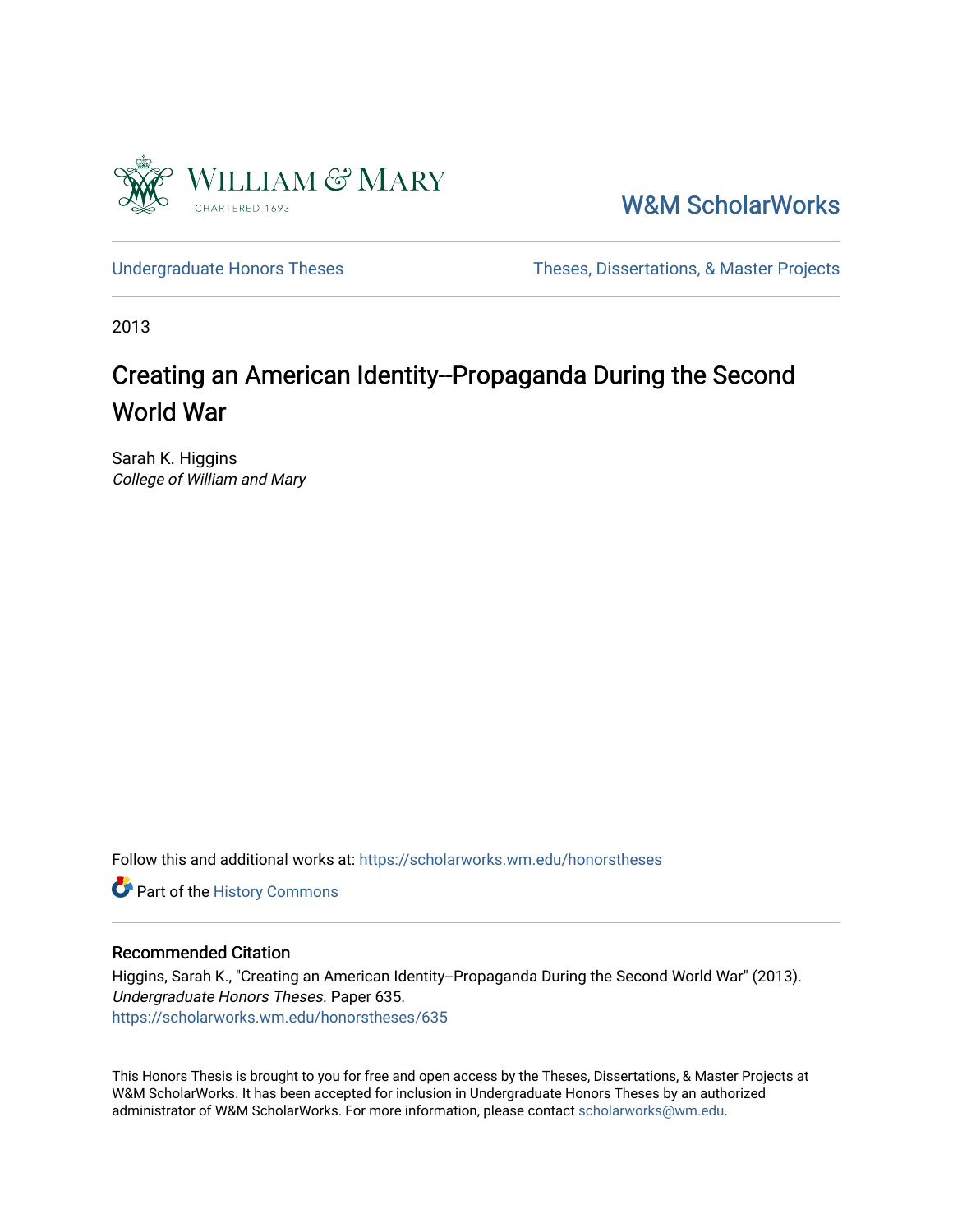William & Mary
CHARTERED 1693

W&M ScholarWorks

Undergraduate Honors Theses

Theses, Dissertations, & Master Projects

2013

# Creating an American Identity--Propaganda During the Second World War

Sarah K. Higgins
*College of William and Mary*

Follow this and additional works at: https://scholarworks.wm.edu/honorstheses

Part of the History Commons

## Recommended Citation

Higgins, Sarah K., "Creating an American Identity--Propaganda During the Second World War" (2013). *Undergraduate Honors Theses.* Paper 635.
https://scholarworks.wm.edu/honorstheses/635

This Honors Thesis is brought to you for free and open access by the Theses, Dissertations, & Master Projects at W&M ScholarWorks. It has been accepted for inclusion in Undergraduate Honors Theses by an authorized administrator of W&M ScholarWorks. For more information, please contact scholarworks@wm.edu.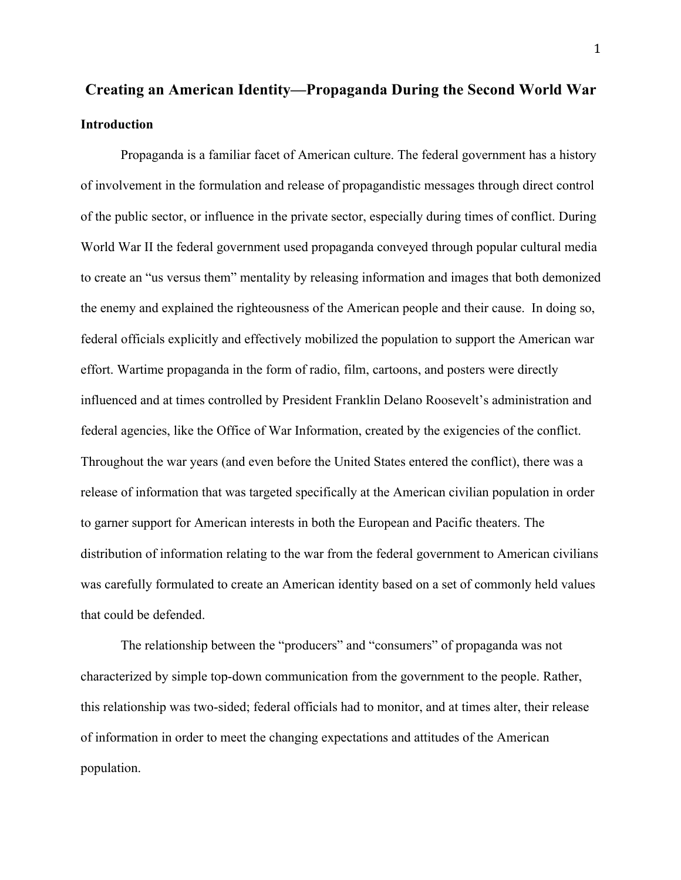# Creating an American Identity—Propaganda During the Second World War

## Introduction

Propaganda is a familiar facet of American culture. The federal government has a history of involvement in the formulation and release of propagandistic messages through direct control of the public sector, or influence in the private sector, especially during times of conflict. During World War II the federal government used propaganda conveyed through popular cultural media to create an "us versus them" mentality by releasing information and images that both demonized the enemy and explained the righteousness of the American people and their cause. In doing so, federal officials explicitly and effectively mobilized the population to support the American war effort. Wartime propaganda in the form of radio, film, cartoons, and posters were directly influenced and at times controlled by President Franklin Delano Roosevelt's administration and federal agencies, like the Office of War Information, created by the exigencies of the conflict. Throughout the war years (and even before the United States entered the conflict), there was a release of information that was targeted specifically at the American civilian population in order to garner support for American interests in both the European and Pacific theaters. The distribution of information relating to the war from the federal government to American civilians was carefully formulated to create an American identity based on a set of commonly held values that could be defended.

The relationship between the "producers" and "consumers" of propaganda was not characterized by simple top-down communication from the government to the people. Rather, this relationship was two-sided; federal officials had to monitor, and at times alter, their release of information in order to meet the changing expectations and attitudes of the American population.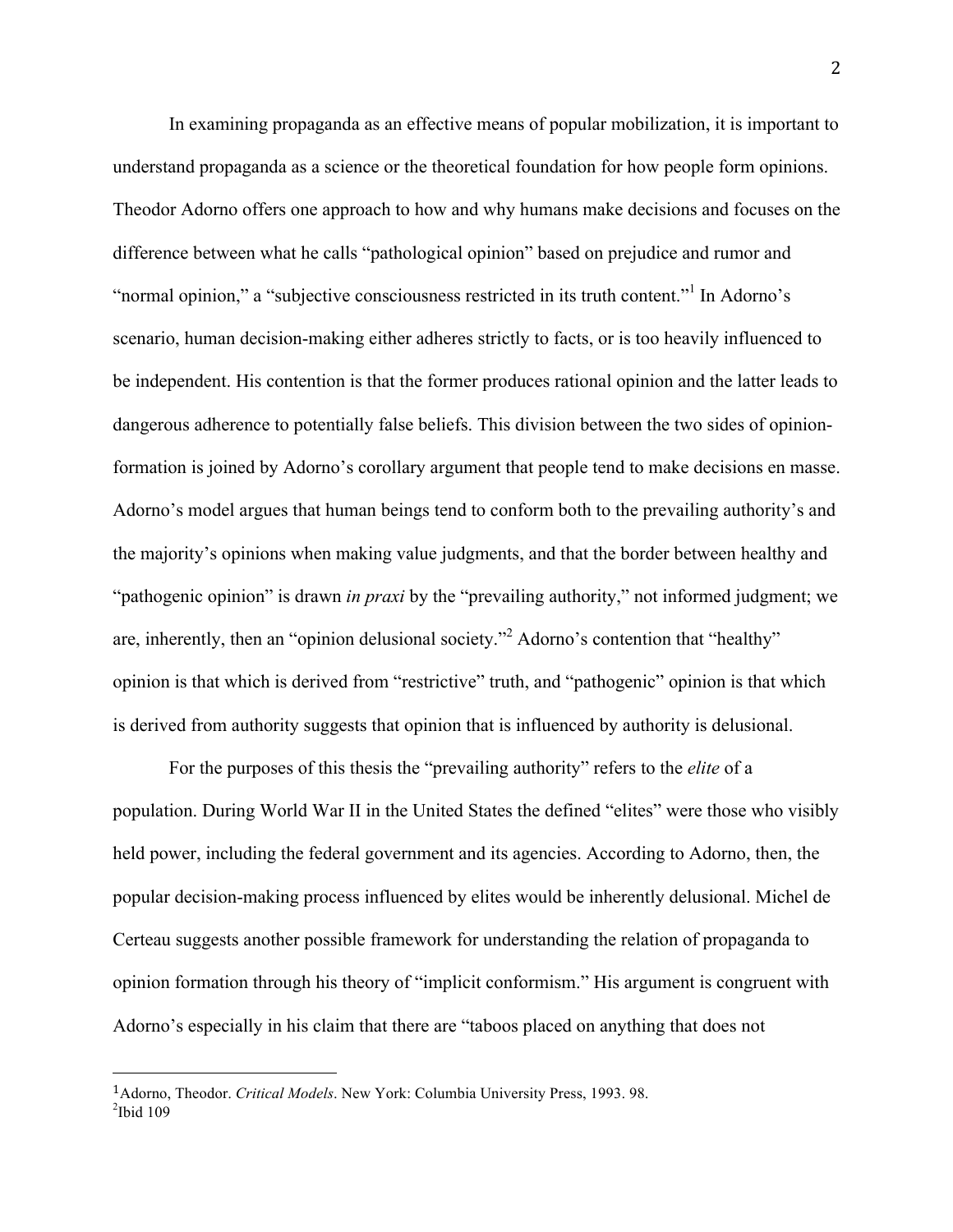In examining propaganda as an effective means of popular mobilization, it is important to understand propaganda as a science or the theoretical foundation for how people form opinions. Theodor Adorno offers one approach to how and why humans make decisions and focuses on the difference between what he calls "pathological opinion" based on prejudice and rumor and "normal opinion," a "subjective consciousness restricted in its truth content."[1] In Adorno's scenario, human decision-making either adheres strictly to facts, or is too heavily influenced to be independent. His contention is that the former produces rational opinion and the latter leads to dangerous adherence to potentially false beliefs. This division between the two sides of opinion-formation is joined by Adorno's corollary argument that people tend to make decisions en masse. Adorno's model argues that human beings tend to conform both to the prevailing authority's and the majority's opinions when making value judgments, and that the border between healthy and "pathogenic opinion" is drawn *in praxi* by the "prevailing authority," not informed judgment; we are, inherently, then an "opinion delusional society."[2] Adorno's contention that "healthy" opinion is that which is derived from "restrictive" truth, and "pathogenic" opinion is that which is derived from authority suggests that opinion that is influenced by authority is delusional.

For the purposes of this thesis the "prevailing authority" refers to the *elite* of a population. During World War II in the United States the defined "elites" were those who visibly held power, including the federal government and its agencies. According to Adorno, then, the popular decision-making process influenced by elites would be inherently delusional. Michel de Certeau suggests another possible framework for understanding the relation of propaganda to opinion formation through his theory of "implicit conformism." His argument is congruent with Adorno's especially in his claim that there are "taboos placed on anything that does not

---

[1] Adorno, Theodor. *Critical Models*. New York: Columbia University Press, 1993. 98.

[2] Ibid 109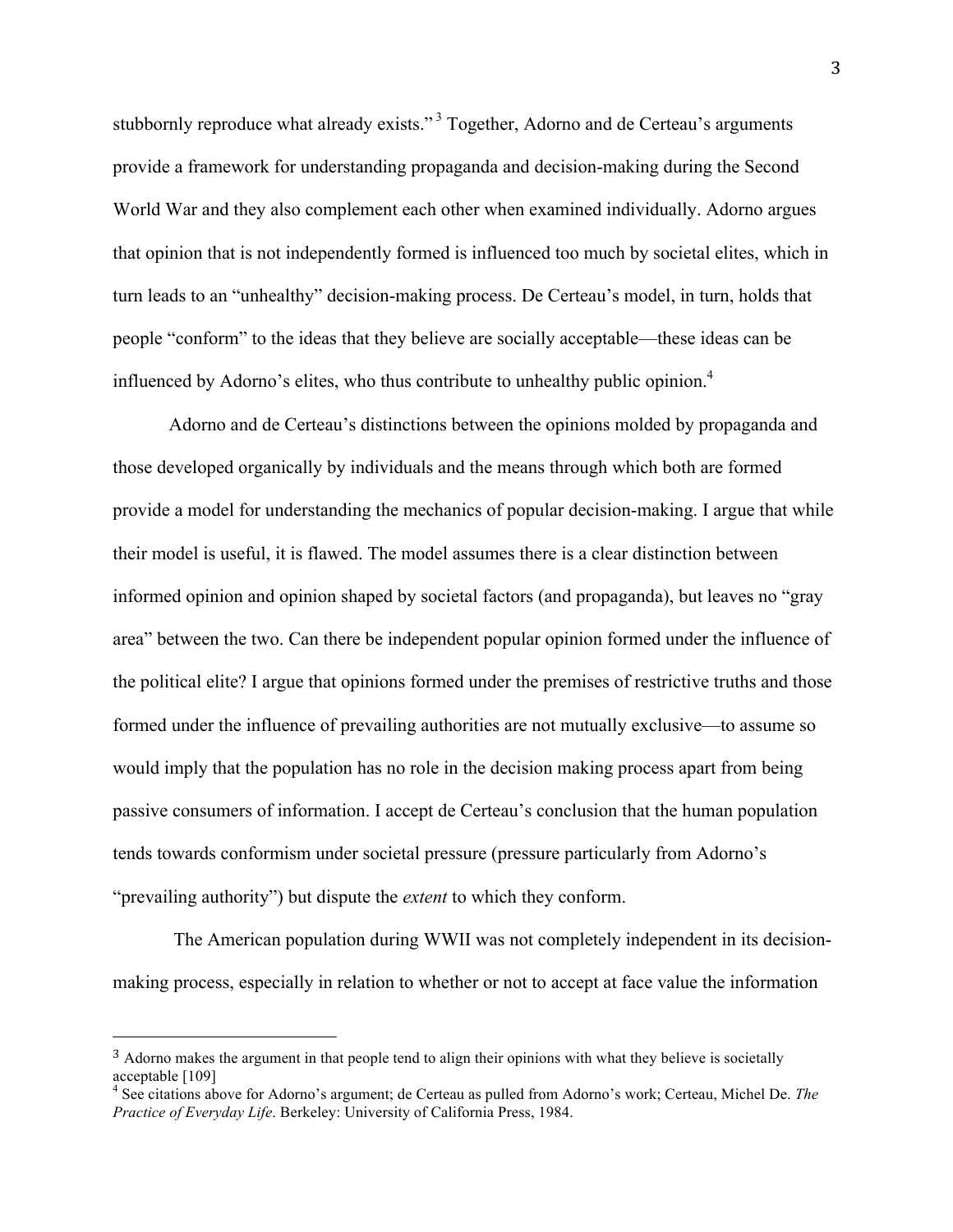stubbornly reproduce what already exists."[3] Together, Adorno and de Certeau's arguments provide a framework for understanding propaganda and decision-making during the Second World War and they also complement each other when examined individually. Adorno argues that opinion that is not independently formed is influenced too much by societal elites, which in turn leads to an "unhealthy" decision-making process. De Certeau's model, in turn, holds that people "conform" to the ideas that they believe are socially acceptable—these ideas can be influenced by Adorno's elites, who thus contribute to unhealthy public opinion.[4]

Adorno and de Certeau's distinctions between the opinions molded by propaganda and those developed organically by individuals and the means through which both are formed provide a model for understanding the mechanics of popular decision-making. I argue that while their model is useful, it is flawed. The model assumes there is a clear distinction between informed opinion and opinion shaped by societal factors (and propaganda), but leaves no "gray area" between the two. Can there be independent popular opinion formed under the influence of the political elite? I argue that opinions formed under the premises of restrictive truths and those formed under the influence of prevailing authorities are not mutually exclusive—to assume so would imply that the population has no role in the decision making process apart from being passive consumers of information. I accept de Certeau's conclusion that the human population tends towards conformism under societal pressure (pressure particularly from Adorno's "prevailing authority") but dispute the *extent* to which they conform.

The American population during WWII was not completely independent in its decision-making process, especially in relation to whether or not to accept at face value the information

---

[3] Adorno makes the argument in that people tend to align their opinions with what they believe is societally acceptable [109]

[4] See citations above for Adorno's argument; de Certeau as pulled from Adorno's work; Certeau, Michel De. *The Practice of Everyday Life*. Berkeley: University of California Press, 1984.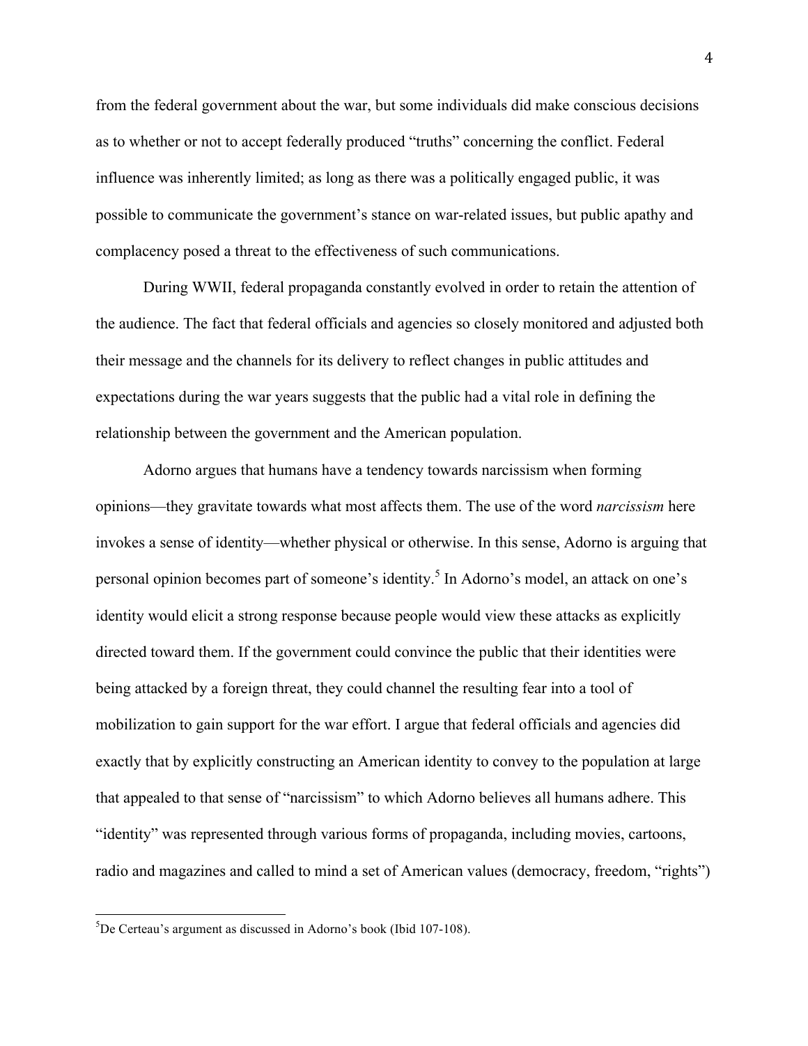from the federal government about the war, but some individuals did make conscious decisions as to whether or not to accept federally produced "truths" concerning the conflict. Federal influence was inherently limited; as long as there was a politically engaged public, it was possible to communicate the government's stance on war-related issues, but public apathy and complacency posed a threat to the effectiveness of such communications.

During WWII, federal propaganda constantly evolved in order to retain the attention of the audience. The fact that federal officials and agencies so closely monitored and adjusted both their message and the channels for its delivery to reflect changes in public attitudes and expectations during the war years suggests that the public had a vital role in defining the relationship between the government and the American population.

Adorno argues that humans have a tendency towards narcissism when forming opinions—they gravitate towards what most affects them. The use of the word *narcissism* here invokes a sense of identity—whether physical or otherwise. In this sense, Adorno is arguing that personal opinion becomes part of someone's identity.[5] In Adorno's model, an attack on one's identity would elicit a strong response because people would view these attacks as explicitly directed toward them. If the government could convince the public that their identities were being attacked by a foreign threat, they could channel the resulting fear into a tool of mobilization to gain support for the war effort. I argue that federal officials and agencies did exactly that by explicitly constructing an American identity to convey to the population at large that appealed to that sense of "narcissism" to which Adorno believes all humans adhere. This "identity" was represented through various forms of propaganda, including movies, cartoons, radio and magazines and called to mind a set of American values (democracy, freedom, "rights")

[5]De Certeau's argument as discussed in Adorno's book (Ibid 107-108).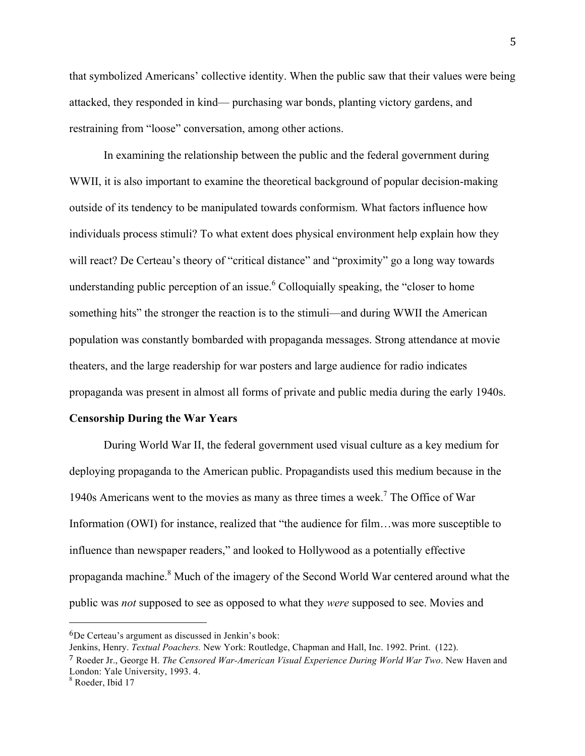that symbolized Americans' collective identity. When the public saw that their values were being attacked, they responded in kind— purchasing war bonds, planting victory gardens, and restraining from "loose" conversation, among other actions.

In examining the relationship between the public and the federal government during WWII, it is also important to examine the theoretical background of popular decision-making outside of its tendency to be manipulated towards conformism. What factors influence how individuals process stimuli? To what extent does physical environment help explain how they will react? De Certeau's theory of "critical distance" and "proximity" go a long way towards understanding public perception of an issue.[6] Colloquially speaking, the "closer to home something hits" the stronger the reaction is to the stimuli—and during WWII the American population was constantly bombarded with propaganda messages. Strong attendance at movie theaters, and the large readership for war posters and large audience for radio indicates propaganda was present in almost all forms of private and public media during the early 1940s.

**Censorship During the War Years**

During World War II, the federal government used visual culture as a key medium for deploying propaganda to the American public. Propagandists used this medium because in the 1940s Americans went to the movies as many as three times a week.[7] The Office of War Information (OWI) for instance, realized that "the audience for film…was more susceptible to influence than newspaper readers," and looked to Hollywood as a potentially effective propaganda machine.[8] Much of the imagery of the Second World War centered around what the public was *not* supposed to see as opposed to what they *were* supposed to see. Movies and

---

[6] De Certeau's argument as discussed in Jenkin's book:
Jenkins, Henry. *Textual Poachers.* New York: Routledge, Chapman and Hall, Inc. 1992. Print. (122).

[7] Roeder Jr., George H. *The Censored War-American Visual Experience During World War Two*. New Haven and London: Yale University, 1993. 4.

[8] Roeder, Ibid 17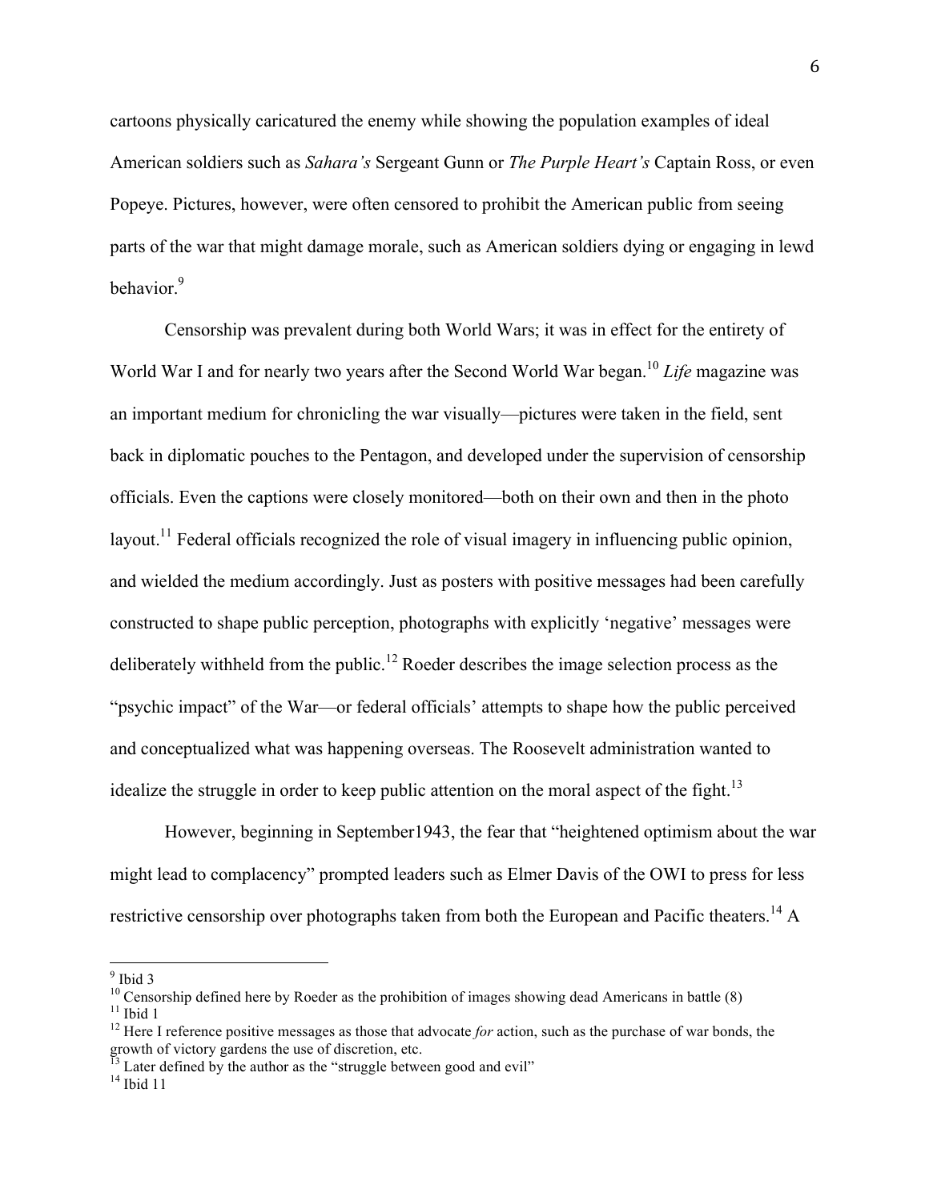cartoons physically caricatured the enemy while showing the population examples of ideal American soldiers such as *Sahara's* Sergeant Gunn or *The Purple Heart's* Captain Ross, or even Popeye. Pictures, however, were often censored to prohibit the American public from seeing parts of the war that might damage morale, such as American soldiers dying or engaging in lewd behavior.[9]

Censorship was prevalent during both World Wars; it was in effect for the entirety of World War I and for nearly two years after the Second World War began.[10] *Life* magazine was an important medium for chronicling the war visually—pictures were taken in the field, sent back in diplomatic pouches to the Pentagon, and developed under the supervision of censorship officials. Even the captions were closely monitored—both on their own and then in the photo layout.[11] Federal officials recognized the role of visual imagery in influencing public opinion, and wielded the medium accordingly. Just as posters with positive messages had been carefully constructed to shape public perception, photographs with explicitly 'negative' messages were deliberately withheld from the public.[12] Roeder describes the image selection process as the "psychic impact" of the War—or federal officials' attempts to shape how the public perceived and conceptualized what was happening overseas. The Roosevelt administration wanted to idealize the struggle in order to keep public attention on the moral aspect of the fight.[13]

However, beginning in September1943, the fear that "heightened optimism about the war might lead to complacency" prompted leaders such as Elmer Davis of the OWI to press for less restrictive censorship over photographs taken from both the European and Pacific theaters.[14] A

---

[9] Ibid 3

[10] Censorship defined here by Roeder as the prohibition of images showing dead Americans in battle (8)

[11] Ibid 1

[12] Here I reference positive messages as those that advocate *for* action, such as the purchase of war bonds, the growth of victory gardens the use of discretion, etc.

[13] Later defined by the author as the "struggle between good and evil"

[14] Ibid 11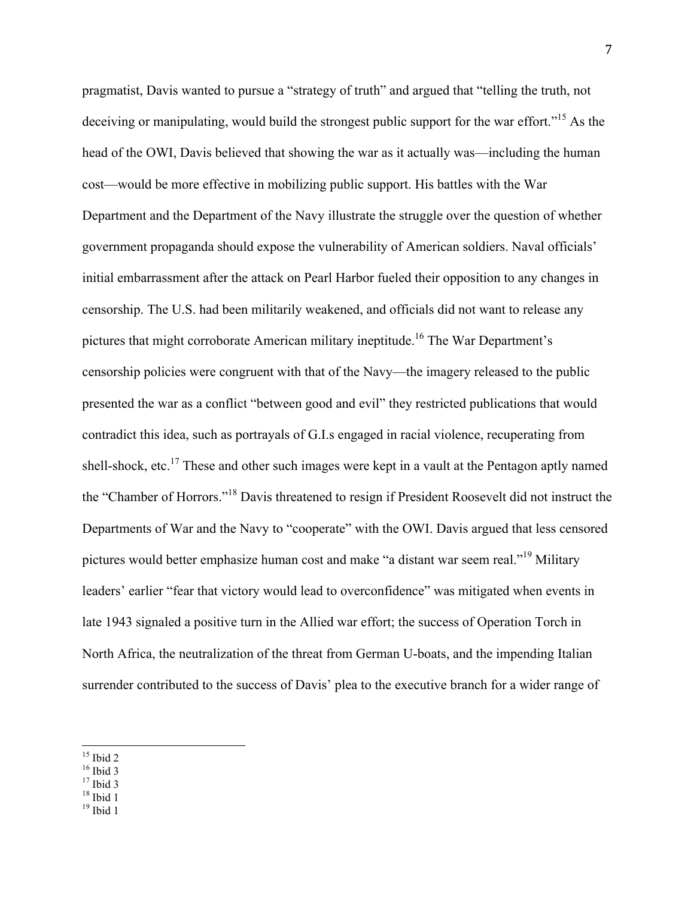pragmatist, Davis wanted to pursue a "strategy of truth" and argued that "telling the truth, not deceiving or manipulating, would build the strongest public support for the war effort."[15] As the head of the OWI, Davis believed that showing the war as it actually was—including the human cost—would be more effective in mobilizing public support. His battles with the War Department and the Department of the Navy illustrate the struggle over the question of whether government propaganda should expose the vulnerability of American soldiers. Naval officials' initial embarrassment after the attack on Pearl Harbor fueled their opposition to any changes in censorship. The U.S. had been militarily weakened, and officials did not want to release any pictures that might corroborate American military ineptitude.[16] The War Department's censorship policies were congruent with that of the Navy—the imagery released to the public presented the war as a conflict "between good and evil" they restricted publications that would contradict this idea, such as portrayals of G.I.s engaged in racial violence, recuperating from shell-shock, etc.[17] These and other such images were kept in a vault at the Pentagon aptly named the "Chamber of Horrors."[18] Davis threatened to resign if President Roosevelt did not instruct the Departments of War and the Navy to "cooperate" with the OWI. Davis argued that less censored pictures would better emphasize human cost and make "a distant war seem real."[19] Military leaders' earlier "fear that victory would lead to overconfidence" was mitigated when events in late 1943 signaled a positive turn in the Allied war effort; the success of Operation Torch in North Africa, the neutralization of the threat from German U-boats, and the impending Italian surrender contributed to the success of Davis' plea to the executive branch for a wider range of

---

[15] Ibid 2
[16] Ibid 3
[17] Ibid 3
[18] Ibid 1
[19] Ibid 1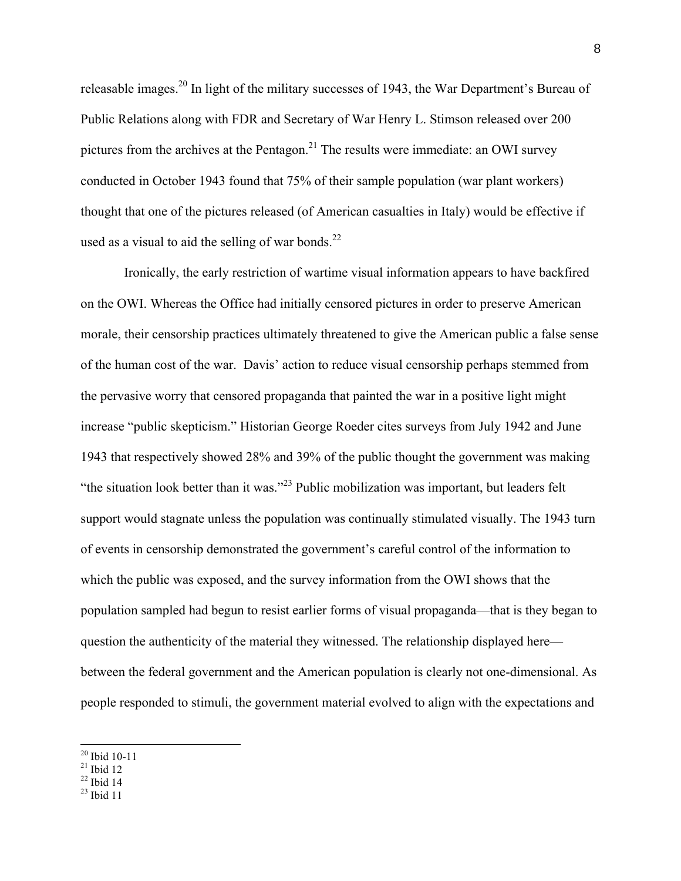releasable images.[20] In light of the military successes of 1943, the War Department's Bureau of Public Relations along with FDR and Secretary of War Henry L. Stimson released over 200 pictures from the archives at the Pentagon.[21] The results were immediate: an OWI survey conducted in October 1943 found that 75% of their sample population (war plant workers) thought that one of the pictures released (of American casualties in Italy) would be effective if used as a visual to aid the selling of war bonds.[22]

Ironically, the early restriction of wartime visual information appears to have backfired on the OWI. Whereas the Office had initially censored pictures in order to preserve American morale, their censorship practices ultimately threatened to give the American public a false sense of the human cost of the war. Davis' action to reduce visual censorship perhaps stemmed from the pervasive worry that censored propaganda that painted the war in a positive light might increase "public skepticism." Historian George Roeder cites surveys from July 1942 and June 1943 that respectively showed 28% and 39% of the public thought the government was making "the situation look better than it was."[23] Public mobilization was important, but leaders felt support would stagnate unless the population was continually stimulated visually. The 1943 turn of events in censorship demonstrated the government's careful control of the information to which the public was exposed, and the survey information from the OWI shows that the population sampled had begun to resist earlier forms of visual propaganda—that is they began to question the authenticity of the material they witnessed. The relationship displayed here—between the federal government and the American population is clearly not one-dimensional. As people responded to stimuli, the government material evolved to align with the expectations and

---

[20] Ibid 10-11
[21] Ibid 12
[22] Ibid 14
[23] Ibid 11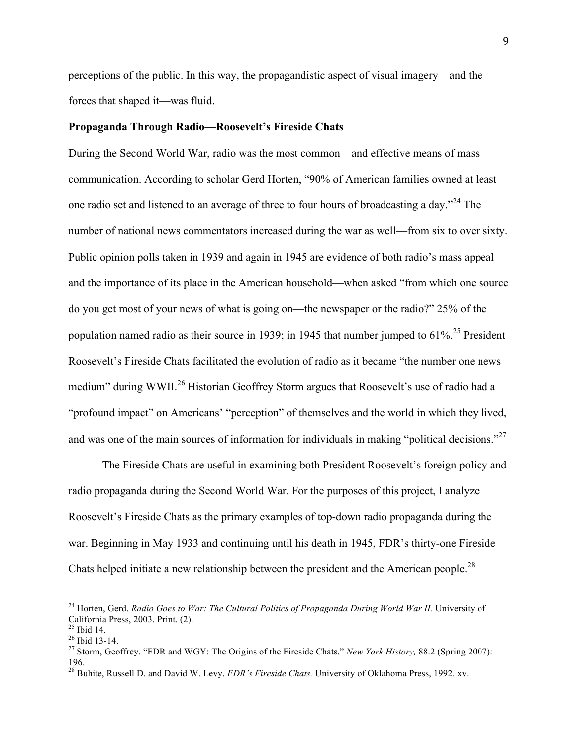perceptions of the public. In this way, the propagandistic aspect of visual imagery—and the forces that shaped it—was fluid.

**Propaganda Through Radio—Roosevelt's Fireside Chats**

During the Second World War, radio was the most common—and effective means of mass communication. According to scholar Gerd Horten, "90% of American families owned at least one radio set and listened to an average of three to four hours of broadcasting a day."[24] The number of national news commentators increased during the war as well—from six to over sixty. Public opinion polls taken in 1939 and again in 1945 are evidence of both radio's mass appeal and the importance of its place in the American household—when asked "from which one source do you get most of your news of what is going on—the newspaper or the radio?" 25% of the population named radio as their source in 1939; in 1945 that number jumped to 61%.[25] President Roosevelt's Fireside Chats facilitated the evolution of radio as it became "the number one news medium" during WWII.[26] Historian Geoffrey Storm argues that Roosevelt's use of radio had a "profound impact" on Americans' "perception" of themselves and the world in which they lived, and was one of the main sources of information for individuals in making "political decisions."[27]

The Fireside Chats are useful in examining both President Roosevelt's foreign policy and radio propaganda during the Second World War. For the purposes of this project, I analyze Roosevelt's Fireside Chats as the primary examples of top-down radio propaganda during the war. Beginning in May 1933 and continuing until his death in 1945, FDR's thirty-one Fireside Chats helped initiate a new relationship between the president and the American people.[28]

---

[24] Horten, Gerd. *Radio Goes to War: The Cultural Politics of Propaganda During World War II.* University of California Press, 2003. Print. (2).

[25] Ibid 14.

[26] Ibid 13-14.

[27] Storm, Geoffrey. "FDR and WGY: The Origins of the Fireside Chats." *New York History,* 88.2 (Spring 2007): 196.

[28] Buhite, Russell D. and David W. Levy. *FDR's Fireside Chats.* University of Oklahoma Press, 1992. xv.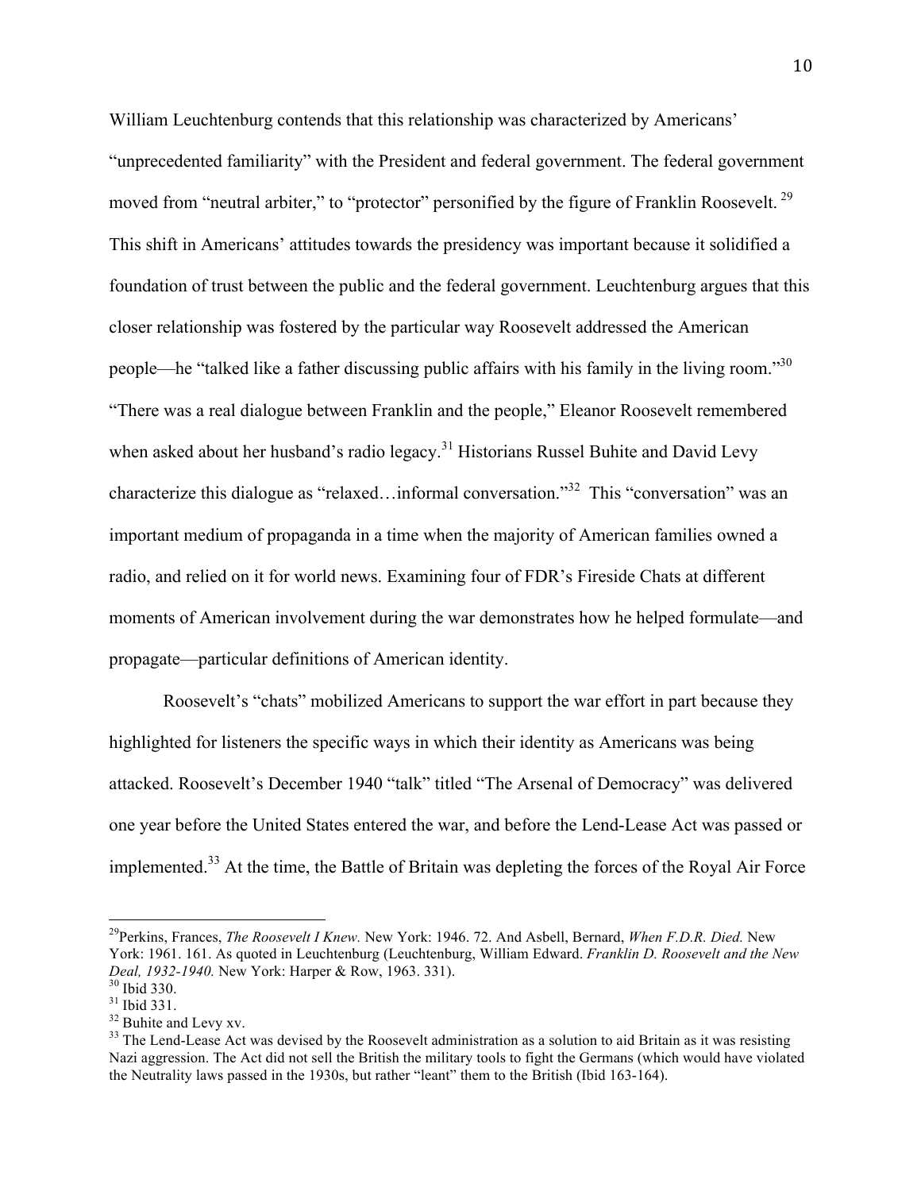William Leuchtenburg contends that this relationship was characterized by Americans' "unprecedented familiarity" with the President and federal government. The federal government moved from "neutral arbiter," to "protector" personified by the figure of Franklin Roosevelt. [29] This shift in Americans' attitudes towards the presidency was important because it solidified a foundation of trust between the public and the federal government. Leuchtenburg argues that this closer relationship was fostered by the particular way Roosevelt addressed the American people—he "talked like a father discussing public affairs with his family in the living room."[30] "There was a real dialogue between Franklin and the people," Eleanor Roosevelt remembered when asked about her husband's radio legacy.[31] Historians Russel Buhite and David Levy characterize this dialogue as "relaxed…informal conversation."[32] This "conversation" was an important medium of propaganda in a time when the majority of American families owned a radio, and relied on it for world news. Examining four of FDR's Fireside Chats at different moments of American involvement during the war demonstrates how he helped formulate—and propagate—particular definitions of American identity.

Roosevelt's "chats" mobilized Americans to support the war effort in part because they highlighted for listeners the specific ways in which their identity as Americans was being attacked. Roosevelt's December 1940 "talk" titled "The Arsenal of Democracy" was delivered one year before the United States entered the war, and before the Lend-Lease Act was passed or implemented.[33] At the time, the Battle of Britain was depleting the forces of the Royal Air Force

---

[29] Perkins, Frances, *The Roosevelt I Knew.* New York: 1946. 72. And Asbell, Bernard, *When F.D.R. Died.* New York: 1961. 161. As quoted in Leuchtenburg (Leuchtenburg, William Edward. *Franklin D. Roosevelt and the New Deal, 1932-1940.* New York: Harper & Row, 1963. 331).

[30] Ibid 330.

[31] Ibid 331.

[32] Buhite and Levy xv.

[33] The Lend-Lease Act was devised by the Roosevelt administration as a solution to aid Britain as it was resisting Nazi aggression. The Act did not sell the British the military tools to fight the Germans (which would have violated the Neutrality laws passed in the 1930s, but rather "leant" them to the British (Ibid 163-164).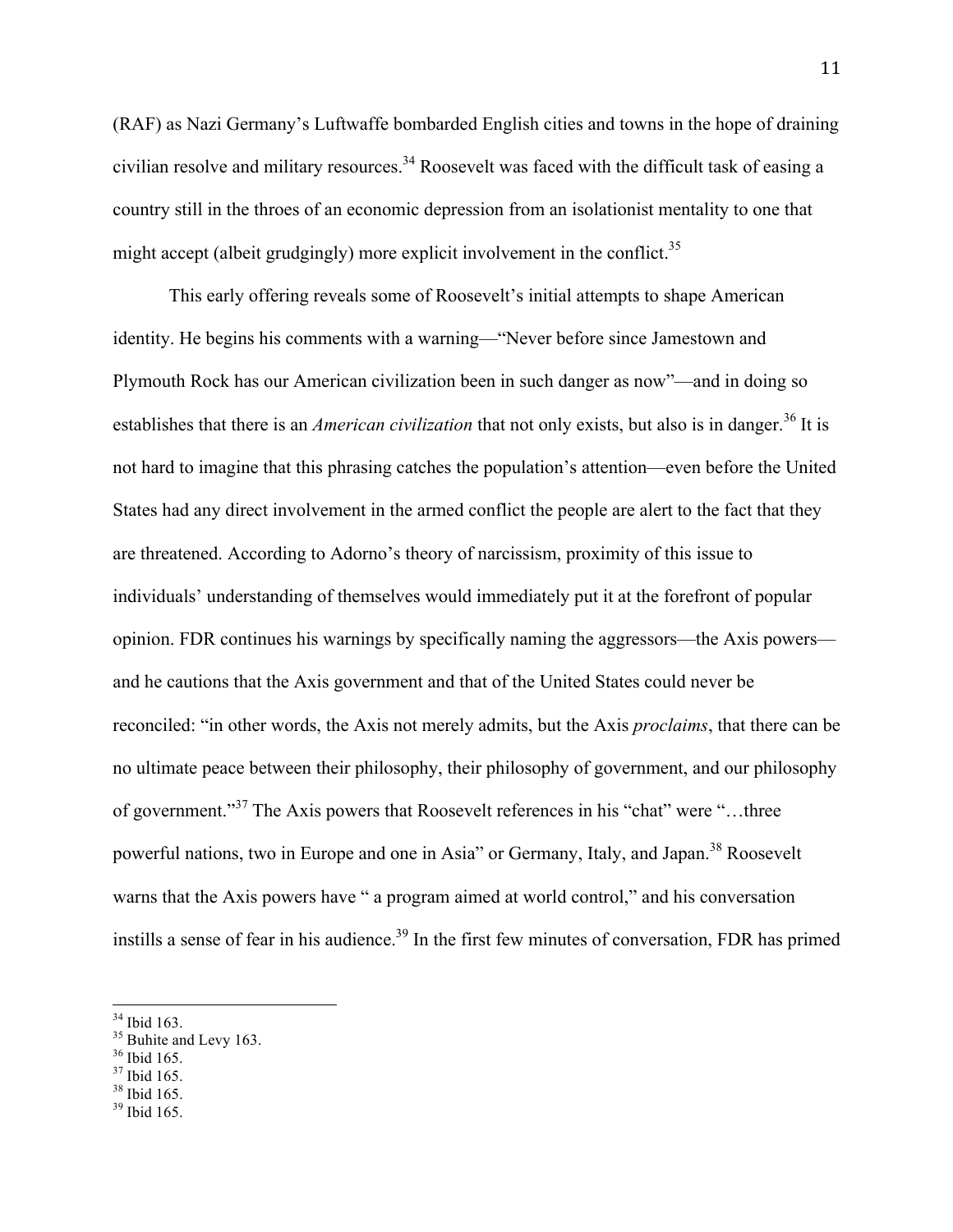(RAF) as Nazi Germany's Luftwaffe bombarded English cities and towns in the hope of draining civilian resolve and military resources.[34] Roosevelt was faced with the difficult task of easing a country still in the throes of an economic depression from an isolationist mentality to one that might accept (albeit grudgingly) more explicit involvement in the conflict.[35]

This early offering reveals some of Roosevelt's initial attempts to shape American identity. He begins his comments with a warning—"Never before since Jamestown and Plymouth Rock has our American civilization been in such danger as now"—and in doing so establishes that there is an *American civilization* that not only exists, but also is in danger.[36] It is not hard to imagine that this phrasing catches the population's attention—even before the United States had any direct involvement in the armed conflict the people are alert to the fact that they are threatened. According to Adorno's theory of narcissism, proximity of this issue to individuals' understanding of themselves would immediately put it at the forefront of popular opinion. FDR continues his warnings by specifically naming the aggressors—the Axis powers—and he cautions that the Axis government and that of the United States could never be reconciled: "in other words, the Axis not merely admits, but the Axis *proclaims*, that there can be no ultimate peace between their philosophy, their philosophy of government, and our philosophy of government."[37] The Axis powers that Roosevelt references in his "chat" were "…three powerful nations, two in Europe and one in Asia" or Germany, Italy, and Japan.[38] Roosevelt warns that the Axis powers have " a program aimed at world control," and his conversation instills a sense of fear in his audience.[39] In the first few minutes of conversation, FDR has primed

[34] Ibid 163.
[35] Buhite and Levy 163.
[36] Ibid 165.
[37] Ibid 165.
[38] Ibid 165.
[39] Ibid 165.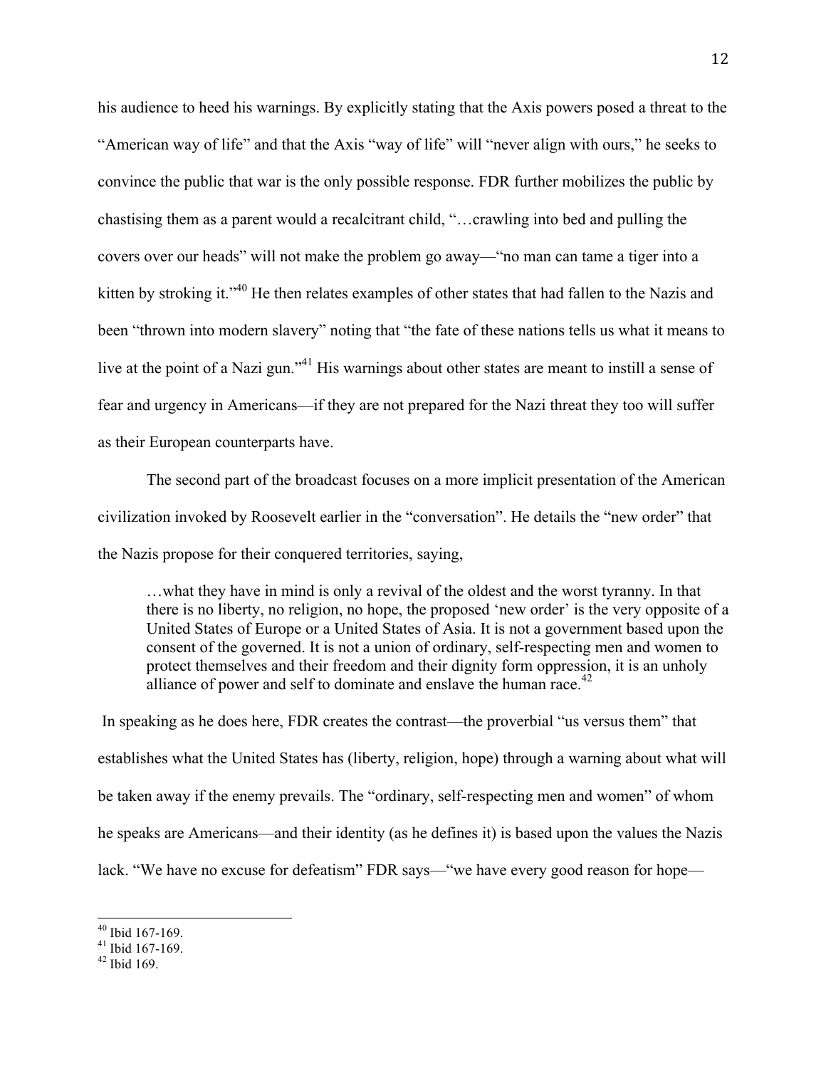his audience to heed his warnings. By explicitly stating that the Axis powers posed a threat to the "American way of life" and that the Axis "way of life" will "never align with ours," he seeks to convince the public that war is the only possible response. FDR further mobilizes the public by chastising them as a parent would a recalcitrant child, "…crawling into bed and pulling the covers over our heads" will not make the problem go away—"no man can tame a tiger into a kitten by stroking it."[40] He then relates examples of other states that had fallen to the Nazis and been "thrown into modern slavery" noting that "the fate of these nations tells us what it means to live at the point of a Nazi gun."[41] His warnings about other states are meant to instill a sense of fear and urgency in Americans—if they are not prepared for the Nazi threat they too will suffer as their European counterparts have.

The second part of the broadcast focuses on a more implicit presentation of the American civilization invoked by Roosevelt earlier in the "conversation". He details the "new order" that the Nazis propose for their conquered territories, saying,

> …what they have in mind is only a revival of the oldest and the worst tyranny. In that there is no liberty, no religion, no hope, the proposed 'new order' is the very opposite of a United States of Europe or a United States of Asia. It is not a government based upon the consent of the governed. It is not a union of ordinary, self-respecting men and women to protect themselves and their freedom and their dignity form oppression, it is an unholy alliance of power and self to dominate and enslave the human race.[42]

In speaking as he does here, FDR creates the contrast—the proverbial "us versus them" that establishes what the United States has (liberty, religion, hope) through a warning about what will be taken away if the enemy prevails. The "ordinary, self-respecting men and women" of whom he speaks are Americans—and their identity (as he defines it) is based upon the values the Nazis lack. "We have no excuse for defeatism" FDR says—"we have every good reason for hope—

---

[40] Ibid 167-169.

[41] Ibid 167-169.

[42] Ibid 169.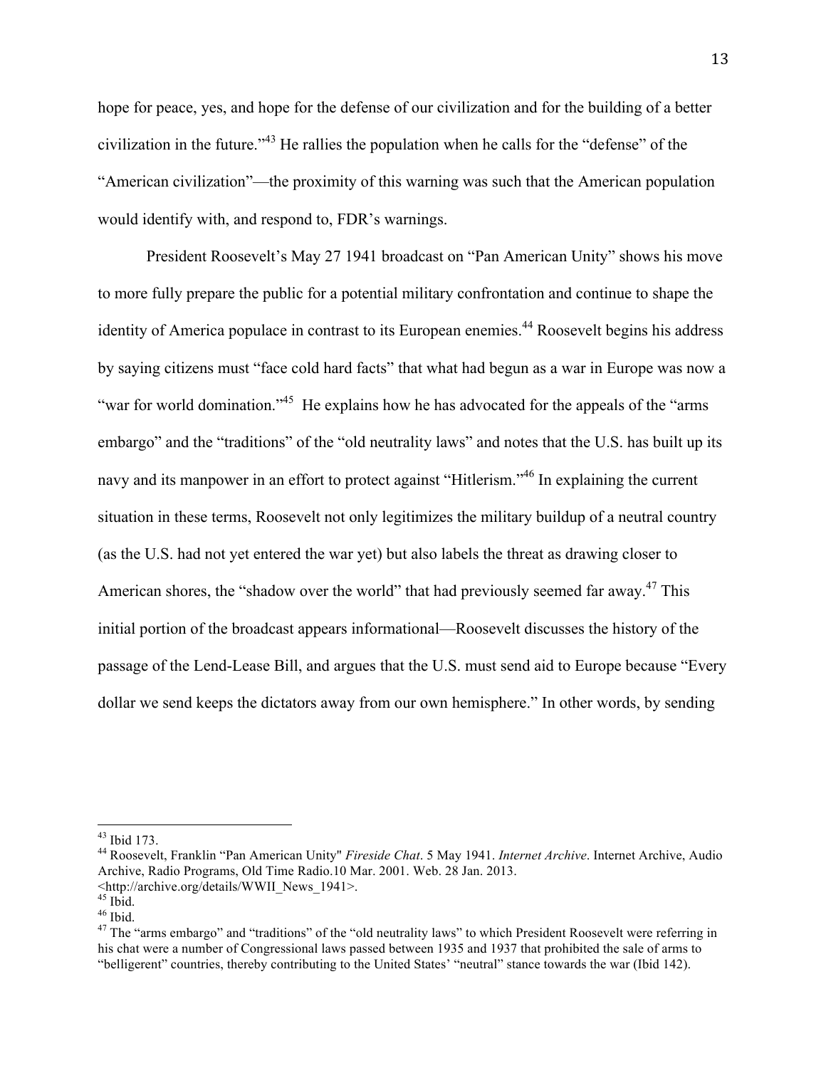hope for peace, yes, and hope for the defense of our civilization and for the building of a better civilization in the future."[43] He rallies the population when he calls for the "defense" of the "American civilization"—the proximity of this warning was such that the American population would identify with, and respond to, FDR's warnings.

President Roosevelt's May 27 1941 broadcast on "Pan American Unity" shows his move to more fully prepare the public for a potential military confrontation and continue to shape the identity of America populace in contrast to its European enemies.[44] Roosevelt begins his address by saying citizens must "face cold hard facts" that what had begun as a war in Europe was now a "war for world domination."[45] He explains how he has advocated for the appeals of the "arms embargo" and the "traditions" of the "old neutrality laws" and notes that the U.S. has built up its navy and its manpower in an effort to protect against "Hitlerism."[46] In explaining the current situation in these terms, Roosevelt not only legitimizes the military buildup of a neutral country (as the U.S. had not yet entered the war yet) but also labels the threat as drawing closer to American shores, the "shadow over the world" that had previously seemed far away.[47] This initial portion of the broadcast appears informational—Roosevelt discusses the history of the passage of the Lend-Lease Bill, and argues that the U.S. must send aid to Europe because "Every dollar we send keeps the dictators away from our own hemisphere." In other words, by sending

---

[43] Ibid 173.

[44] Roosevelt, Franklin "Pan American Unity" *Fireside Chat*. 5 May 1941. *Internet Archive*. Internet Archive, Audio Archive, Radio Programs, Old Time Radio.10 Mar. 2001. Web. 28 Jan. 2013. <http://archive.org/details/WWII_News_1941>.

[45] Ibid.

[46] Ibid.

[47] The "arms embargo" and "traditions" of the "old neutrality laws" to which President Roosevelt were referring in his chat were a number of Congressional laws passed between 1935 and 1937 that prohibited the sale of arms to "belligerent" countries, thereby contributing to the United States' "neutral" stance towards the war (Ibid 142).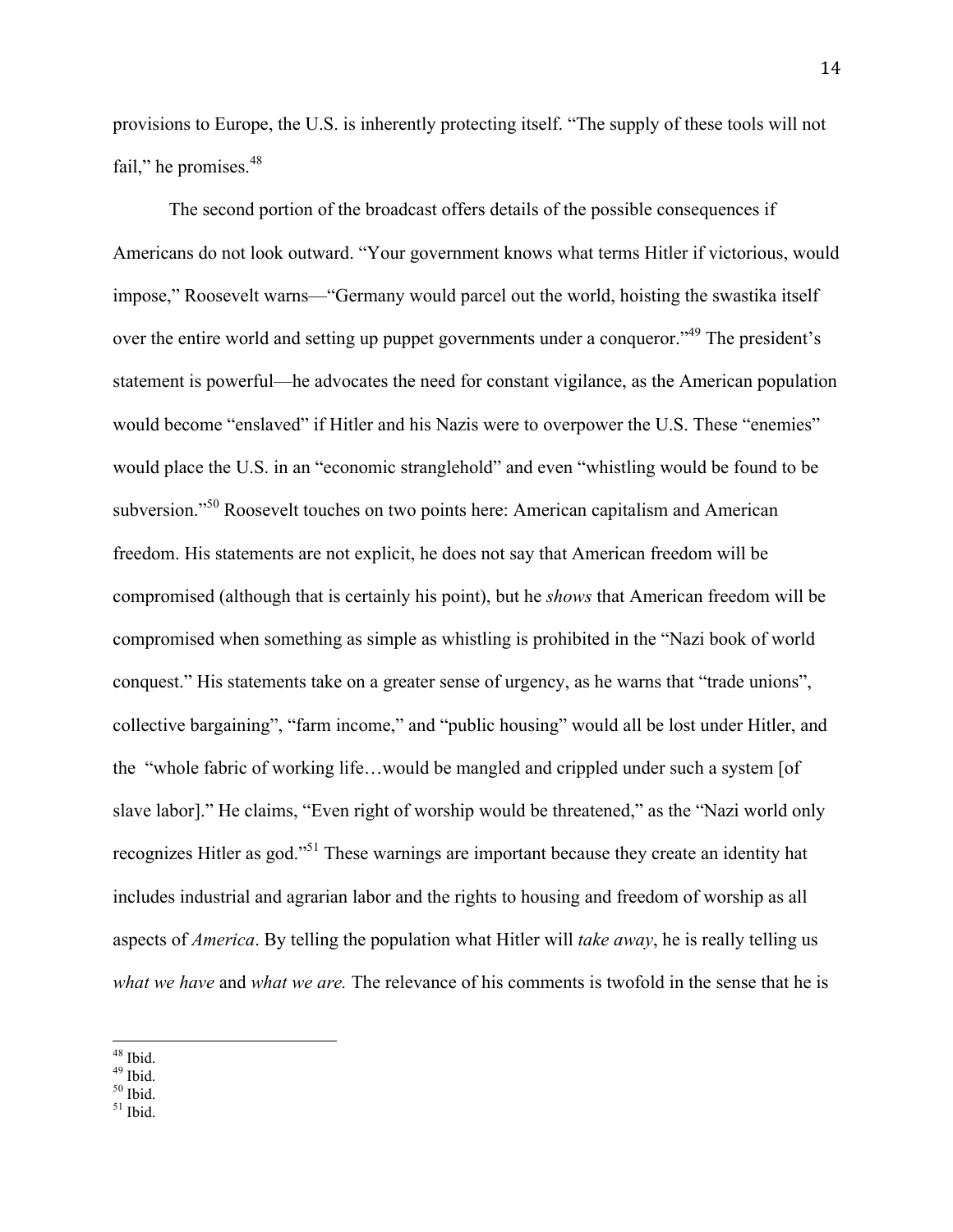provisions to Europe, the U.S. is inherently protecting itself. "The supply of these tools will not fail," he promises.[48]

The second portion of the broadcast offers details of the possible consequences if Americans do not look outward. "Your government knows what terms Hitler if victorious, would impose," Roosevelt warns—"Germany would parcel out the world, hoisting the swastika itself over the entire world and setting up puppet governments under a conqueror."[49] The president's statement is powerful—he advocates the need for constant vigilance, as the American population would become "enslaved" if Hitler and his Nazis were to overpower the U.S. These "enemies" would place the U.S. in an "economic stranglehold" and even "whistling would be found to be subversion."[50] Roosevelt touches on two points here: American capitalism and American freedom. His statements are not explicit, he does not say that American freedom will be compromised (although that is certainly his point), but he *shows* that American freedom will be compromised when something as simple as whistling is prohibited in the "Nazi book of world conquest." His statements take on a greater sense of urgency, as he warns that "trade unions", collective bargaining", "farm income," and "public housing" would all be lost under Hitler, and the "whole fabric of working life…would be mangled and crippled under such a system [of slave labor]." He claims, "Even right of worship would be threatened," as the "Nazi world only recognizes Hitler as god."[51] These warnings are important because they create an identity hat includes industrial and agrarian labor and the rights to housing and freedom of worship as all aspects of *America*. By telling the population what Hitler will *take away*, he is really telling us *what we have* and *what we are.* The relevance of his comments is twofold in the sense that he is

---

[48] Ibid.
[49] Ibid.
[50] Ibid.
[51] Ibid.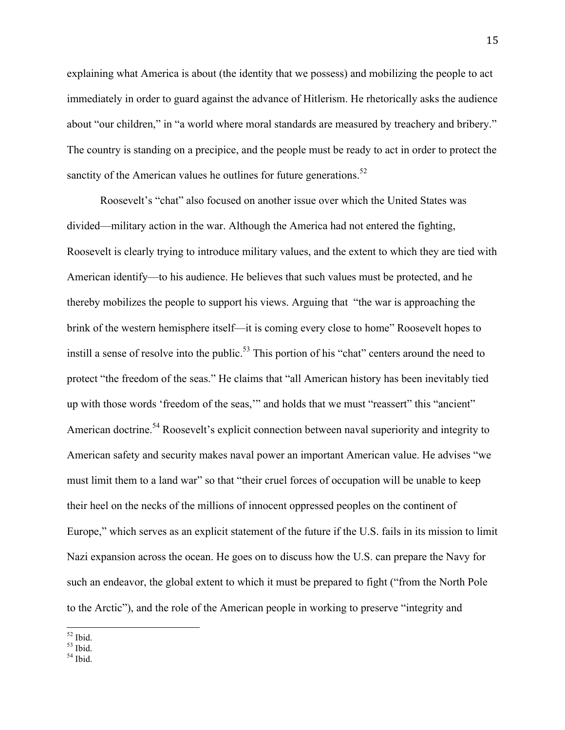explaining what America is about (the identity that we possess) and mobilizing the people to act immediately in order to guard against the advance of Hitlerism. He rhetorically asks the audience about "our children," in "a world where moral standards are measured by treachery and bribery." The country is standing on a precipice, and the people must be ready to act in order to protect the sanctity of the American values he outlines for future generations.[52]

Roosevelt's "chat" also focused on another issue over which the United States was divided—military action in the war. Although the America had not entered the fighting, Roosevelt is clearly trying to introduce military values, and the extent to which they are tied with American identify—to his audience. He believes that such values must be protected, and he thereby mobilizes the people to support his views. Arguing that "the war is approaching the brink of the western hemisphere itself—it is coming every close to home" Roosevelt hopes to instill a sense of resolve into the public.[53] This portion of his "chat" centers around the need to protect "the freedom of the seas." He claims that "all American history has been inevitably tied up with those words 'freedom of the seas,'" and holds that we must "reassert" this "ancient" American doctrine.[54] Roosevelt's explicit connection between naval superiority and integrity to American safety and security makes naval power an important American value. He advises "we must limit them to a land war" so that "their cruel forces of occupation will be unable to keep their heel on the necks of the millions of innocent oppressed peoples on the continent of Europe," which serves as an explicit statement of the future if the U.S. fails in its mission to limit Nazi expansion across the ocean. He goes on to discuss how the U.S. can prepare the Navy for such an endeavor, the global extent to which it must be prepared to fight ("from the North Pole to the Arctic"), and the role of the American people in working to preserve "integrity and

---

[52] Ibid.
[53] Ibid.
[54] Ibid.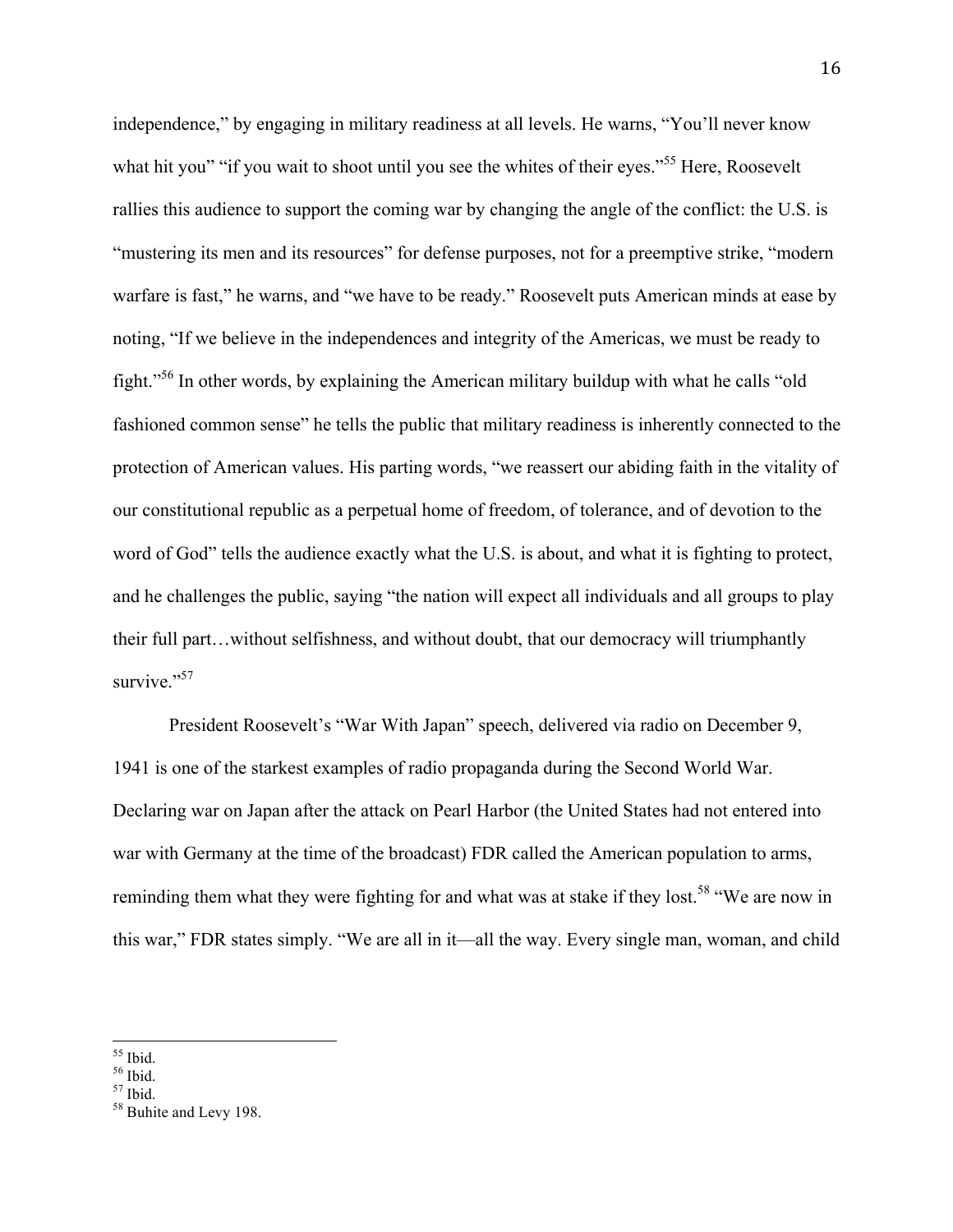independence," by engaging in military readiness at all levels. He warns, "You'll never know what hit you" "if you wait to shoot until you see the whites of their eyes."[55] Here, Roosevelt rallies this audience to support the coming war by changing the angle of the conflict: the U.S. is "mustering its men and its resources" for defense purposes, not for a preemptive strike, "modern warfare is fast," he warns, and "we have to be ready." Roosevelt puts American minds at ease by noting, "If we believe in the independences and integrity of the Americas, we must be ready to fight."[56] In other words, by explaining the American military buildup with what he calls "old fashioned common sense" he tells the public that military readiness is inherently connected to the protection of American values. His parting words, "we reassert our abiding faith in the vitality of our constitutional republic as a perpetual home of freedom, of tolerance, and of devotion to the word of God" tells the audience exactly what the U.S. is about, and what it is fighting to protect, and he challenges the public, saying "the nation will expect all individuals and all groups to play their full part…without selfishness, and without doubt, that our democracy will triumphantly survive."[57]

President Roosevelt's "War With Japan" speech, delivered via radio on December 9, 1941 is one of the starkest examples of radio propaganda during the Second World War. Declaring war on Japan after the attack on Pearl Harbor (the United States had not entered into war with Germany at the time of the broadcast) FDR called the American population to arms, reminding them what they were fighting for and what was at stake if they lost.[58] "We are now in this war," FDR states simply. "We are all in it—all the way. Every single man, woman, and child

---

[55] Ibid.
[56] Ibid.
[57] Ibid.
[58] Buhite and Levy 198.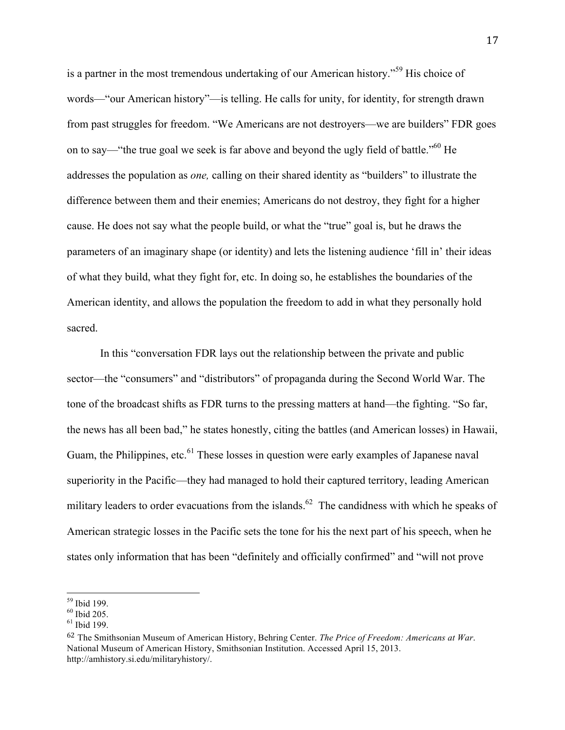is a partner in the most tremendous undertaking of our American history."[59] His choice of words—"our American history"—is telling. He calls for unity, for identity, for strength drawn from past struggles for freedom. "We Americans are not destroyers—we are builders" FDR goes on to say—"the true goal we seek is far above and beyond the ugly field of battle."[60] He addresses the population as *one,* calling on their shared identity as "builders" to illustrate the difference between them and their enemies; Americans do not destroy, they fight for a higher cause. He does not say what the people build, or what the "true" goal is, but he draws the parameters of an imaginary shape (or identity) and lets the listening audience 'fill in' their ideas of what they build, what they fight for, etc. In doing so, he establishes the boundaries of the American identity, and allows the population the freedom to add in what they personally hold sacred.

In this "conversation FDR lays out the relationship between the private and public sector—the "consumers" and "distributors" of propaganda during the Second World War. The tone of the broadcast shifts as FDR turns to the pressing matters at hand—the fighting. "So far, the news has all been bad," he states honestly, citing the battles (and American losses) in Hawaii, Guam, the Philippines, etc.[61] These losses in question were early examples of Japanese naval superiority in the Pacific—they had managed to hold their captured territory, leading American military leaders to order evacuations from the islands.[62] The candidness with which he speaks of American strategic losses in the Pacific sets the tone for his the next part of his speech, when he states only information that has been "definitely and officially confirmed" and "will not prove

---

[59] Ibid 199.

[60] Ibid 205.

[61] Ibid 199.

[62] The Smithsonian Museum of American History, Behring Center. *The Price of Freedom: Americans at War*. National Museum of American History, Smithsonian Institution. Accessed April 15, 2013. http://amhistory.si.edu/militaryhistory/.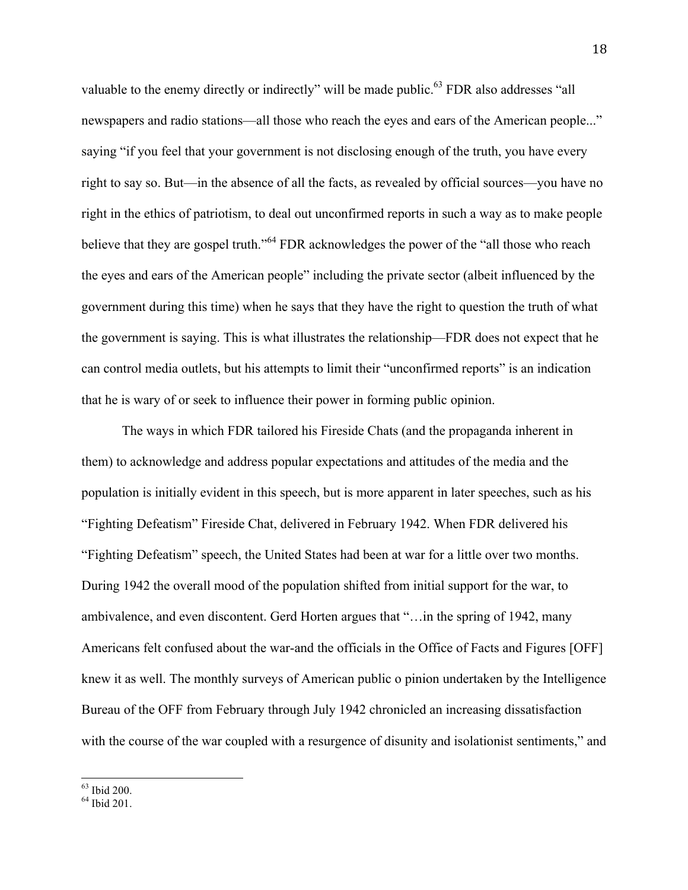valuable to the enemy directly or indirectly" will be made public.[63] FDR also addresses "all newspapers and radio stations—all those who reach the eyes and ears of the American people..." saying "if you feel that your government is not disclosing enough of the truth, you have every right to say so. But—in the absence of all the facts, as revealed by official sources—you have no right in the ethics of patriotism, to deal out unconfirmed reports in such a way as to make people believe that they are gospel truth."[64] FDR acknowledges the power of the "all those who reach the eyes and ears of the American people" including the private sector (albeit influenced by the government during this time) when he says that they have the right to question the truth of what the government is saying. This is what illustrates the relationship—FDR does not expect that he can control media outlets, but his attempts to limit their "unconfirmed reports" is an indication that he is wary of or seek to influence their power in forming public opinion.

The ways in which FDR tailored his Fireside Chats (and the propaganda inherent in them) to acknowledge and address popular expectations and attitudes of the media and the population is initially evident in this speech, but is more apparent in later speeches, such as his "Fighting Defeatism" Fireside Chat, delivered in February 1942. When FDR delivered his "Fighting Defeatism" speech, the United States had been at war for a little over two months. During 1942 the overall mood of the population shifted from initial support for the war, to ambivalence, and even discontent. Gerd Horten argues that "…in the spring of 1942, many Americans felt confused about the war-and the officials in the Office of Facts and Figures [OFF] knew it as well. The monthly surveys of American public o pinion undertaken by the Intelligence Bureau of the OFF from February through July 1942 chronicled an increasing dissatisfaction with the course of the war coupled with a resurgence of disunity and isolationist sentiments," and

[63] Ibid 200.
[64] Ibid 201.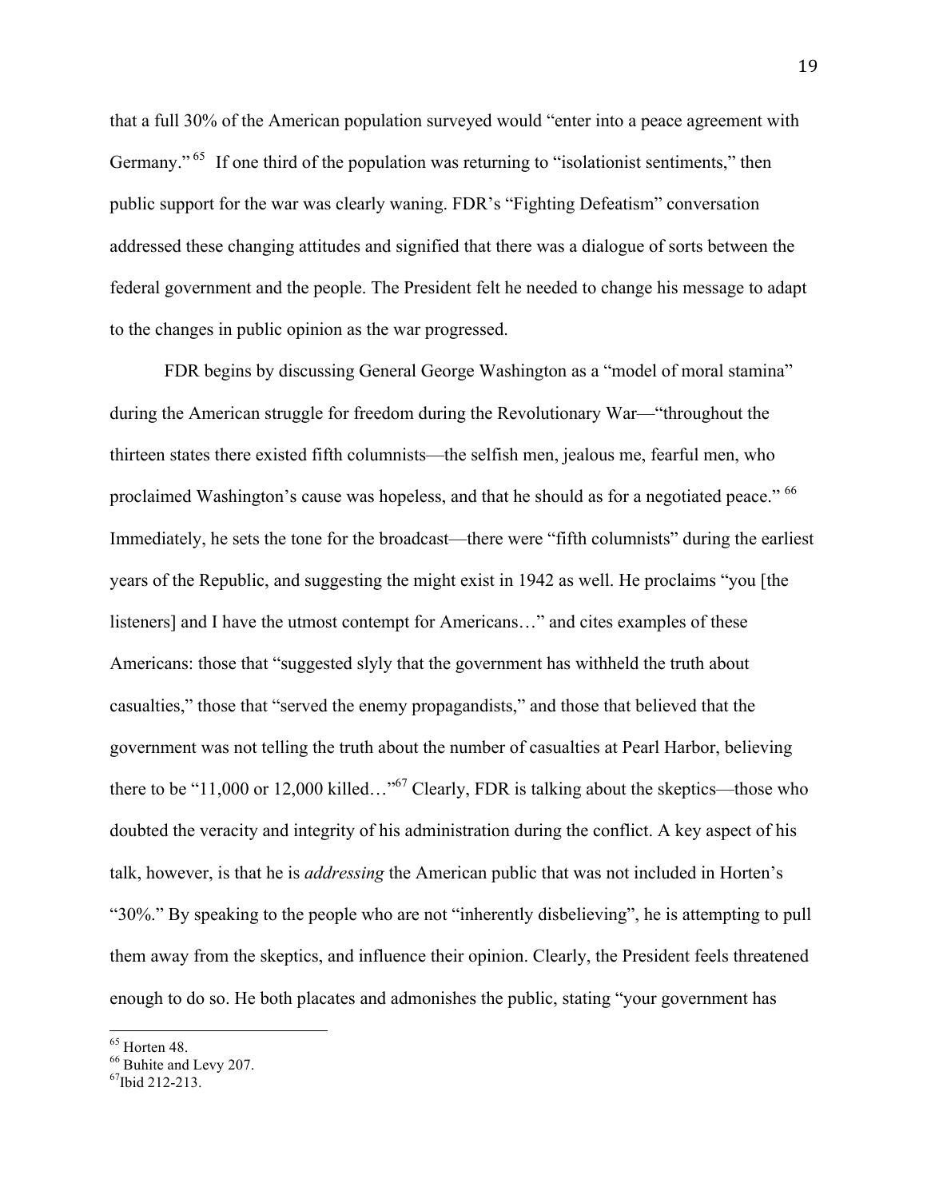that a full 30% of the American population surveyed would "enter into a peace agreement with Germany."[65] If one third of the population was returning to "isolationist sentiments," then public support for the war was clearly waning. FDR's "Fighting Defeatism" conversation addressed these changing attitudes and signified that there was a dialogue of sorts between the federal government and the people. The President felt he needed to change his message to adapt to the changes in public opinion as the war progressed.

FDR begins by discussing General George Washington as a "model of moral stamina" during the American struggle for freedom during the Revolutionary War—"throughout the thirteen states there existed fifth columnists—the selfish men, jealous me, fearful men, who proclaimed Washington's cause was hopeless, and that he should as for a negotiated peace."[66] Immediately, he sets the tone for the broadcast—there were "fifth columnists" during the earliest years of the Republic, and suggesting the might exist in 1942 as well. He proclaims "you [the listeners] and I have the utmost contempt for Americans…" and cites examples of these Americans: those that "suggested slyly that the government has withheld the truth about casualties," those that "served the enemy propagandists," and those that believed that the government was not telling the truth about the number of casualties at Pearl Harbor, believing there to be "11,000 or 12,000 killed…"[67] Clearly, FDR is talking about the skeptics—those who doubted the veracity and integrity of his administration during the conflict. A key aspect of his talk, however, is that he is *addressing* the American public that was not included in Horten's "30%." By speaking to the people who are not "inherently disbelieving", he is attempting to pull them away from the skeptics, and influence their opinion. Clearly, the President feels threatened enough to do so. He both placates and admonishes the public, stating "your government has

---

[65] Horten 48.
[66] Buhite and Levy 207.
[67] Ibid 212-213.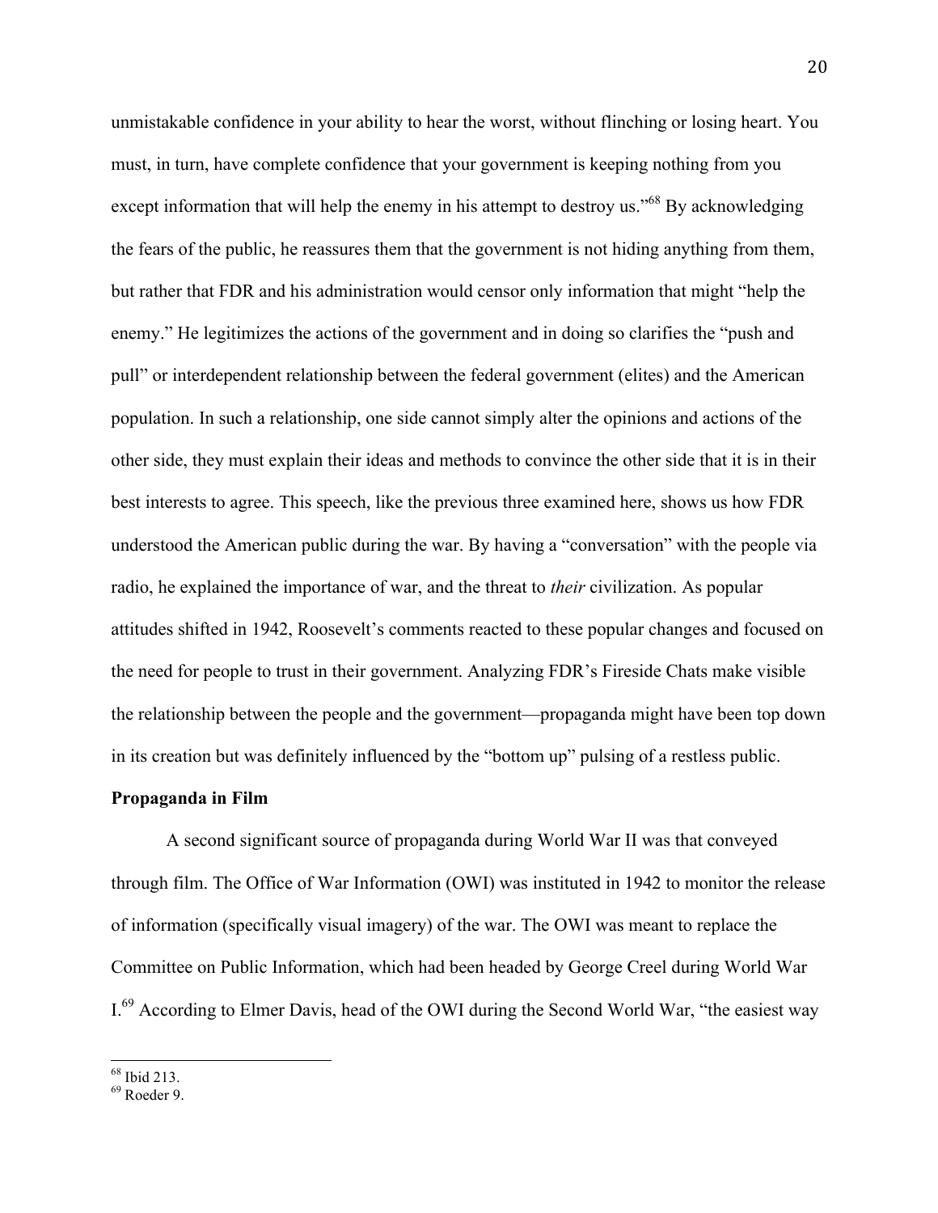unmistakable confidence in your ability to hear the worst, without flinching or losing heart. You must, in turn, have complete confidence that your government is keeping nothing from you except information that will help the enemy in his attempt to destroy us."[68] By acknowledging the fears of the public, he reassures them that the government is not hiding anything from them, but rather that FDR and his administration would censor only information that might "help the enemy." He legitimizes the actions of the government and in doing so clarifies the "push and pull" or interdependent relationship between the federal government (elites) and the American population. In such a relationship, one side cannot simply alter the opinions and actions of the other side, they must explain their ideas and methods to convince the other side that it is in their best interests to agree. This speech, like the previous three examined here, shows us how FDR understood the American public during the war. By having a "conversation" with the people via radio, he explained the importance of war, and the threat to *their* civilization. As popular attitudes shifted in 1942, Roosevelt's comments reacted to these popular changes and focused on the need for people to trust in their government. Analyzing FDR's Fireside Chats make visible the relationship between the people and the government—propaganda might have been top down in its creation but was definitely influenced by the "bottom up" pulsing of a restless public.

**Propaganda in Film**

A second significant source of propaganda during World War II was that conveyed through film. The Office of War Information (OWI) was instituted in 1942 to monitor the release of information (specifically visual imagery) of the war. The OWI was meant to replace the Committee on Public Information, which had been headed by George Creel during World War I.[69] According to Elmer Davis, head of the OWI during the Second World War, "the easiest way

---

[68] Ibid 213.

[69] Roeder 9.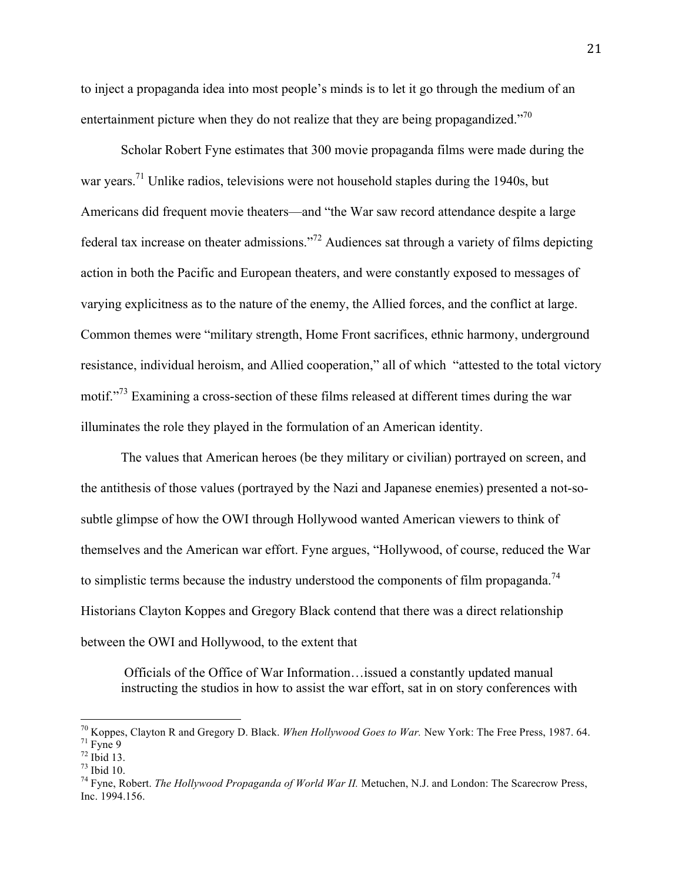to inject a propaganda idea into most people's minds is to let it go through the medium of an entertainment picture when they do not realize that they are being propagandized."[70]

Scholar Robert Fyne estimates that 300 movie propaganda films were made during the war years.[71] Unlike radios, televisions were not household staples during the 1940s, but Americans did frequent movie theaters—and "the War saw record attendance despite a large federal tax increase on theater admissions."[72] Audiences sat through a variety of films depicting action in both the Pacific and European theaters, and were constantly exposed to messages of varying explicitness as to the nature of the enemy, the Allied forces, and the conflict at large. Common themes were "military strength, Home Front sacrifices, ethnic harmony, underground resistance, individual heroism, and Allied cooperation," all of which "attested to the total victory motif."[73] Examining a cross-section of these films released at different times during the war illuminates the role they played in the formulation of an American identity.

The values that American heroes (be they military or civilian) portrayed on screen, and the antithesis of those values (portrayed by the Nazi and Japanese enemies) presented a not-so-subtle glimpse of how the OWI through Hollywood wanted American viewers to think of themselves and the American war effort. Fyne argues, "Hollywood, of course, reduced the War to simplistic terms because the industry understood the components of film propaganda.[74] Historians Clayton Koppes and Gregory Black contend that there was a direct relationship between the OWI and Hollywood, to the extent that

> Officials of the Office of War Information…issued a constantly updated manual instructing the studios in how to assist the war effort, sat in on story conferences with

---

[70] Koppes, Clayton R and Gregory D. Black. *When Hollywood Goes to War.* New York: The Free Press, 1987. 64.

[71] Fyne 9

[72] Ibid 13.

[73] Ibid 10.

[74] Fyne, Robert. *The Hollywood Propaganda of World War II.* Metuchen, N.J. and London: The Scarecrow Press, Inc. 1994.156.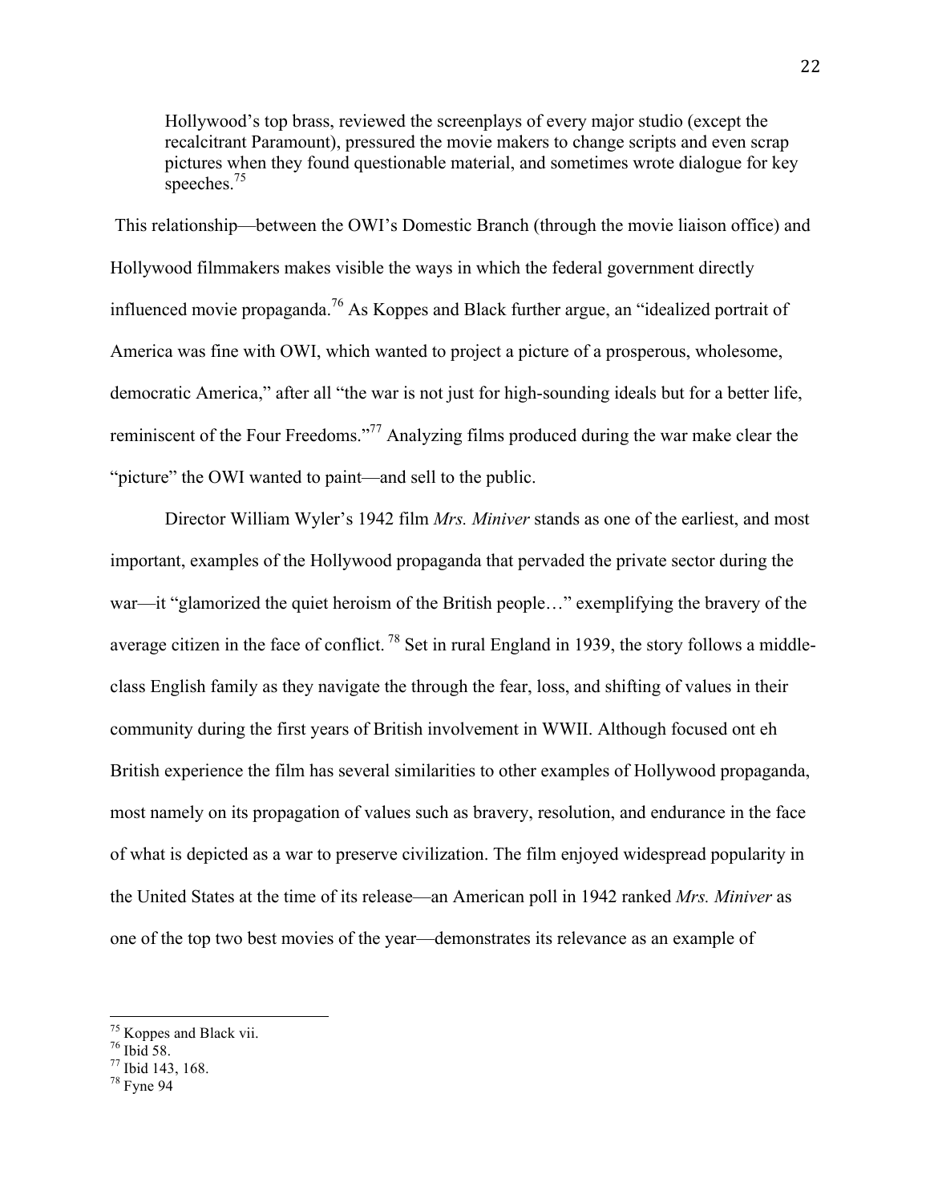> Hollywood's top brass, reviewed the screenplays of every major studio (except the recalcitrant Paramount), pressured the movie makers to change scripts and even scrap pictures when they found questionable material, and sometimes wrote dialogue for key speeches.[75]

This relationship—between the OWI's Domestic Branch (through the movie liaison office) and Hollywood filmmakers makes visible the ways in which the federal government directly influenced movie propaganda.[76] As Koppes and Black further argue, an "idealized portrait of America was fine with OWI, which wanted to project a picture of a prosperous, wholesome, democratic America," after all "the war is not just for high-sounding ideals but for a better life, reminiscent of the Four Freedoms."[77] Analyzing films produced during the war make clear the "picture" the OWI wanted to paint—and sell to the public.

Director William Wyler's 1942 film *Mrs. Miniver* stands as one of the earliest, and most important, examples of the Hollywood propaganda that pervaded the private sector during the war—it "glamorized the quiet heroism of the British people…" exemplifying the bravery of the average citizen in the face of conflict. [78] Set in rural England in 1939, the story follows a middle-class English family as they navigate the through the fear, loss, and shifting of values in their community during the first years of British involvement in WWII. Although focused ont eh British experience the film has several similarities to other examples of Hollywood propaganda, most namely on its propagation of values such as bravery, resolution, and endurance in the face of what is depicted as a war to preserve civilization. The film enjoyed widespread popularity in the United States at the time of its release—an American poll in 1942 ranked *Mrs. Miniver* as one of the top two best movies of the year—demonstrates its relevance as an example of

---

[75] Koppes and Black vii.
[76] Ibid 58.
[77] Ibid 143, 168.
[78] Fyne 94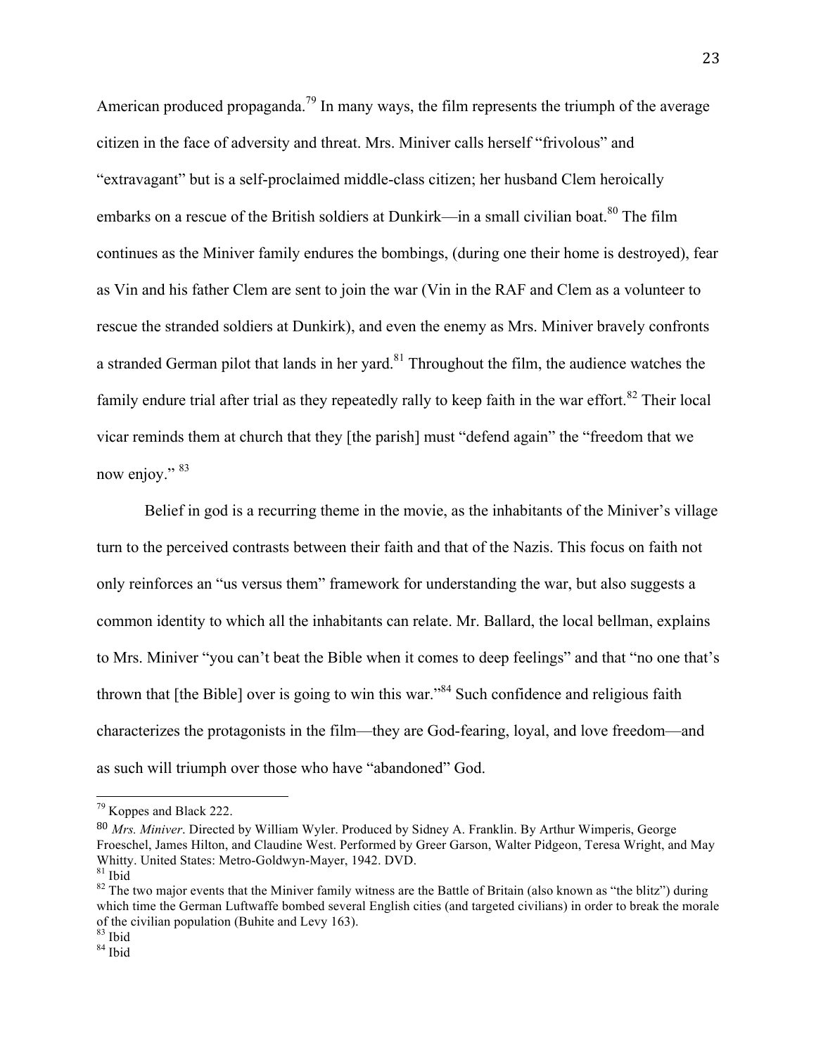American produced propaganda.[79] In many ways, the film represents the triumph of the average citizen in the face of adversity and threat. Mrs. Miniver calls herself "frivolous" and "extravagant" but is a self-proclaimed middle-class citizen; her husband Clem heroically embarks on a rescue of the British soldiers at Dunkirk—in a small civilian boat.[80] The film continues as the Miniver family endures the bombings, (during one their home is destroyed), fear as Vin and his father Clem are sent to join the war (Vin in the RAF and Clem as a volunteer to rescue the stranded soldiers at Dunkirk), and even the enemy as Mrs. Miniver bravely confronts a stranded German pilot that lands in her yard.[81] Throughout the film, the audience watches the family endure trial after trial as they repeatedly rally to keep faith in the war effort.[82] Their local vicar reminds them at church that they [the parish] must "defend again" the "freedom that we now enjoy." [83]

Belief in god is a recurring theme in the movie, as the inhabitants of the Miniver's village turn to the perceived contrasts between their faith and that of the Nazis. This focus on faith not only reinforces an "us versus them" framework for understanding the war, but also suggests a common identity to which all the inhabitants can relate. Mr. Ballard, the local bellman, explains to Mrs. Miniver "you can't beat the Bible when it comes to deep feelings" and that "no one that's thrown that [the Bible] over is going to win this war."[84] Such confidence and religious faith characterizes the protagonists in the film—they are God-fearing, loyal, and love freedom—and as such will triumph over those who have "abandoned" God.

---

[79] Koppes and Black 222.

[80] *Mrs. Miniver*. Directed by William Wyler. Produced by Sidney A. Franklin. By Arthur Wimperis, George Froeschel, James Hilton, and Claudine West. Performed by Greer Garson, Walter Pidgeon, Teresa Wright, and May Whitty. United States: Metro-Goldwyn-Mayer, 1942. DVD.

[81] Ibid

[82] The two major events that the Miniver family witness are the Battle of Britain (also known as "the blitz") during which time the German Luftwaffe bombed several English cities (and targeted civilians) in order to break the morale of the civilian population (Buhite and Levy 163).

[83] Ibid

[84] Ibid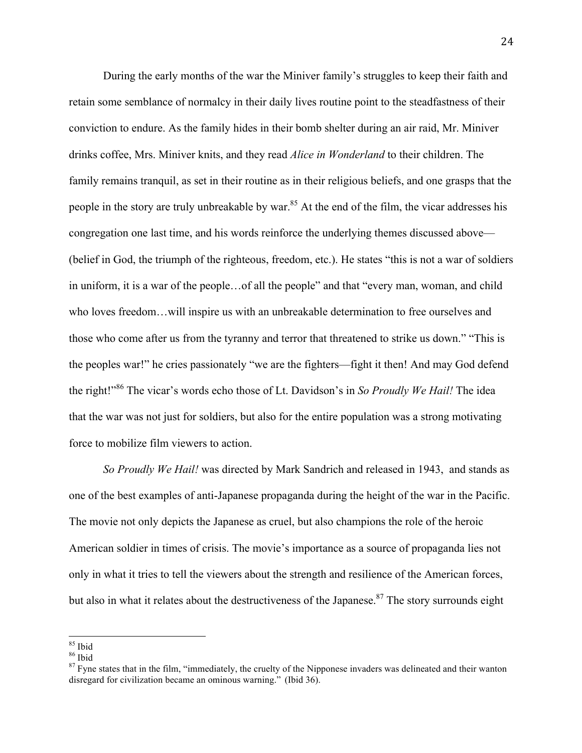During the early months of the war the Miniver family's struggles to keep their faith and retain some semblance of normalcy in their daily lives routine point to the steadfastness of their conviction to endure. As the family hides in their bomb shelter during an air raid, Mr. Miniver drinks coffee, Mrs. Miniver knits, and they read *Alice in Wonderland* to their children. The family remains tranquil, as set in their routine as in their religious beliefs, and one grasps that the people in the story are truly unbreakable by war.[85] At the end of the film, the vicar addresses his congregation one last time, and his words reinforce the underlying themes discussed above—(belief in God, the triumph of the righteous, freedom, etc.). He states "this is not a war of soldiers in uniform, it is a war of the people…of all the people" and that "every man, woman, and child who loves freedom…will inspire us with an unbreakable determination to free ourselves and those who come after us from the tyranny and terror that threatened to strike us down." "This is the peoples war!" he cries passionately "we are the fighters—fight it then! And may God defend the right!"[86] The vicar's words echo those of Lt. Davidson's in *So Proudly We Hail!* The idea that the war was not just for soldiers, but also for the entire population was a strong motivating force to mobilize film viewers to action.

*So Proudly We Hail!* was directed by Mark Sandrich and released in 1943, and stands as one of the best examples of anti-Japanese propaganda during the height of the war in the Pacific. The movie not only depicts the Japanese as cruel, but also champions the role of the heroic American soldier in times of crisis. The movie's importance as a source of propaganda lies not only in what it tries to tell the viewers about the strength and resilience of the American forces, but also in what it relates about the destructiveness of the Japanese.[87] The story surrounds eight

---

[85] Ibid

[86] Ibid

[87] Fyne states that in the film, "immediately, the cruelty of the Nipponese invaders was delineated and their wanton disregard for civilization became an ominous warning." (Ibid 36).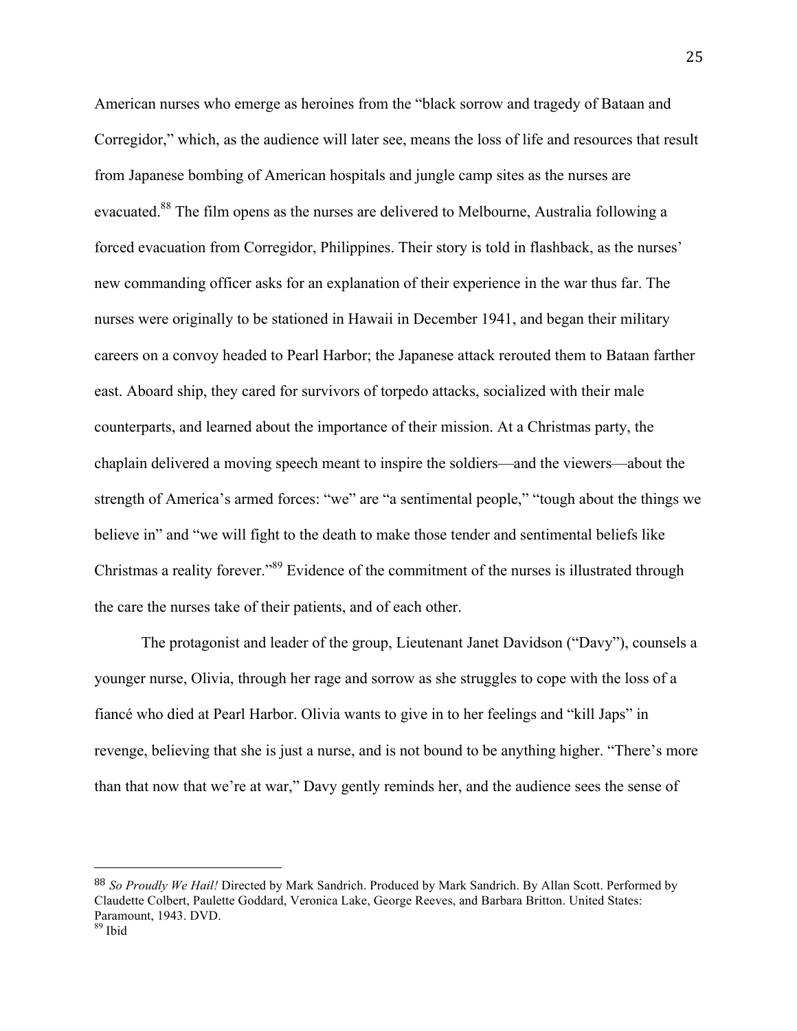American nurses who emerge as heroines from the "black sorrow and tragedy of Bataan and Corregidor," which, as the audience will later see, means the loss of life and resources that result from Japanese bombing of American hospitals and jungle camp sites as the nurses are evacuated.[88] The film opens as the nurses are delivered to Melbourne, Australia following a forced evacuation from Corregidor, Philippines. Their story is told in flashback, as the nurses' new commanding officer asks for an explanation of their experience in the war thus far. The nurses were originally to be stationed in Hawaii in December 1941, and began their military careers on a convoy headed to Pearl Harbor; the Japanese attack rerouted them to Bataan farther east. Aboard ship, they cared for survivors of torpedo attacks, socialized with their male counterparts, and learned about the importance of their mission. At a Christmas party, the chaplain delivered a moving speech meant to inspire the soldiers—and the viewers—about the strength of America's armed forces: "we" are "a sentimental people," "tough about the things we believe in" and "we will fight to the death to make those tender and sentimental beliefs like Christmas a reality forever."[89] Evidence of the commitment of the nurses is illustrated through the care the nurses take of their patients, and of each other.

The protagonist and leader of the group, Lieutenant Janet Davidson ("Davy"), counsels a younger nurse, Olivia, through her rage and sorrow as she struggles to cope with the loss of a fiancé who died at Pearl Harbor. Olivia wants to give in to her feelings and "kill Japs" in revenge, believing that she is just a nurse, and is not bound to be anything higher. "There's more than that now that we're at war," Davy gently reminds her, and the audience sees the sense of

---

[88] *So Proudly We Hail!* Directed by Mark Sandrich. Produced by Mark Sandrich. By Allan Scott. Performed by Claudette Colbert, Paulette Goddard, Veronica Lake, George Reeves, and Barbara Britton. United States: Paramount, 1943. DVD.

[89] Ibid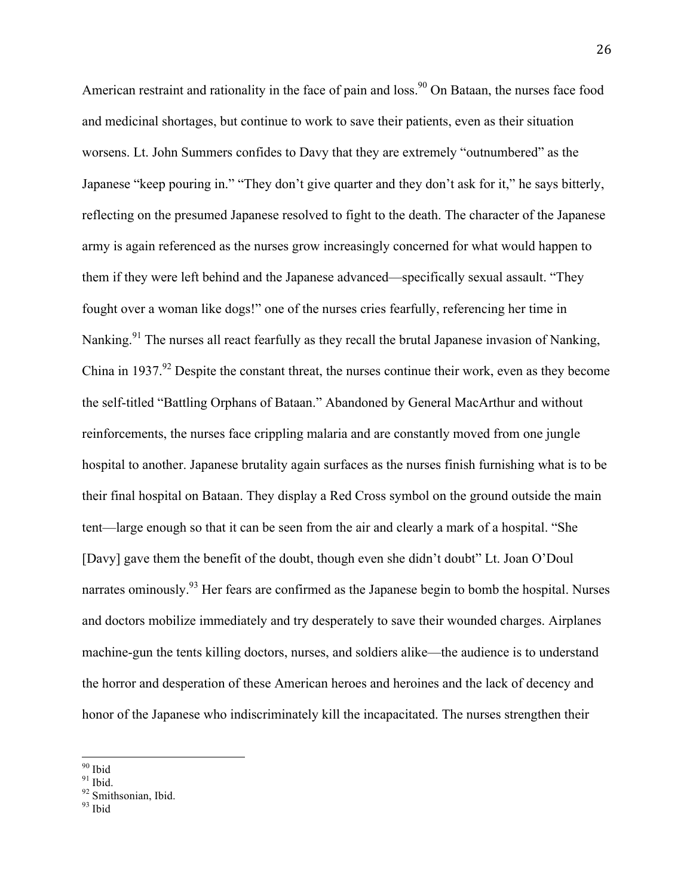American restraint and rationality in the face of pain and loss.[90] On Bataan, the nurses face food and medicinal shortages, but continue to work to save their patients, even as their situation worsens. Lt. John Summers confides to Davy that they are extremely "outnumbered" as the Japanese "keep pouring in." "They don't give quarter and they don't ask for it," he says bitterly, reflecting on the presumed Japanese resolved to fight to the death. The character of the Japanese army is again referenced as the nurses grow increasingly concerned for what would happen to them if they were left behind and the Japanese advanced—specifically sexual assault. "They fought over a woman like dogs!" one of the nurses cries fearfully, referencing her time in Nanking.[91] The nurses all react fearfully as they recall the brutal Japanese invasion of Nanking, China in 1937.[92] Despite the constant threat, the nurses continue their work, even as they become the self-titled "Battling Orphans of Bataan." Abandoned by General MacArthur and without reinforcements, the nurses face crippling malaria and are constantly moved from one jungle hospital to another. Japanese brutality again surfaces as the nurses finish furnishing what is to be their final hospital on Bataan. They display a Red Cross symbol on the ground outside the main tent—large enough so that it can be seen from the air and clearly a mark of a hospital. "She [Davy] gave them the benefit of the doubt, though even she didn't doubt" Lt. Joan O'Doul narrates ominously.[93] Her fears are confirmed as the Japanese begin to bomb the hospital. Nurses and doctors mobilize immediately and try desperately to save their wounded charges. Airplanes machine-gun the tents killing doctors, nurses, and soldiers alike—the audience is to understand the horror and desperation of these American heroes and heroines and the lack of decency and honor of the Japanese who indiscriminately kill the incapacitated. The nurses strengthen their

---

[90] Ibid

[91] Ibid.

[92] Smithsonian, Ibid.

[93] Ibid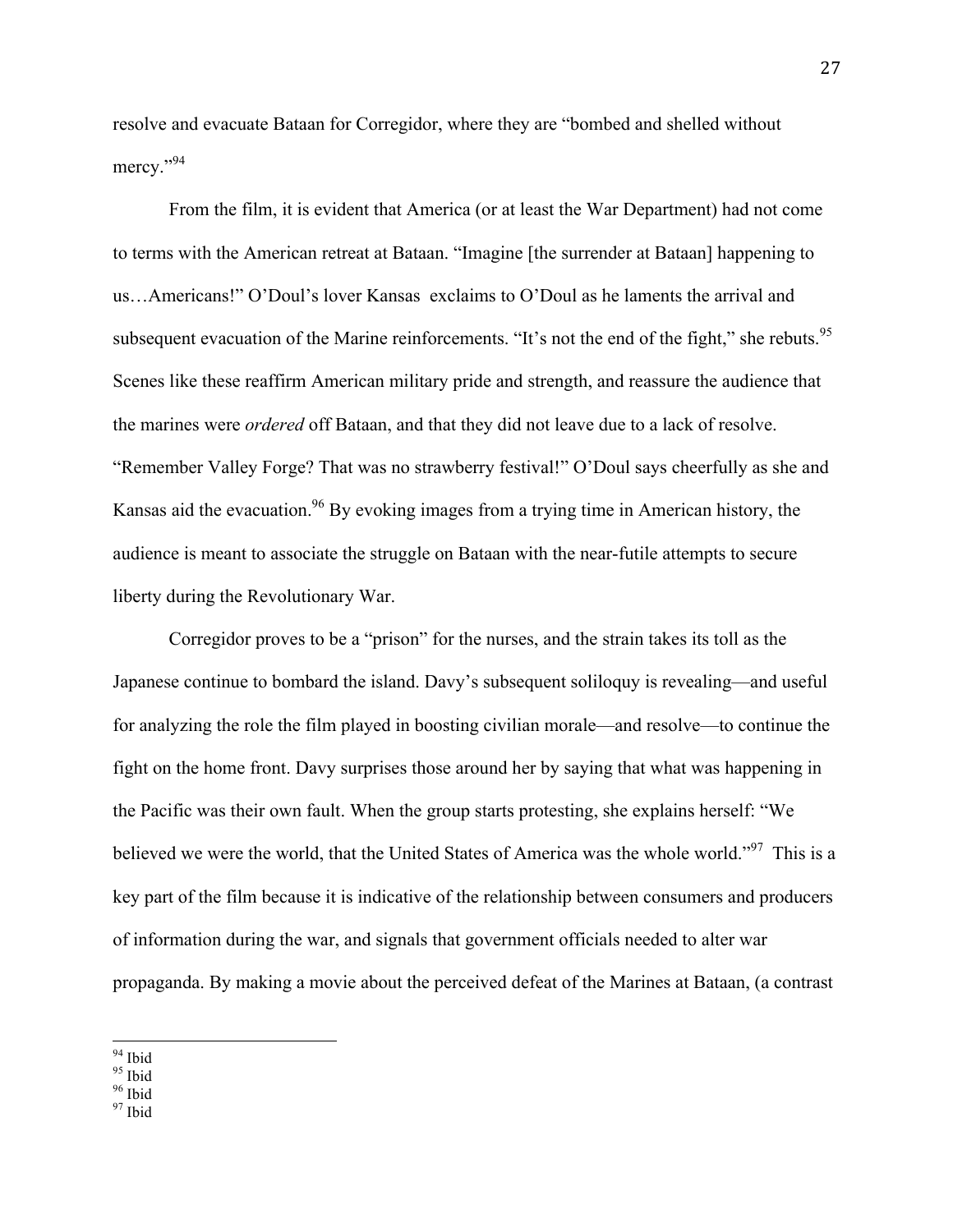resolve and evacuate Bataan for Corregidor, where they are "bombed and shelled without mercy."[94]

From the film, it is evident that America (or at least the War Department) had not come to terms with the American retreat at Bataan. "Imagine [the surrender at Bataan] happening to us…Americans!" O'Doul's lover Kansas exclaims to O'Doul as he laments the arrival and subsequent evacuation of the Marine reinforcements. "It's not the end of the fight," she rebuts.[95] Scenes like these reaffirm American military pride and strength, and reassure the audience that the marines were *ordered* off Bataan, and that they did not leave due to a lack of resolve. "Remember Valley Forge? That was no strawberry festival!" O'Doul says cheerfully as she and Kansas aid the evacuation.[96] By evoking images from a trying time in American history, the audience is meant to associate the struggle on Bataan with the near-futile attempts to secure liberty during the Revolutionary War.

Corregidor proves to be a "prison" for the nurses, and the strain takes its toll as the Japanese continue to bombard the island. Davy's subsequent soliloquy is revealing—and useful for analyzing the role the film played in boosting civilian morale—and resolve—to continue the fight on the home front. Davy surprises those around her by saying that what was happening in the Pacific was their own fault. When the group starts protesting, she explains herself: "We believed we were the world, that the United States of America was the whole world."[97] This is a key part of the film because it is indicative of the relationship between consumers and producers of information during the war, and signals that government officials needed to alter war propaganda. By making a movie about the perceived defeat of the Marines at Bataan, (a contrast

---

[94] Ibid
[95] Ibid
[96] Ibid
[97] Ibid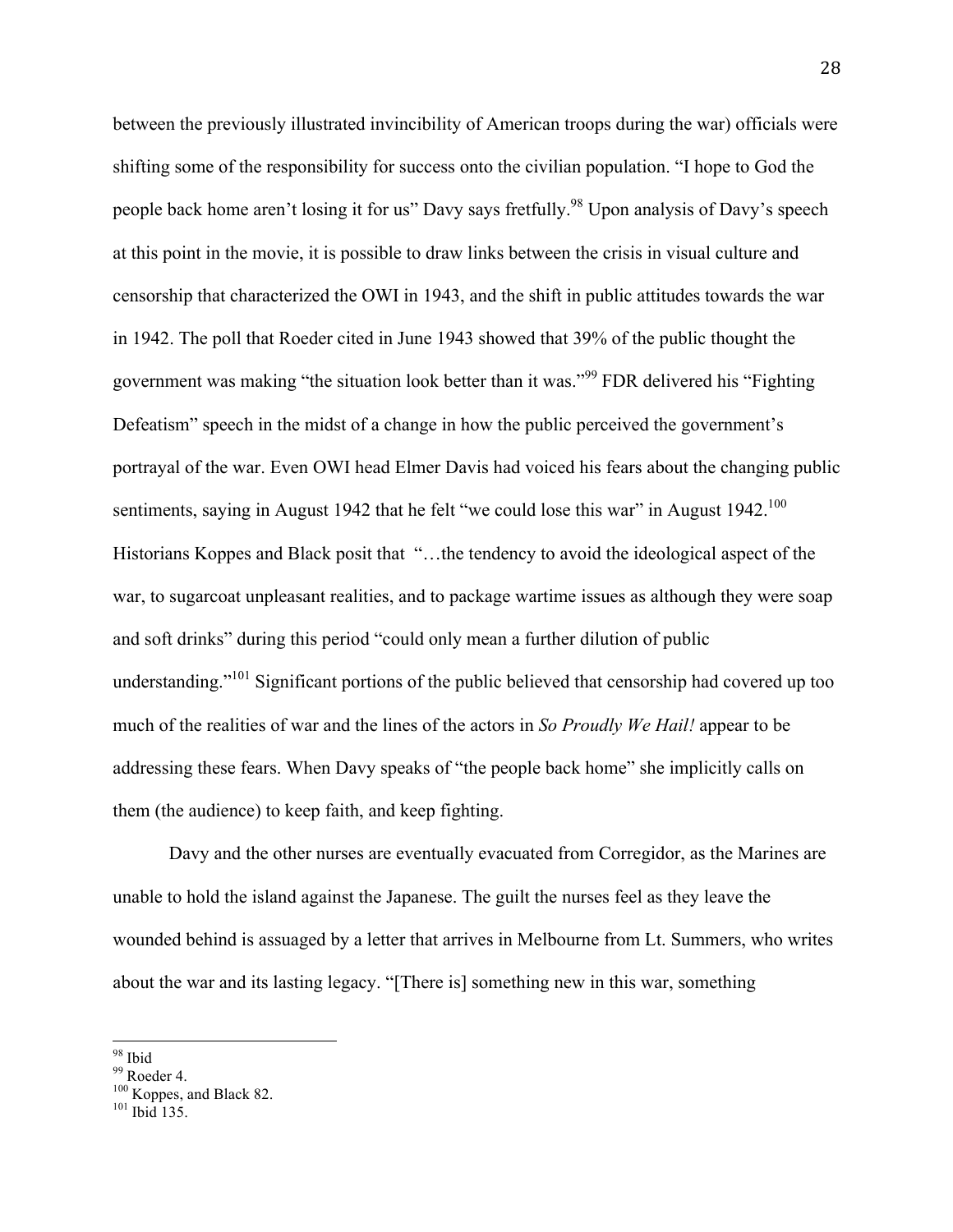between the previously illustrated invincibility of American troops during the war) officials were shifting some of the responsibility for success onto the civilian population. "I hope to God the people back home aren't losing it for us" Davy says fretfully.[98] Upon analysis of Davy's speech at this point in the movie, it is possible to draw links between the crisis in visual culture and censorship that characterized the OWI in 1943, and the shift in public attitudes towards the war in 1942. The poll that Roeder cited in June 1943 showed that 39% of the public thought the government was making "the situation look better than it was."[99] FDR delivered his "Fighting Defeatism" speech in the midst of a change in how the public perceived the government's portrayal of the war. Even OWI head Elmer Davis had voiced his fears about the changing public sentiments, saying in August 1942 that he felt "we could lose this war" in August 1942.[100] Historians Koppes and Black posit that "…the tendency to avoid the ideological aspect of the war, to sugarcoat unpleasant realities, and to package wartime issues as although they were soap and soft drinks" during this period "could only mean a further dilution of public understanding."[101] Significant portions of the public believed that censorship had covered up too much of the realities of war and the lines of the actors in *So Proudly We Hail!* appear to be addressing these fears. When Davy speaks of "the people back home" she implicitly calls on them (the audience) to keep faith, and keep fighting.

Davy and the other nurses are eventually evacuated from Corregidor, as the Marines are unable to hold the island against the Japanese. The guilt the nurses feel as they leave the wounded behind is assuaged by a letter that arrives in Melbourne from Lt. Summers, who writes about the war and its lasting legacy. "[There is] something new in this war, something

---

[98] Ibid
[99] Roeder 4.
[100] Koppes, and Black 82.
[101] Ibid 135.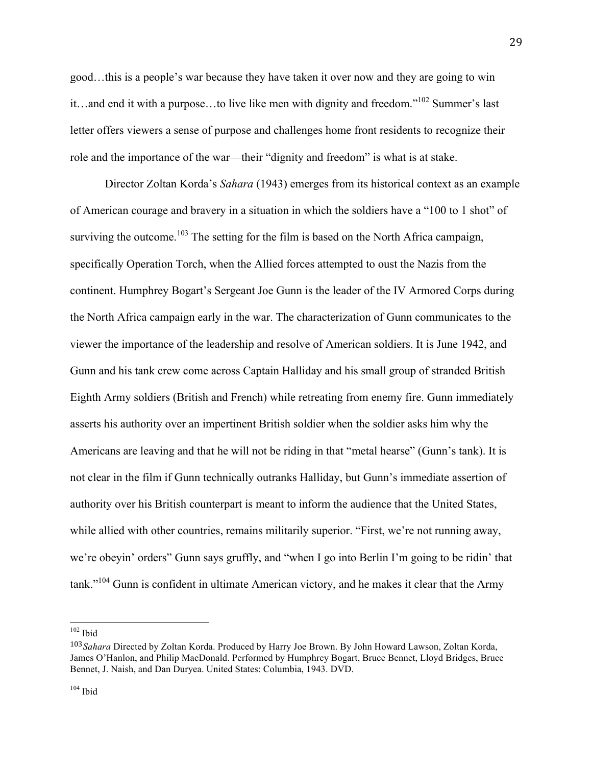good…this is a people's war because they have taken it over now and they are going to win it…and end it with a purpose…to live like men with dignity and freedom."[102] Summer's last letter offers viewers a sense of purpose and challenges home front residents to recognize their role and the importance of the war—their "dignity and freedom" is what is at stake.

Director Zoltan Korda's *Sahara* (1943) emerges from its historical context as an example of American courage and bravery in a situation in which the soldiers have a "100 to 1 shot" of surviving the outcome.[103] The setting for the film is based on the North Africa campaign, specifically Operation Torch, when the Allied forces attempted to oust the Nazis from the continent. Humphrey Bogart's Sergeant Joe Gunn is the leader of the IV Armored Corps during the North Africa campaign early in the war. The characterization of Gunn communicates to the viewer the importance of the leadership and resolve of American soldiers. It is June 1942, and Gunn and his tank crew come across Captain Halliday and his small group of stranded British Eighth Army soldiers (British and French) while retreating from enemy fire. Gunn immediately asserts his authority over an impertinent British soldier when the soldier asks him why the Americans are leaving and that he will not be riding in that "metal hearse" (Gunn's tank). It is not clear in the film if Gunn technically outranks Halliday, but Gunn's immediate assertion of authority over his British counterpart is meant to inform the audience that the United States, while allied with other countries, remains militarily superior. "First, we're not running away, we're obeyin' orders" Gunn says gruffly, and "when I go into Berlin I'm going to be ridin' that tank."[104] Gunn is confident in ultimate American victory, and he makes it clear that the Army

---

[102] Ibid

[103] *Sahara* Directed by Zoltan Korda. Produced by Harry Joe Brown. By John Howard Lawson, Zoltan Korda, James O'Hanlon, and Philip MacDonald. Performed by Humphrey Bogart, Bruce Bennet, Lloyd Bridges, Bruce Bennet, J. Naish, and Dan Duryea. United States: Columbia, 1943. DVD.

[104] Ibid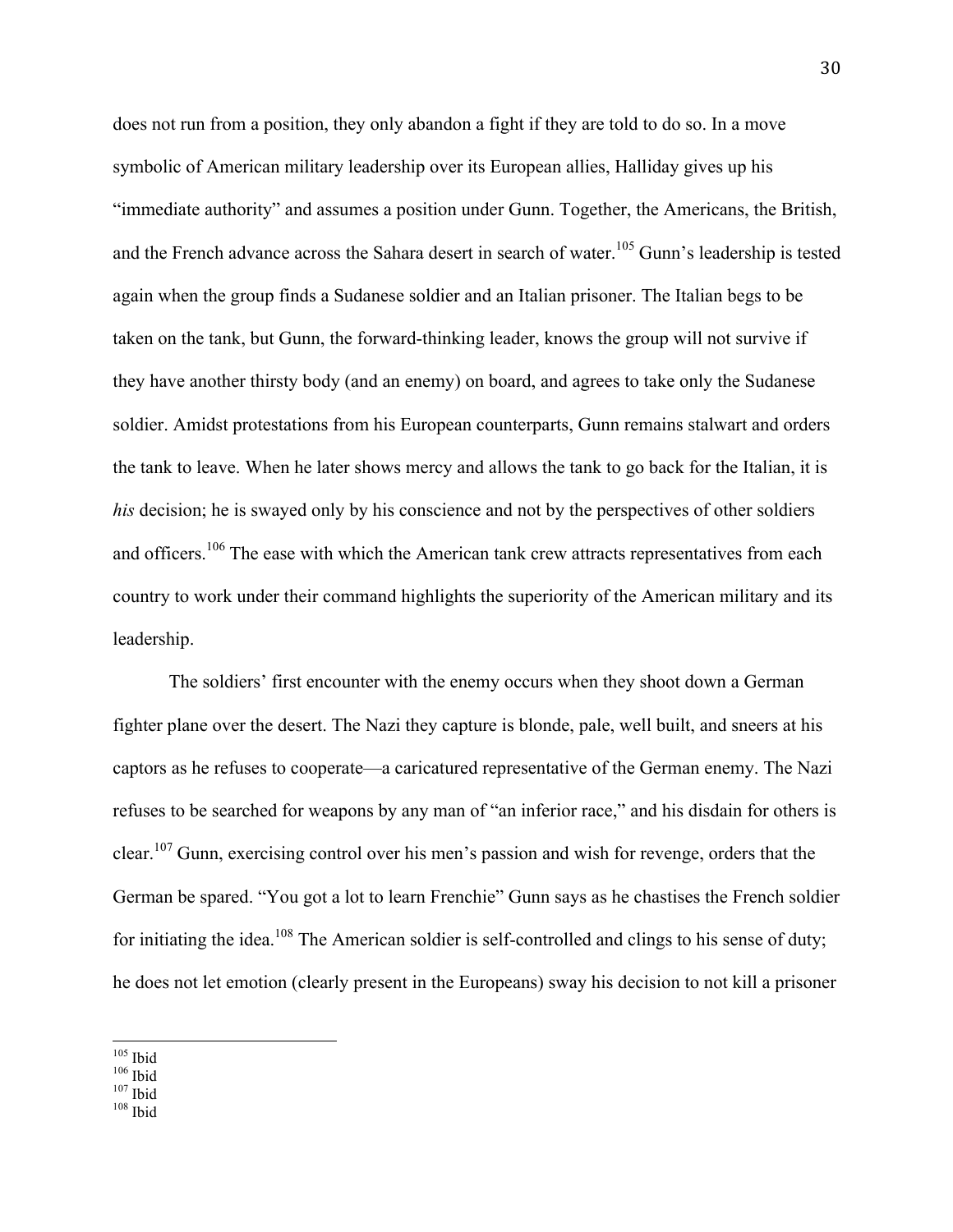does not run from a position, they only abandon a fight if they are told to do so. In a move symbolic of American military leadership over its European allies, Halliday gives up his "immediate authority" and assumes a position under Gunn. Together, the Americans, the British, and the French advance across the Sahara desert in search of water.[105] Gunn's leadership is tested again when the group finds a Sudanese soldier and an Italian prisoner. The Italian begs to be taken on the tank, but Gunn, the forward-thinking leader, knows the group will not survive if they have another thirsty body (and an enemy) on board, and agrees to take only the Sudanese soldier. Amidst protestations from his European counterparts, Gunn remains stalwart and orders the tank to leave. When he later shows mercy and allows the tank to go back for the Italian, it is *his* decision; he is swayed only by his conscience and not by the perspectives of other soldiers and officers.[106] The ease with which the American tank crew attracts representatives from each country to work under their command highlights the superiority of the American military and its leadership.

The soldiers' first encounter with the enemy occurs when they shoot down a German fighter plane over the desert. The Nazi they capture is blonde, pale, well built, and sneers at his captors as he refuses to cooperate—a caricatured representative of the German enemy. The Nazi refuses to be searched for weapons by any man of "an inferior race," and his disdain for others is clear.[107] Gunn, exercising control over his men's passion and wish for revenge, orders that the German be spared. "You got a lot to learn Frenchie" Gunn says as he chastises the French soldier for initiating the idea.[108] The American soldier is self-controlled and clings to his sense of duty; he does not let emotion (clearly present in the Europeans) sway his decision to not kill a prisoner

---

[105] Ibid
[106] Ibid
[107] Ibid
[108] Ibid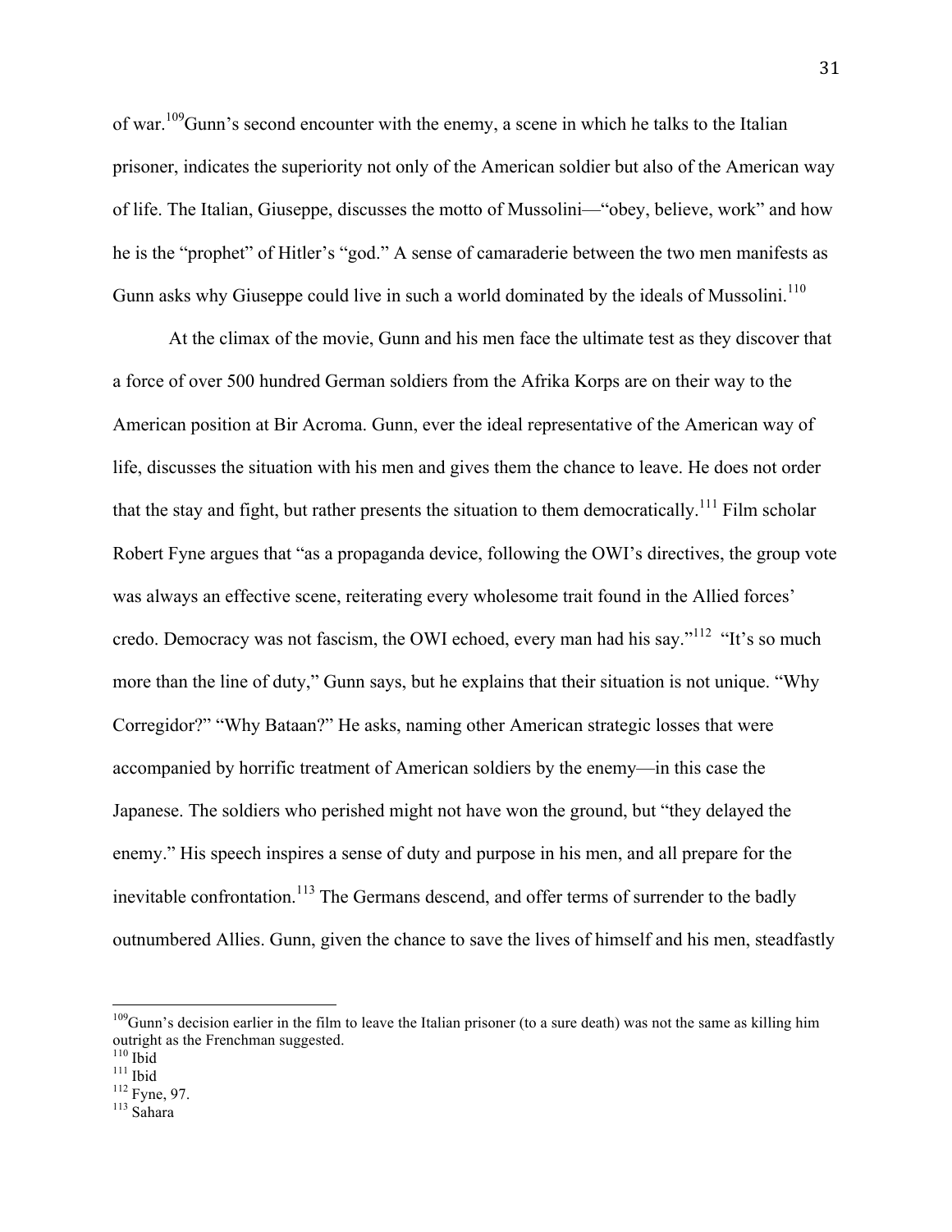of war.[109]Gunn's second encounter with the enemy, a scene in which he talks to the Italian prisoner, indicates the superiority not only of the American soldier but also of the American way of life. The Italian, Giuseppe, discusses the motto of Mussolini—"obey, believe, work" and how he is the "prophet" of Hitler's "god." A sense of camaraderie between the two men manifests as Gunn asks why Giuseppe could live in such a world dominated by the ideals of Mussolini.[110]

At the climax of the movie, Gunn and his men face the ultimate test as they discover that a force of over 500 hundred German soldiers from the Afrika Korps are on their way to the American position at Bir Acroma. Gunn, ever the ideal representative of the American way of life, discusses the situation with his men and gives them the chance to leave. He does not order that the stay and fight, but rather presents the situation to them democratically.[111] Film scholar Robert Fyne argues that "as a propaganda device, following the OWI's directives, the group vote was always an effective scene, reiterating every wholesome trait found in the Allied forces' credo. Democracy was not fascism, the OWI echoed, every man had his say."[112] "It's so much more than the line of duty," Gunn says, but he explains that their situation is not unique. "Why Corregidor?" "Why Bataan?" He asks, naming other American strategic losses that were accompanied by horrific treatment of American soldiers by the enemy—in this case the Japanese. The soldiers who perished might not have won the ground, but "they delayed the enemy." His speech inspires a sense of duty and purpose in his men, and all prepare for the inevitable confrontation.[113] The Germans descend, and offer terms of surrender to the badly outnumbered Allies. Gunn, given the chance to save the lives of himself and his men, steadfastly

---

[109]Gunn's decision earlier in the film to leave the Italian prisoner (to a sure death) was not the same as killing him outright as the Frenchman suggested.
[110] Ibid
[111] Ibid
[112] Fyne, 97.
[113] Sahara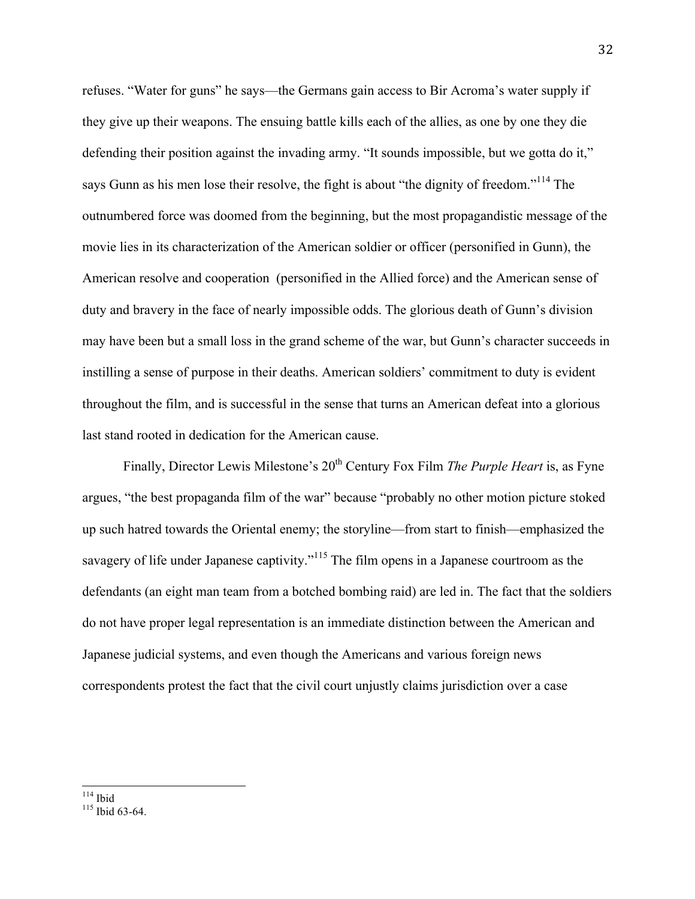refuses. "Water for guns" he says—the Germans gain access to Bir Acroma's water supply if they give up their weapons. The ensuing battle kills each of the allies, as one by one they die defending their position against the invading army. "It sounds impossible, but we gotta do it," says Gunn as his men lose their resolve, the fight is about "the dignity of freedom."[114] The outnumbered force was doomed from the beginning, but the most propagandistic message of the movie lies in its characterization of the American soldier or officer (personified in Gunn), the American resolve and cooperation (personified in the Allied force) and the American sense of duty and bravery in the face of nearly impossible odds. The glorious death of Gunn's division may have been but a small loss in the grand scheme of the war, but Gunn's character succeeds in instilling a sense of purpose in their deaths. American soldiers' commitment to duty is evident throughout the film, and is successful in the sense that turns an American defeat into a glorious last stand rooted in dedication for the American cause.

Finally, Director Lewis Milestone's 20th Century Fox Film *The Purple Heart* is, as Fyne argues, "the best propaganda film of the war" because "probably no other motion picture stoked up such hatred towards the Oriental enemy; the storyline—from start to finish—emphasized the savagery of life under Japanese captivity."[115] The film opens in a Japanese courtroom as the defendants (an eight man team from a botched bombing raid) are led in. The fact that the soldiers do not have proper legal representation is an immediate distinction between the American and Japanese judicial systems, and even though the Americans and various foreign news correspondents protest the fact that the civil court unjustly claims jurisdiction over a case

---

[114] Ibid

[115] Ibid 63-64.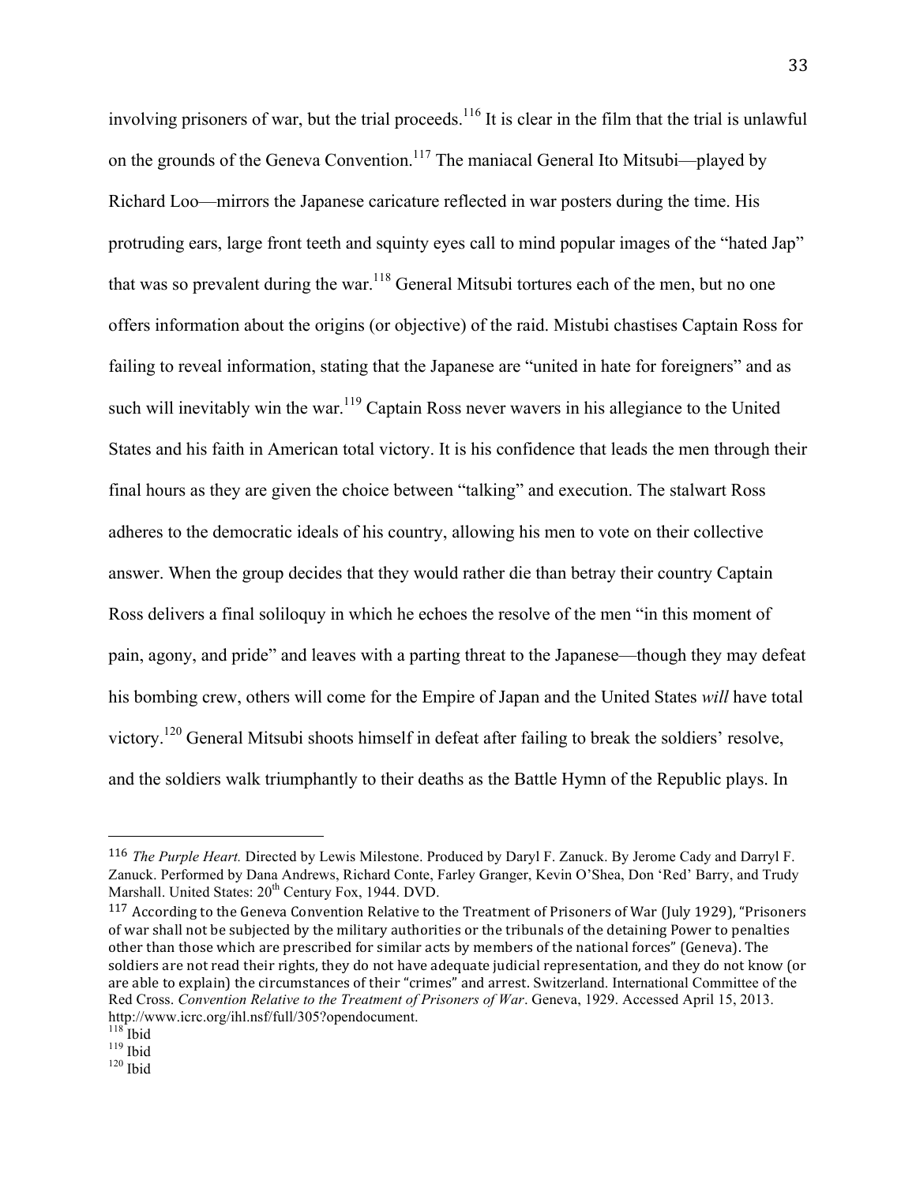involving prisoners of war, but the trial proceeds.[116] It is clear in the film that the trial is unlawful on the grounds of the Geneva Convention.[117] The maniacal General Ito Mitsubi—played by Richard Loo—mirrors the Japanese caricature reflected in war posters during the time. His protruding ears, large front teeth and squinty eyes call to mind popular images of the "hated Jap" that was so prevalent during the war.[118] General Mitsubi tortures each of the men, but no one offers information about the origins (or objective) of the raid. Mistubi chastises Captain Ross for failing to reveal information, stating that the Japanese are "united in hate for foreigners" and as such will inevitably win the war.[119] Captain Ross never wavers in his allegiance to the United States and his faith in American total victory. It is his confidence that leads the men through their final hours as they are given the choice between "talking" and execution. The stalwart Ross adheres to the democratic ideals of his country, allowing his men to vote on their collective answer. When the group decides that they would rather die than betray their country Captain Ross delivers a final soliloquy in which he echoes the resolve of the men "in this moment of pain, agony, and pride" and leaves with a parting threat to the Japanese—though they may defeat his bombing crew, others will come for the Empire of Japan and the United States *will* have total victory.[120] General Mitsubi shoots himself in defeat after failing to break the soldiers' resolve, and the soldiers walk triumphantly to their deaths as the Battle Hymn of the Republic plays. In

---

[116] *The Purple Heart.* Directed by Lewis Milestone. Produced by Daryl F. Zanuck. By Jerome Cady and Darryl F. Zanuck. Performed by Dana Andrews, Richard Conte, Farley Granger, Kevin O'Shea, Don 'Red' Barry, and Trudy Marshall. United States: 20th Century Fox, 1944. DVD.

[117] According to the Geneva Convention Relative to the Treatment of Prisoners of War (July 1929), "Prisoners of war shall not be subjected by the military authorities or the tribunals of the detaining Power to penalties other than those which are prescribed for similar acts by members of the national forces" (Geneva). The soldiers are not read their rights, they do not have adequate judicial representation, and they do not know (or are able to explain) the circumstances of their "crimes" and arrest. Switzerland. International Committee of the Red Cross. *Convention Relative to the Treatment of Prisoners of War*. Geneva, 1929. Accessed April 15, 2013. http://www.icrc.org/ihl.nsf/full/305?opendocument.

[118] Ibid

[119] Ibid

[120] Ibid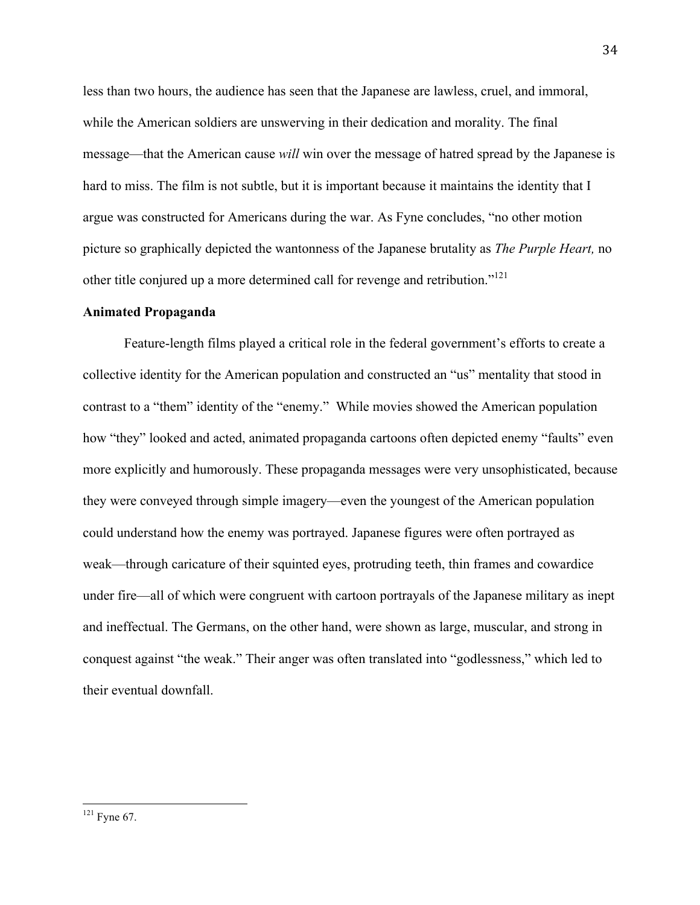less than two hours, the audience has seen that the Japanese are lawless, cruel, and immoral, while the American soldiers are unswerving in their dedication and morality. The final message—that the American cause *will* win over the message of hatred spread by the Japanese is hard to miss. The film is not subtle, but it is important because it maintains the identity that I argue was constructed for Americans during the war. As Fyne concludes, "no other motion picture so graphically depicted the wantonness of the Japanese brutality as *The Purple Heart,* no other title conjured up a more determined call for revenge and retribution."[121]

**Animated Propaganda**

Feature-length films played a critical role in the federal government's efforts to create a collective identity for the American population and constructed an "us" mentality that stood in contrast to a "them" identity of the "enemy." While movies showed the American population how "they" looked and acted, animated propaganda cartoons often depicted enemy "faults" even more explicitly and humorously. These propaganda messages were very unsophisticated, because they were conveyed through simple imagery—even the youngest of the American population could understand how the enemy was portrayed. Japanese figures were often portrayed as weak—through caricature of their squinted eyes, protruding teeth, thin frames and cowardice under fire—all of which were congruent with cartoon portrayals of the Japanese military as inept and ineffectual. The Germans, on the other hand, were shown as large, muscular, and strong in conquest against "the weak." Their anger was often translated into "godlessness," which led to their eventual downfall.

---

[121] Fyne 67.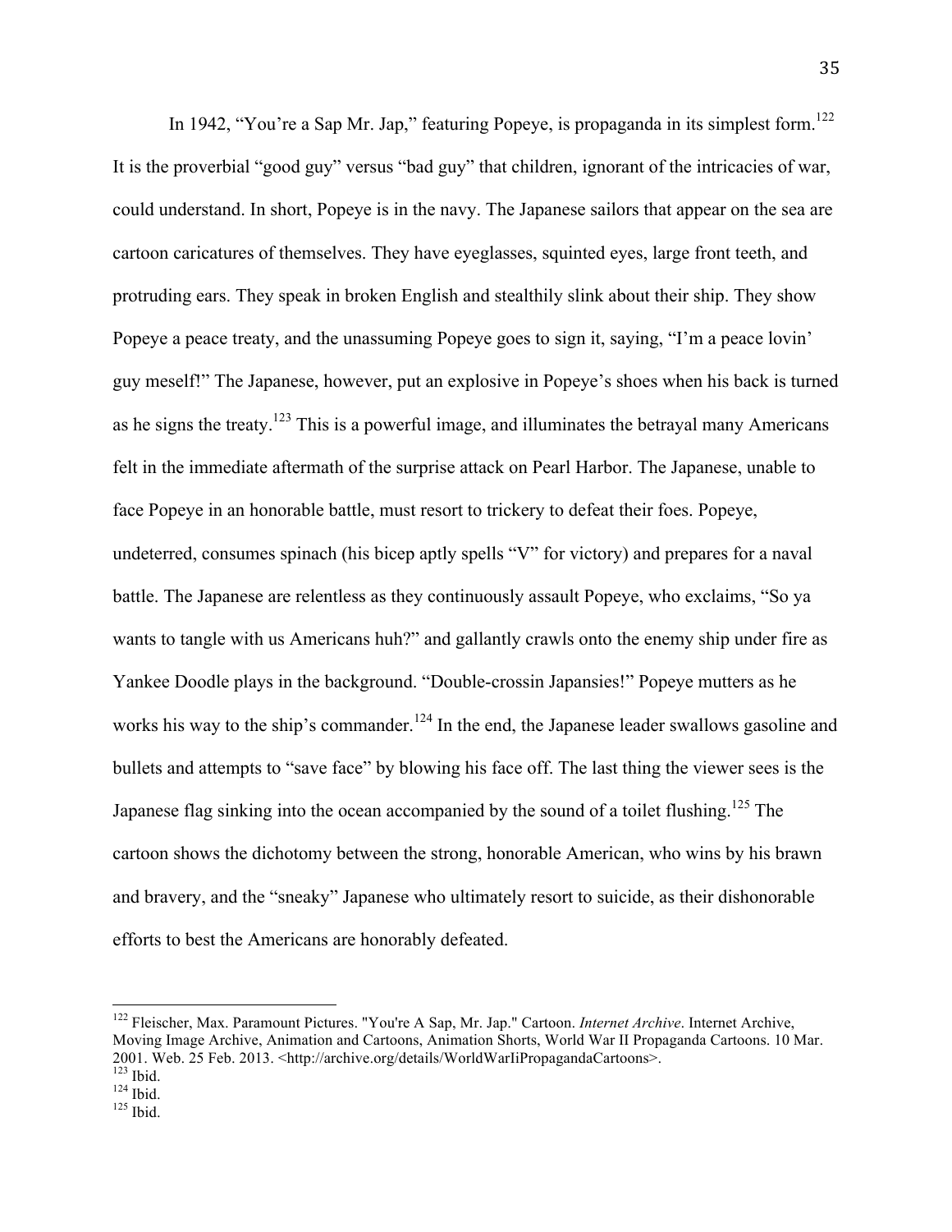In 1942, "You're a Sap Mr. Jap," featuring Popeye, is propaganda in its simplest form.[122] It is the proverbial "good guy" versus "bad guy" that children, ignorant of the intricacies of war, could understand. In short, Popeye is in the navy. The Japanese sailors that appear on the sea are cartoon caricatures of themselves. They have eyeglasses, squinted eyes, large front teeth, and protruding ears. They speak in broken English and stealthily slink about their ship. They show Popeye a peace treaty, and the unassuming Popeye goes to sign it, saying, "I'm a peace lovin' guy meself!" The Japanese, however, put an explosive in Popeye's shoes when his back is turned as he signs the treaty.[123] This is a powerful image, and illuminates the betrayal many Americans felt in the immediate aftermath of the surprise attack on Pearl Harbor. The Japanese, unable to face Popeye in an honorable battle, must resort to trickery to defeat their foes. Popeye, undeterred, consumes spinach (his bicep aptly spells "V" for victory) and prepares for a naval battle. The Japanese are relentless as they continuously assault Popeye, who exclaims, "So ya wants to tangle with us Americans huh?" and gallantly crawls onto the enemy ship under fire as Yankee Doodle plays in the background. "Double-crossin Japansies!" Popeye mutters as he works his way to the ship's commander.[124] In the end, the Japanese leader swallows gasoline and bullets and attempts to "save face" by blowing his face off. The last thing the viewer sees is the Japanese flag sinking into the ocean accompanied by the sound of a toilet flushing.[125] The cartoon shows the dichotomy between the strong, honorable American, who wins by his brawn and bravery, and the "sneaky" Japanese who ultimately resort to suicide, as their dishonorable efforts to best the Americans are honorably defeated.

---

[122] Fleischer, Max. Paramount Pictures. "You're A Sap, Mr. Jap." Cartoon. *Internet Archive*. Internet Archive, Moving Image Archive, Animation and Cartoons, Animation Shorts, World War II Propaganda Cartoons. 10 Mar. 2001. Web. 25 Feb. 2013. <http://archive.org/details/WorldWarIiPropagandaCartoons>.

[123] Ibid.

[124] Ibid.

[125] Ibid.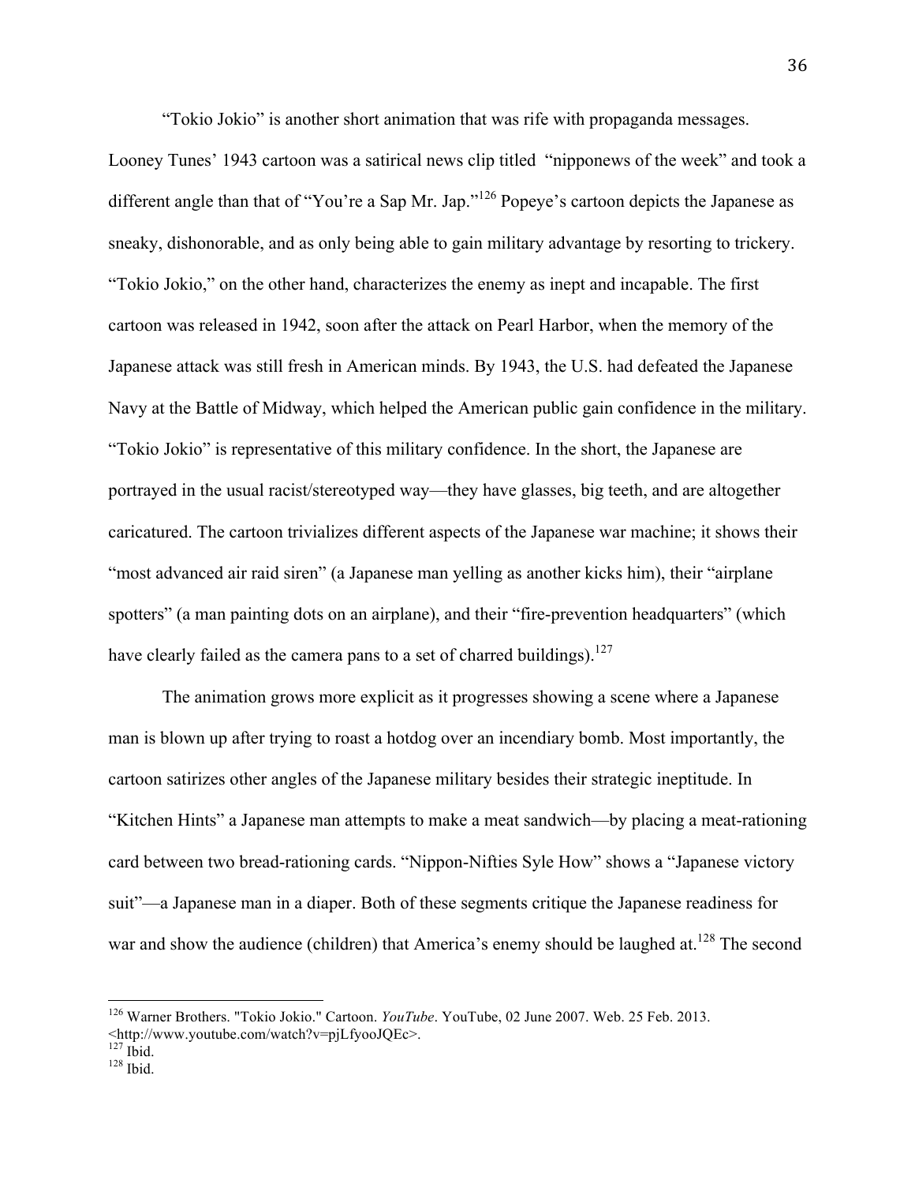"Tokio Jokio" is another short animation that was rife with propaganda messages. Looney Tunes' 1943 cartoon was a satirical news clip titled "nipponews of the week" and took a different angle than that of "You're a Sap Mr. Jap."[126] Popeye's cartoon depicts the Japanese as sneaky, dishonorable, and as only being able to gain military advantage by resorting to trickery. "Tokio Jokio," on the other hand, characterizes the enemy as inept and incapable. The first cartoon was released in 1942, soon after the attack on Pearl Harbor, when the memory of the Japanese attack was still fresh in American minds. By 1943, the U.S. had defeated the Japanese Navy at the Battle of Midway, which helped the American public gain confidence in the military. "Tokio Jokio" is representative of this military confidence. In the short, the Japanese are portrayed in the usual racist/stereotyped way—they have glasses, big teeth, and are altogether caricatured. The cartoon trivializes different aspects of the Japanese war machine; it shows their "most advanced air raid siren" (a Japanese man yelling as another kicks him), their "airplane spotters" (a man painting dots on an airplane), and their "fire-prevention headquarters" (which have clearly failed as the camera pans to a set of charred buildings).[127]

The animation grows more explicit as it progresses showing a scene where a Japanese man is blown up after trying to roast a hotdog over an incendiary bomb. Most importantly, the cartoon satirizes other angles of the Japanese military besides their strategic ineptitude. In "Kitchen Hints" a Japanese man attempts to make a meat sandwich—by placing a meat-rationing card between two bread-rationing cards. "Nippon-Nifties Syle How" shows a "Japanese victory suit"—a Japanese man in a diaper. Both of these segments critique the Japanese readiness for war and show the audience (children) that America's enemy should be laughed at.[128] The second

---

[126] Warner Brothers. "Tokio Jokio." Cartoon. *YouTube*. YouTube, 02 June 2007. Web. 25 Feb. 2013. <http://www.youtube.com/watch?v=pjLfyooJQEc>.

[127] Ibid.

[128] Ibid.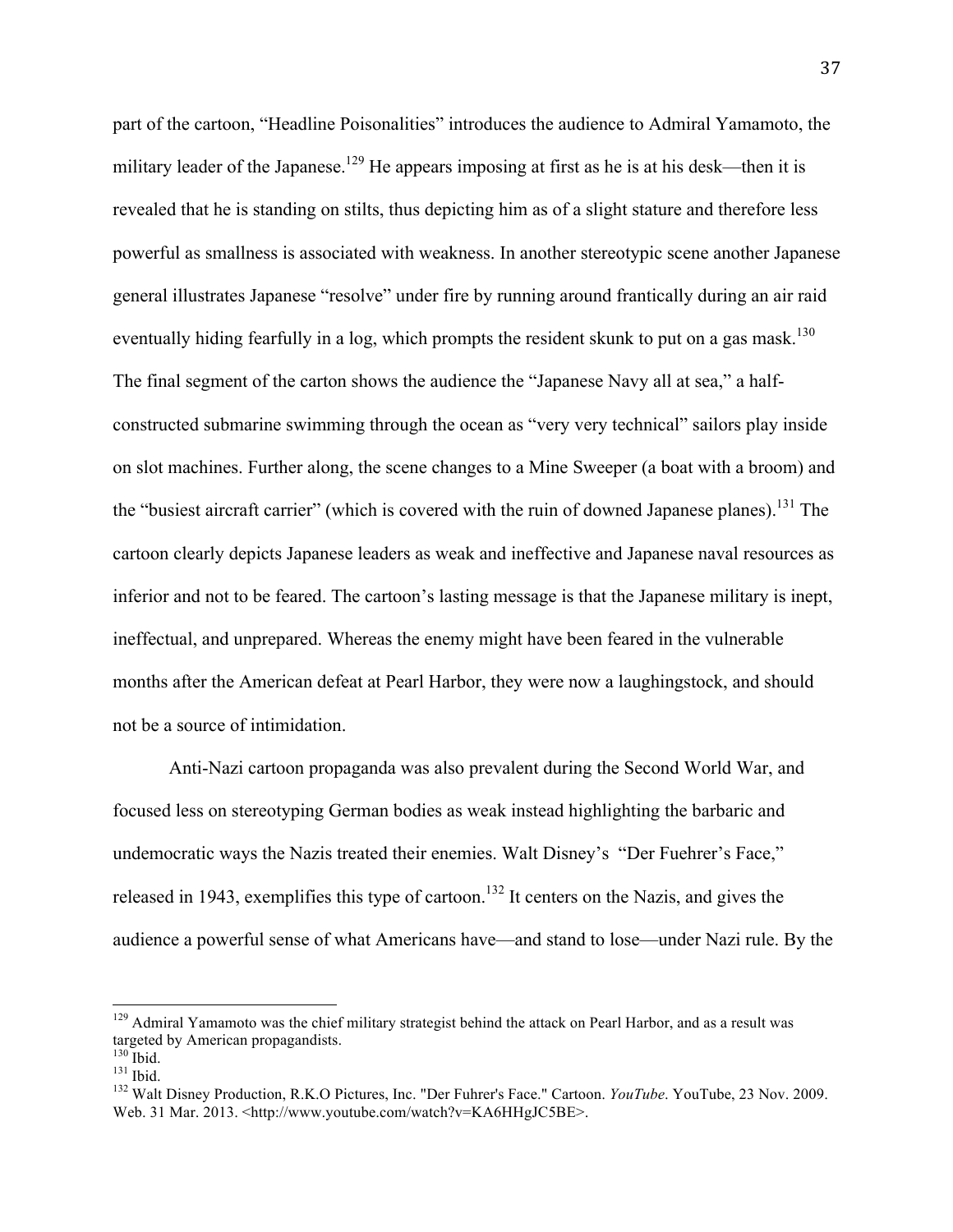part of the cartoon, "Headline Poisonalities" introduces the audience to Admiral Yamamoto, the military leader of the Japanese.[129] He appears imposing at first as he is at his desk—then it is revealed that he is standing on stilts, thus depicting him as of a slight stature and therefore less powerful as smallness is associated with weakness. In another stereotypic scene another Japanese general illustrates Japanese "resolve" under fire by running around frantically during an air raid eventually hiding fearfully in a log, which prompts the resident skunk to put on a gas mask.[130] The final segment of the carton shows the audience the "Japanese Navy all at sea," a half-constructed submarine swimming through the ocean as "very very technical" sailors play inside on slot machines. Further along, the scene changes to a Mine Sweeper (a boat with a broom) and the "busiest aircraft carrier" (which is covered with the ruin of downed Japanese planes).[131] The cartoon clearly depicts Japanese leaders as weak and ineffective and Japanese naval resources as inferior and not to be feared. The cartoon's lasting message is that the Japanese military is inept, ineffectual, and unprepared. Whereas the enemy might have been feared in the vulnerable months after the American defeat at Pearl Harbor, they were now a laughingstock, and should not be a source of intimidation.

Anti-Nazi cartoon propaganda was also prevalent during the Second World War, and focused less on stereotyping German bodies as weak instead highlighting the barbaric and undemocratic ways the Nazis treated their enemies. Walt Disney's "Der Fuehrer's Face," released in 1943, exemplifies this type of cartoon.[132] It centers on the Nazis, and gives the audience a powerful sense of what Americans have—and stand to lose—under Nazi rule. By the

---

[129] Admiral Yamamoto was the chief military strategist behind the attack on Pearl Harbor, and as a result was targeted by American propagandists.

[130] Ibid.

[131] Ibid.

[132] Walt Disney Production, R.K.O Pictures, Inc. "Der Fuhrer's Face." Cartoon. *YouTube*. YouTube, 23 Nov. 2009. Web. 31 Mar. 2013. <http://www.youtube.com/watch?v=KA6HHgJC5BE>.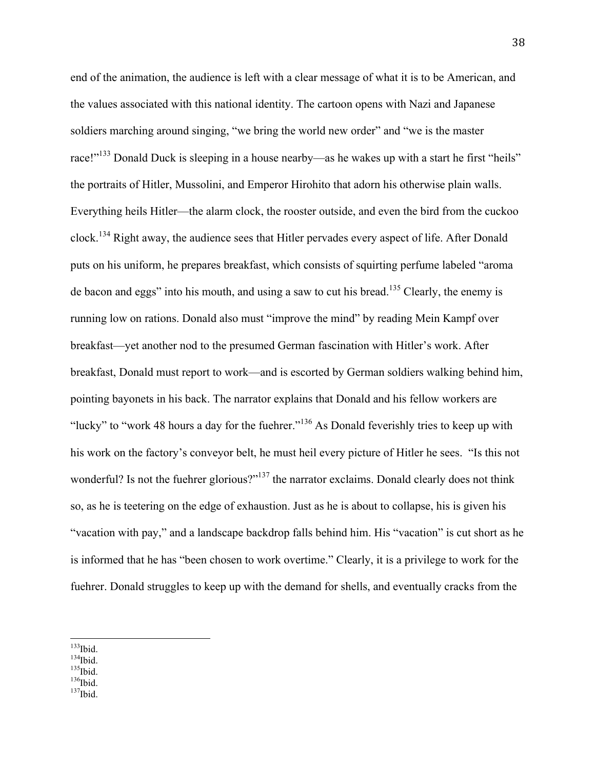end of the animation, the audience is left with a clear message of what it is to be American, and the values associated with this national identity. The cartoon opens with Nazi and Japanese soldiers marching around singing, "we bring the world new order" and "we is the master race!"[133] Donald Duck is sleeping in a house nearby—as he wakes up with a start he first "heils" the portraits of Hitler, Mussolini, and Emperor Hirohito that adorn his otherwise plain walls. Everything heils Hitler—the alarm clock, the rooster outside, and even the bird from the cuckoo clock.[134] Right away, the audience sees that Hitler pervades every aspect of life. After Donald puts on his uniform, he prepares breakfast, which consists of squirting perfume labeled "aroma de bacon and eggs" into his mouth, and using a saw to cut his bread.[135] Clearly, the enemy is running low on rations. Donald also must "improve the mind" by reading Mein Kampf over breakfast—yet another nod to the presumed German fascination with Hitler's work. After breakfast, Donald must report to work—and is escorted by German soldiers walking behind him, pointing bayonets in his back. The narrator explains that Donald and his fellow workers are "lucky" to "work 48 hours a day for the fuehrer."[136] As Donald feverishly tries to keep up with his work on the factory's conveyor belt, he must heil every picture of Hitler he sees. "Is this not wonderful? Is not the fuehrer glorious?"[137] the narrator exclaims. Donald clearly does not think so, as he is teetering on the edge of exhaustion. Just as he is about to collapse, his is given his "vacation with pay," and a landscape backdrop falls behind him. His "vacation" is cut short as he is informed that he has "been chosen to work overtime." Clearly, it is a privilege to work for the fuehrer. Donald struggles to keep up with the demand for shells, and eventually cracks from the

---

[133] Ibid.
[134] Ibid.
[135] Ibid.
[136] Ibid.
[137] Ibid.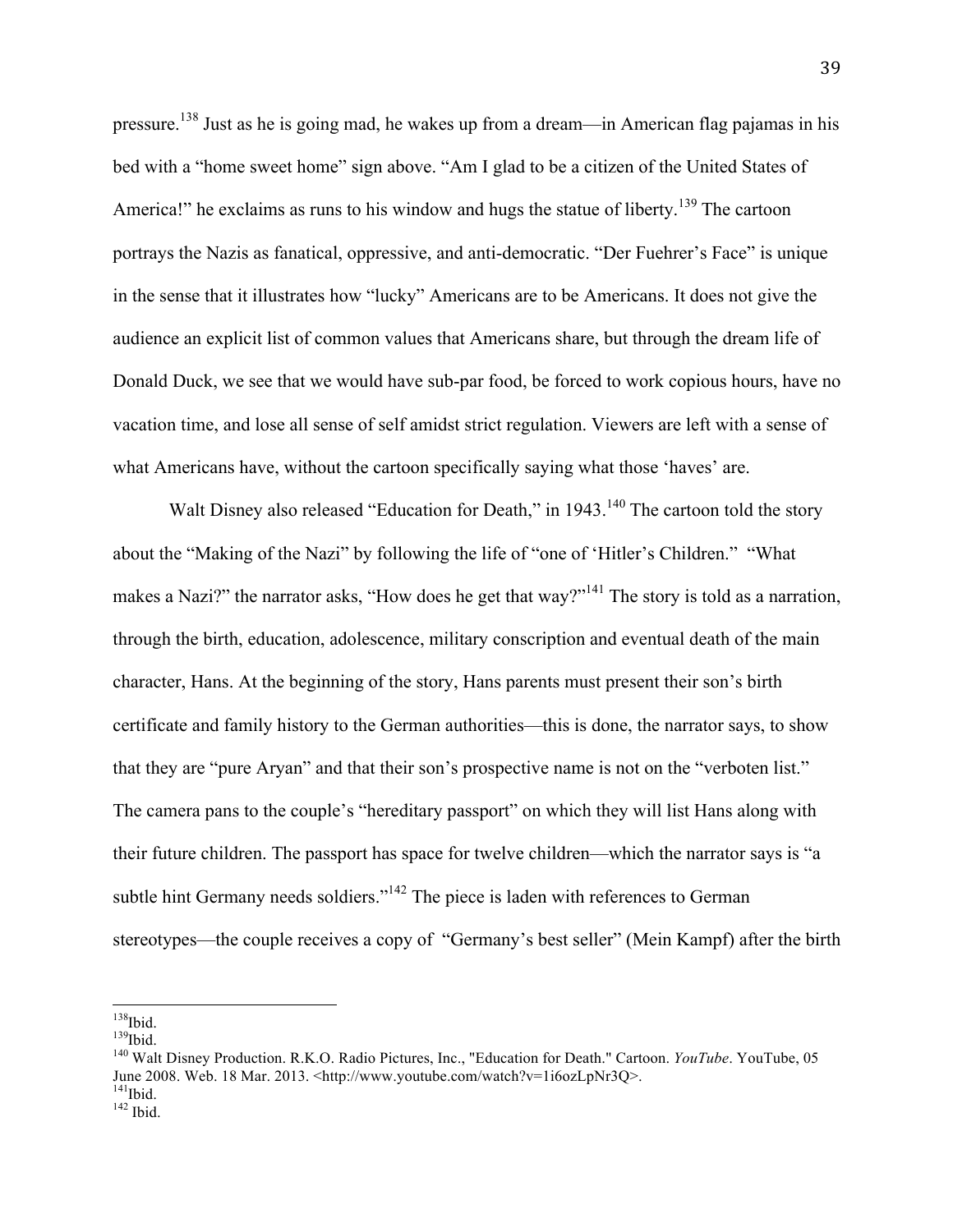pressure.[138] Just as he is going mad, he wakes up from a dream—in American flag pajamas in his bed with a "home sweet home" sign above. "Am I glad to be a citizen of the United States of America!" he exclaims as runs to his window and hugs the statue of liberty.[139] The cartoon portrays the Nazis as fanatical, oppressive, and anti-democratic. "Der Fuehrer's Face" is unique in the sense that it illustrates how "lucky" Americans are to be Americans. It does not give the audience an explicit list of common values that Americans share, but through the dream life of Donald Duck, we see that we would have sub-par food, be forced to work copious hours, have no vacation time, and lose all sense of self amidst strict regulation. Viewers are left with a sense of what Americans have, without the cartoon specifically saying what those 'haves' are.

Walt Disney also released "Education for Death," in 1943.[140] The cartoon told the story about the "Making of the Nazi" by following the life of "one of 'Hitler's Children." "What makes a Nazi?" the narrator asks, "How does he get that way?"[141] The story is told as a narration, through the birth, education, adolescence, military conscription and eventual death of the main character, Hans. At the beginning of the story, Hans parents must present their son's birth certificate and family history to the German authorities—this is done, the narrator says, to show that they are "pure Aryan" and that their son's prospective name is not on the "verboten list." The camera pans to the couple's "hereditary passport" on which they will list Hans along with their future children. The passport has space for twelve children—which the narrator says is "a subtle hint Germany needs soldiers."[142] The piece is laden with references to German stereotypes—the couple receives a copy of "Germany's best seller" (Mein Kampf) after the birth

---

[138] Ibid.

[139] Ibid.

[140] Walt Disney Production. R.K.O. Radio Pictures, Inc., "Education for Death." Cartoon. *YouTube*. YouTube, 05 June 2008. Web. 18 Mar. 2013. <http://www.youtube.com/watch?v=1i6ozLpNr3Q>.

[141] Ibid.

[142] Ibid.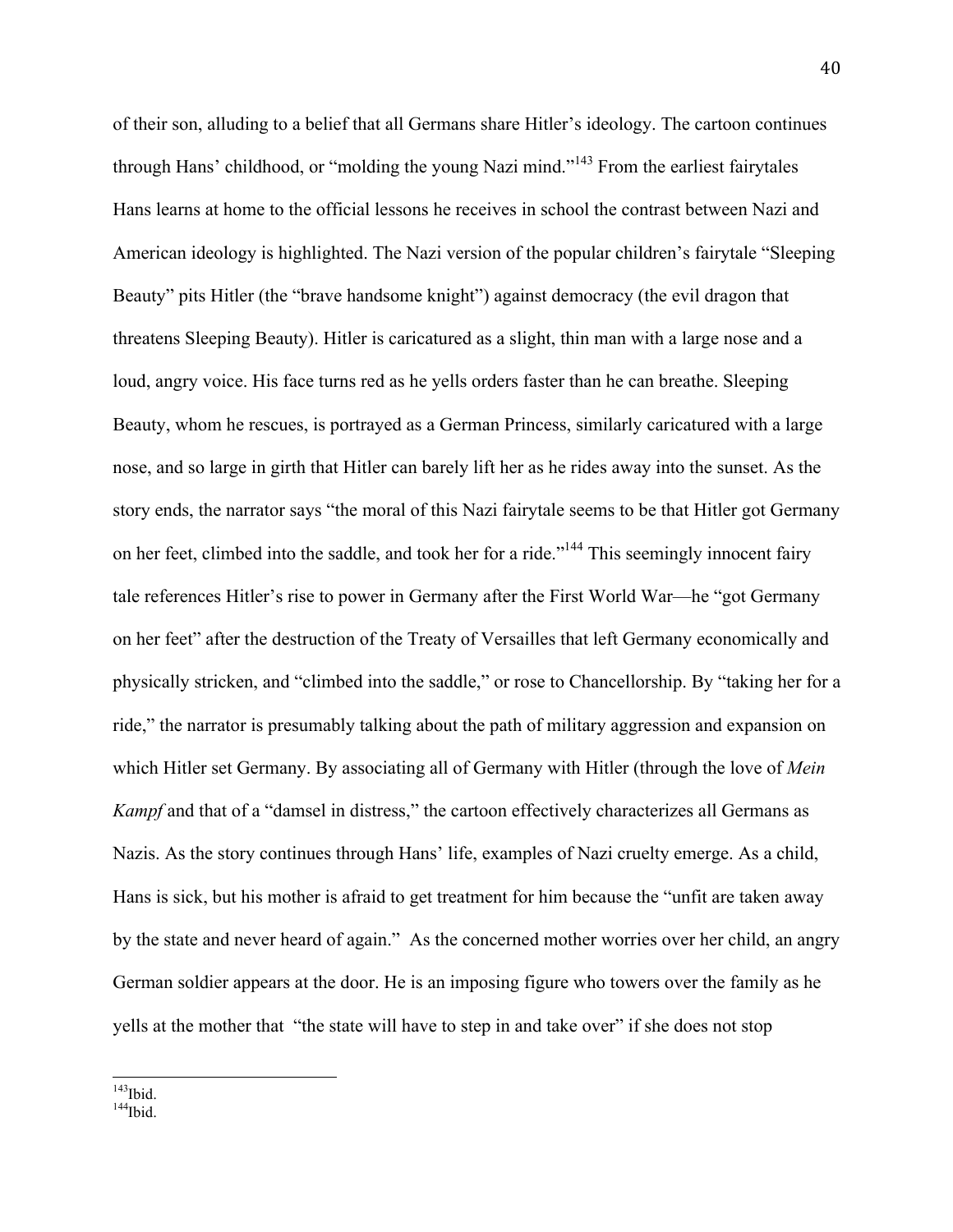of their son, alluding to a belief that all Germans share Hitler's ideology. The cartoon continues through Hans' childhood, or "molding the young Nazi mind."[143] From the earliest fairytales Hans learns at home to the official lessons he receives in school the contrast between Nazi and American ideology is highlighted. The Nazi version of the popular children's fairytale "Sleeping Beauty" pits Hitler (the "brave handsome knight") against democracy (the evil dragon that threatens Sleeping Beauty). Hitler is caricatured as a slight, thin man with a large nose and a loud, angry voice. His face turns red as he yells orders faster than he can breathe. Sleeping Beauty, whom he rescues, is portrayed as a German Princess, similarly caricatured with a large nose, and so large in girth that Hitler can barely lift her as he rides away into the sunset. As the story ends, the narrator says "the moral of this Nazi fairytale seems to be that Hitler got Germany on her feet, climbed into the saddle, and took her for a ride."[144] This seemingly innocent fairy tale references Hitler's rise to power in Germany after the First World War—he "got Germany on her feet" after the destruction of the Treaty of Versailles that left Germany economically and physically stricken, and "climbed into the saddle," or rose to Chancellorship. By "taking her for a ride," the narrator is presumably talking about the path of military aggression and expansion on which Hitler set Germany. By associating all of Germany with Hitler (through the love of *Mein Kampf* and that of a "damsel in distress," the cartoon effectively characterizes all Germans as Nazis. As the story continues through Hans' life, examples of Nazi cruelty emerge. As a child, Hans is sick, but his mother is afraid to get treatment for him because the "unfit are taken away by the state and never heard of again." As the concerned mother worries over her child, an angry German soldier appears at the door. He is an imposing figure who towers over the family as he yells at the mother that "the state will have to step in and take over" if she does not stop

---

[143] Ibid.
[144] Ibid.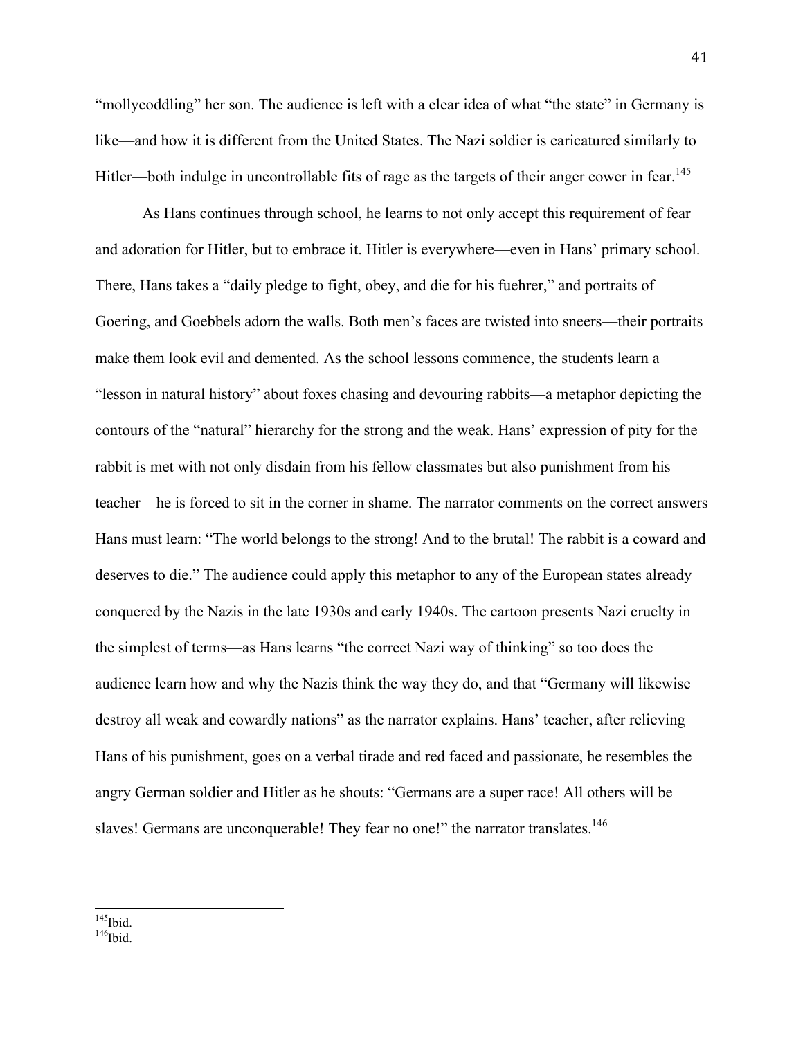"mollycoddling" her son. The audience is left with a clear idea of what "the state" in Germany is like—and how it is different from the United States. The Nazi soldier is caricatured similarly to Hitler—both indulge in uncontrollable fits of rage as the targets of their anger cower in fear.[145]

As Hans continues through school, he learns to not only accept this requirement of fear and adoration for Hitler, but to embrace it. Hitler is everywhere—even in Hans' primary school. There, Hans takes a "daily pledge to fight, obey, and die for his fuehrer," and portraits of Goering, and Goebbels adorn the walls. Both men's faces are twisted into sneers—their portraits make them look evil and demented. As the school lessons commence, the students learn a "lesson in natural history" about foxes chasing and devouring rabbits—a metaphor depicting the contours of the "natural" hierarchy for the strong and the weak. Hans' expression of pity for the rabbit is met with not only disdain from his fellow classmates but also punishment from his teacher—he is forced to sit in the corner in shame. The narrator comments on the correct answers Hans must learn: "The world belongs to the strong! And to the brutal! The rabbit is a coward and deserves to die." The audience could apply this metaphor to any of the European states already conquered by the Nazis in the late 1930s and early 1940s. The cartoon presents Nazi cruelty in the simplest of terms—as Hans learns "the correct Nazi way of thinking" so too does the audience learn how and why the Nazis think the way they do, and that "Germany will likewise destroy all weak and cowardly nations" as the narrator explains. Hans' teacher, after relieving Hans of his punishment, goes on a verbal tirade and red faced and passionate, he resembles the angry German soldier and Hitler as he shouts: "Germans are a super race! All others will be slaves! Germans are unconquerable! They fear no one!" the narrator translates.[146]

---

[145] Ibid.
[146] Ibid.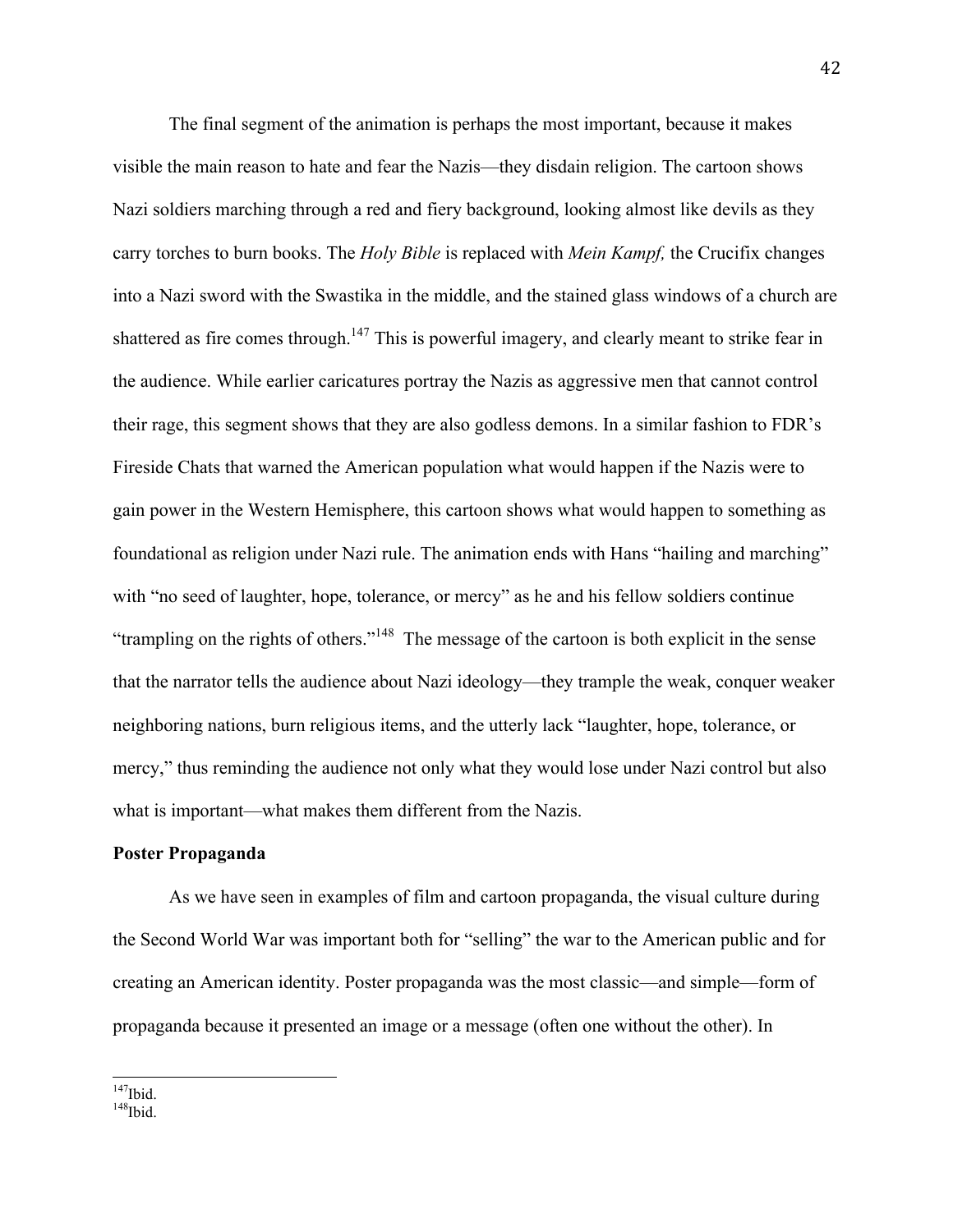The final segment of the animation is perhaps the most important, because it makes visible the main reason to hate and fear the Nazis—they disdain religion. The cartoon shows Nazi soldiers marching through a red and fiery background, looking almost like devils as they carry torches to burn books. The *Holy Bible* is replaced with *Mein Kampf,* the Crucifix changes into a Nazi sword with the Swastika in the middle, and the stained glass windows of a church are shattered as fire comes through.[147] This is powerful imagery, and clearly meant to strike fear in the audience. While earlier caricatures portray the Nazis as aggressive men that cannot control their rage, this segment shows that they are also godless demons. In a similar fashion to FDR's Fireside Chats that warned the American population what would happen if the Nazis were to gain power in the Western Hemisphere, this cartoon shows what would happen to something as foundational as religion under Nazi rule. The animation ends with Hans "hailing and marching" with "no seed of laughter, hope, tolerance, or mercy" as he and his fellow soldiers continue "trampling on the rights of others."[148] The message of the cartoon is both explicit in the sense that the narrator tells the audience about Nazi ideology—they trample the weak, conquer weaker neighboring nations, burn religious items, and the utterly lack "laughter, hope, tolerance, or mercy," thus reminding the audience not only what they would lose under Nazi control but also what is important—what makes them different from the Nazis.

**Poster Propaganda**

As we have seen in examples of film and cartoon propaganda, the visual culture during the Second World War was important both for "selling" the war to the American public and for creating an American identity. Poster propaganda was the most classic—and simple—form of propaganda because it presented an image or a message (often one without the other). In

---

[147]Ibid.
[148]Ibid.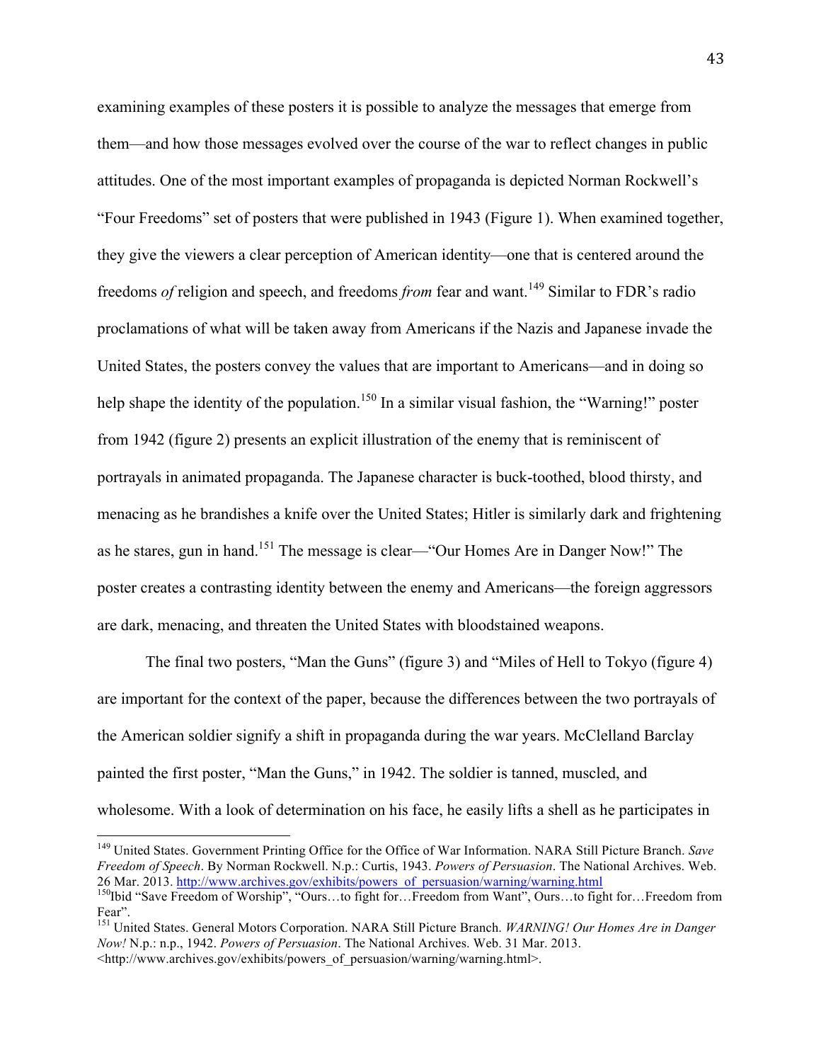examining examples of these posters it is possible to analyze the messages that emerge from them—and how those messages evolved over the course of the war to reflect changes in public attitudes. One of the most important examples of propaganda is depicted Norman Rockwell's "Four Freedoms" set of posters that were published in 1943 (Figure 1). When examined together, they give the viewers a clear perception of American identity—one that is centered around the freedoms *of* religion and speech, and freedoms *from* fear and want.[149] Similar to FDR's radio proclamations of what will be taken away from Americans if the Nazis and Japanese invade the United States, the posters convey the values that are important to Americans—and in doing so help shape the identity of the population.[150] In a similar visual fashion, the "Warning!" poster from 1942 (figure 2) presents an explicit illustration of the enemy that is reminiscent of portrayals in animated propaganda. The Japanese character is buck-toothed, blood thirsty, and menacing as he brandishes a knife over the United States; Hitler is similarly dark and frightening as he stares, gun in hand.[151] The message is clear—"Our Homes Are in Danger Now!" The poster creates a contrasting identity between the enemy and Americans—the foreign aggressors are dark, menacing, and threaten the United States with bloodstained weapons.

The final two posters, "Man the Guns" (figure 3) and "Miles of Hell to Tokyo (figure 4) are important for the context of the paper, because the differences between the two portrayals of the American soldier signify a shift in propaganda during the war years. McClelland Barclay painted the first poster, "Man the Guns," in 1942. The soldier is tanned, muscled, and wholesome. With a look of determination on his face, he easily lifts a shell as he participates in

---

[149] United States. Government Printing Office for the Office of War Information. NARA Still Picture Branch. *Save Freedom of Speech*. By Norman Rockwell. N.p.: Curtis, 1943. *Powers of Persuasion*. The National Archives. Web. 26 Mar. 2013. http://www.archives.gov/exhibits/powers_of_persuasion/warning/warning.html

[150] Ibid "Save Freedom of Worship", "Ours…to fight for…Freedom from Want", Ours…to fight for…Freedom from Fear".

[151] United States. General Motors Corporation. NARA Still Picture Branch. *WARNING! Our Homes Are in Danger Now!* N.p.: n.p., 1942. *Powers of Persuasion*. The National Archives. Web. 31 Mar. 2013. <http://www.archives.gov/exhibits/powers_of_persuasion/warning/warning.html>.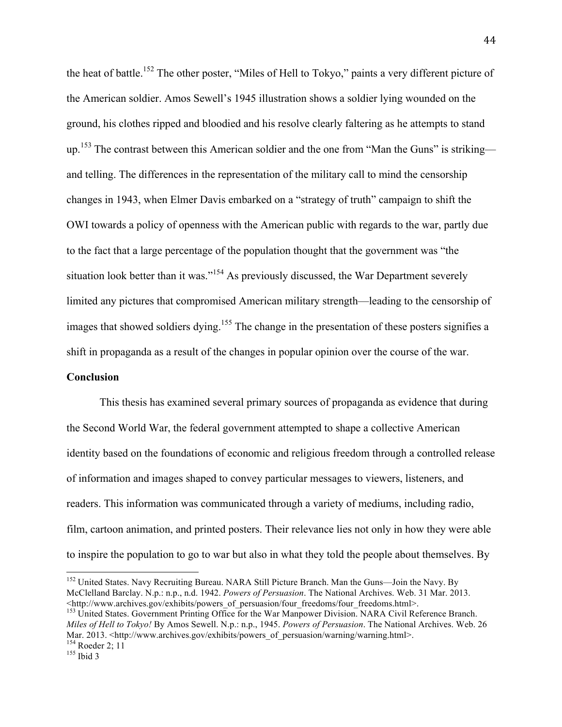the heat of battle.[152] The other poster, "Miles of Hell to Tokyo," paints a very different picture of the American soldier. Amos Sewell's 1945 illustration shows a soldier lying wounded on the ground, his clothes ripped and bloodied and his resolve clearly faltering as he attempts to stand up.[153] The contrast between this American soldier and the one from "Man the Guns" is striking—and telling. The differences in the representation of the military call to mind the censorship changes in 1943, when Elmer Davis embarked on a "strategy of truth" campaign to shift the OWI towards a policy of openness with the American public with regards to the war, partly due to the fact that a large percentage of the population thought that the government was "the situation look better than it was."[154] As previously discussed, the War Department severely limited any pictures that compromised American military strength—leading to the censorship of images that showed soldiers dying.[155] The change in the presentation of these posters signifies a shift in propaganda as a result of the changes in popular opinion over the course of the war.

**Conclusion**

This thesis has examined several primary sources of propaganda as evidence that during the Second World War, the federal government attempted to shape a collective American identity based on the foundations of economic and religious freedom through a controlled release of information and images shaped to convey particular messages to viewers, listeners, and readers. This information was communicated through a variety of mediums, including radio, film, cartoon animation, and printed posters. Their relevance lies not only in how they were able to inspire the population to go to war but also in what they told the people about themselves. By

---

[152] United States. Navy Recruiting Bureau. NARA Still Picture Branch. Man the Guns—Join the Navy. By McClelland Barclay. N.p.: n.p., n.d. 1942. *Powers of Persuasion*. The National Archives. Web. 31 Mar. 2013. <http://www.archives.gov/exhibits/powers_of_persuasion/four_freedoms/four_freedoms.html>.

[153] United States. Government Printing Office for the War Manpower Division. NARA Civil Reference Branch. *Miles of Hell to Tokyo!* By Amos Sewell. N.p.: n.p., 1945. *Powers of Persuasion*. The National Archives. Web. 26 Mar. 2013. <http://www.archives.gov/exhibits/powers_of_persuasion/warning/warning.html>.

[154] Roeder 2; 11

[155] Ibid 3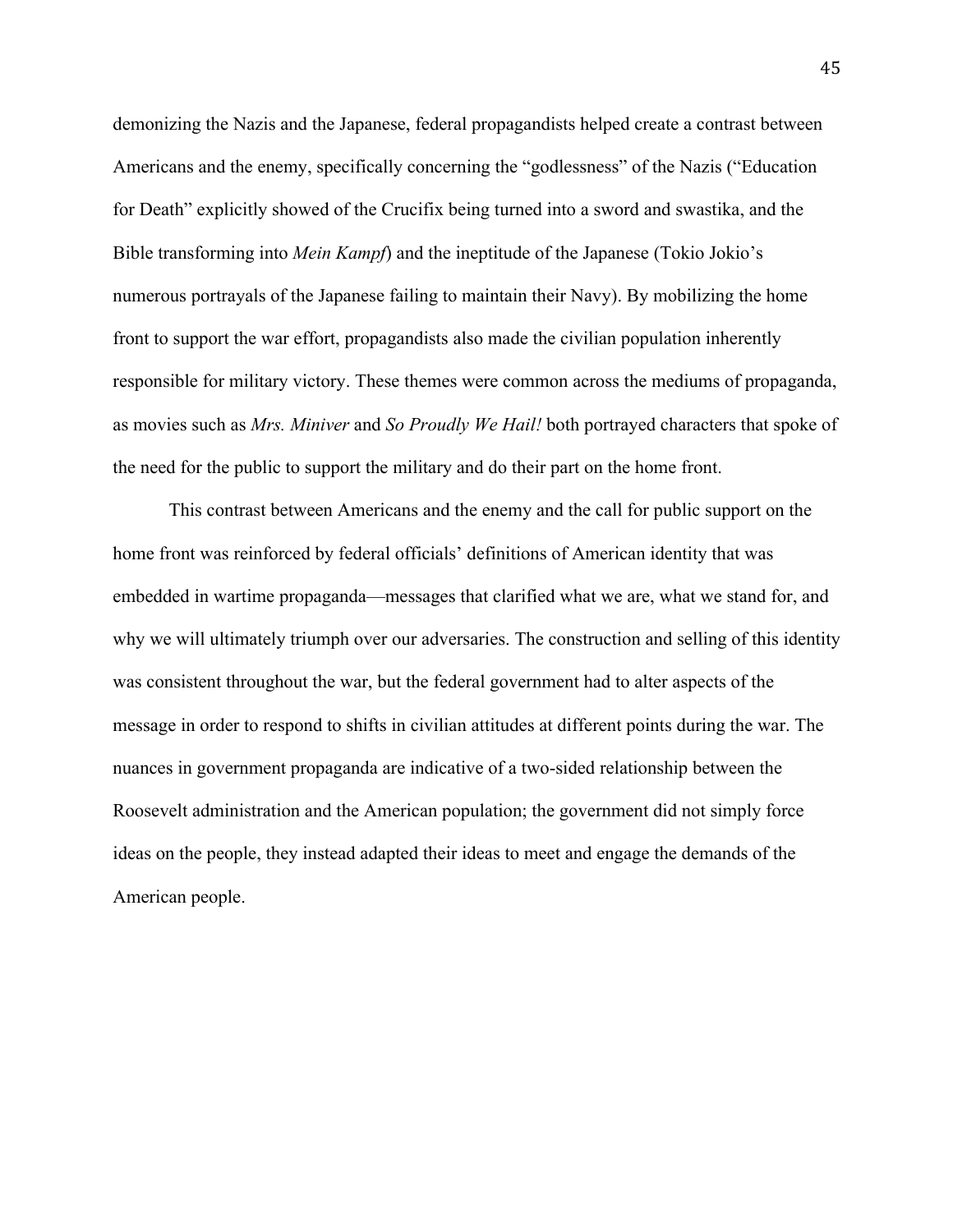demonizing the Nazis and the Japanese, federal propagandists helped create a contrast between Americans and the enemy, specifically concerning the "godlessness" of the Nazis ("Education for Death" explicitly showed of the Crucifix being turned into a sword and swastika, and the Bible transforming into *Mein Kampf*) and the ineptitude of the Japanese (Tokio Jokio's numerous portrayals of the Japanese failing to maintain their Navy). By mobilizing the home front to support the war effort, propagandists also made the civilian population inherently responsible for military victory. These themes were common across the mediums of propaganda, as movies such as *Mrs. Miniver* and *So Proudly We Hail!* both portrayed characters that spoke of the need for the public to support the military and do their part on the home front.

This contrast between Americans and the enemy and the call for public support on the home front was reinforced by federal officials' definitions of American identity that was embedded in wartime propaganda—messages that clarified what we are, what we stand for, and why we will ultimately triumph over our adversaries. The construction and selling of this identity was consistent throughout the war, but the federal government had to alter aspects of the message in order to respond to shifts in civilian attitudes at different points during the war. The nuances in government propaganda are indicative of a two-sided relationship between the Roosevelt administration and the American population; the government did not simply force ideas on the people, they instead adapted their ideas to meet and engage the demands of the American people.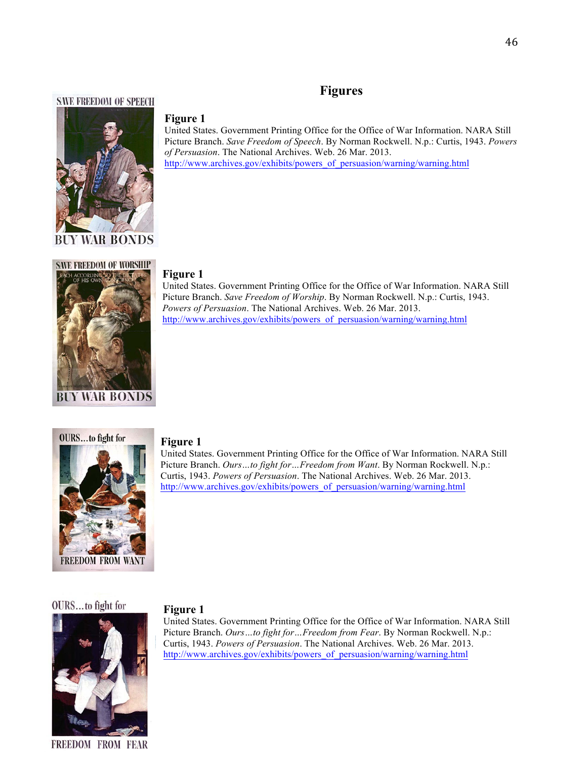# Figures

**Figure 1**
United States. Government Printing Office for the Office of War Information. NARA Still Picture Branch. *Save Freedom of Speech*. By Norman Rockwell. N.p.: Curtis, 1943. *Powers of Persuasion*. The National Archives. Web. 26 Mar. 2013.
http://www.archives.gov/exhibits/powers_of_persuasion/warning/warning.html

**Figure 1**
United States. Government Printing Office for the Office of War Information. NARA Still Picture Branch. *Save Freedom of Worship*. By Norman Rockwell. N.p.: Curtis, 1943. *Powers of Persuasion*. The National Archives. Web. 26 Mar. 2013.
http://www.archives.gov/exhibits/powers_of_persuasion/warning/warning.html

**Figure 1**
United States. Government Printing Office for the Office of War Information. NARA Still Picture Branch. *Ours…to fight for…Freedom from Want*. By Norman Rockwell. N.p.: Curtis, 1943. *Powers of Persuasion*. The National Archives. Web. 26 Mar. 2013.
http://www.archives.gov/exhibits/powers_of_persuasion/warning/warning.html

**Figure 1**
United States. Government Printing Office for the Office of War Information. NARA Still Picture Branch. *Ours…to fight for…Freedom from Fear*. By Norman Rockwell. N.p.: Curtis, 1943. *Powers of Persuasion*. The National Archives. Web. 26 Mar. 2013.
http://www.archives.gov/exhibits/powers_of_persuasion/warning/warning.html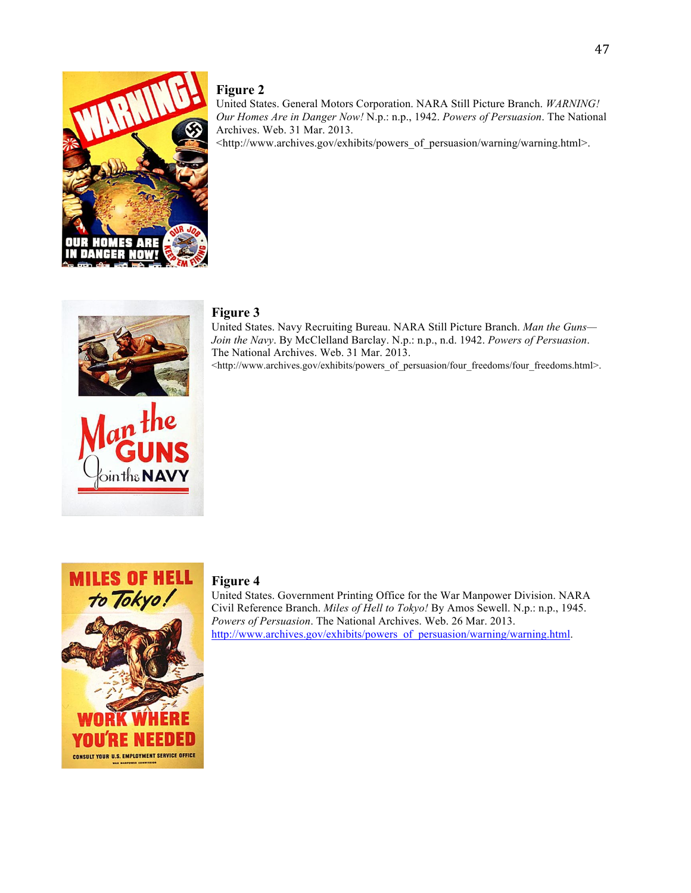**Figure 2**

United States. General Motors Corporation. NARA Still Picture Branch. *WARNING! Our Homes Are in Danger Now!* N.p.: n.p., 1942. *Powers of Persuasion*. The National Archives. Web. 31 Mar. 2013.
<http://www.archives.gov/exhibits/powers_of_persuasion/warning/warning.html>.

**Figure 3**

United States. Navy Recruiting Bureau. NARA Still Picture Branch. *Man the Guns—Join the Navy*. By McClelland Barclay. N.p.: n.p., n.d. 1942. *Powers of Persuasion*. The National Archives. Web. 31 Mar. 2013.
<http://www.archives.gov/exhibits/powers_of_persuasion/four_freedoms/four_freedoms.html>.

**Figure 4**

United States. Government Printing Office for the War Manpower Division. NARA Civil Reference Branch. *Miles of Hell to Tokyo!* By Amos Sewell. N.p.: n.p., 1945. *Powers of Persuasion*. The National Archives. Web. 26 Mar. 2013.
http://www.archives.gov/exhibits/powers_of_persuasion/warning/warning.html.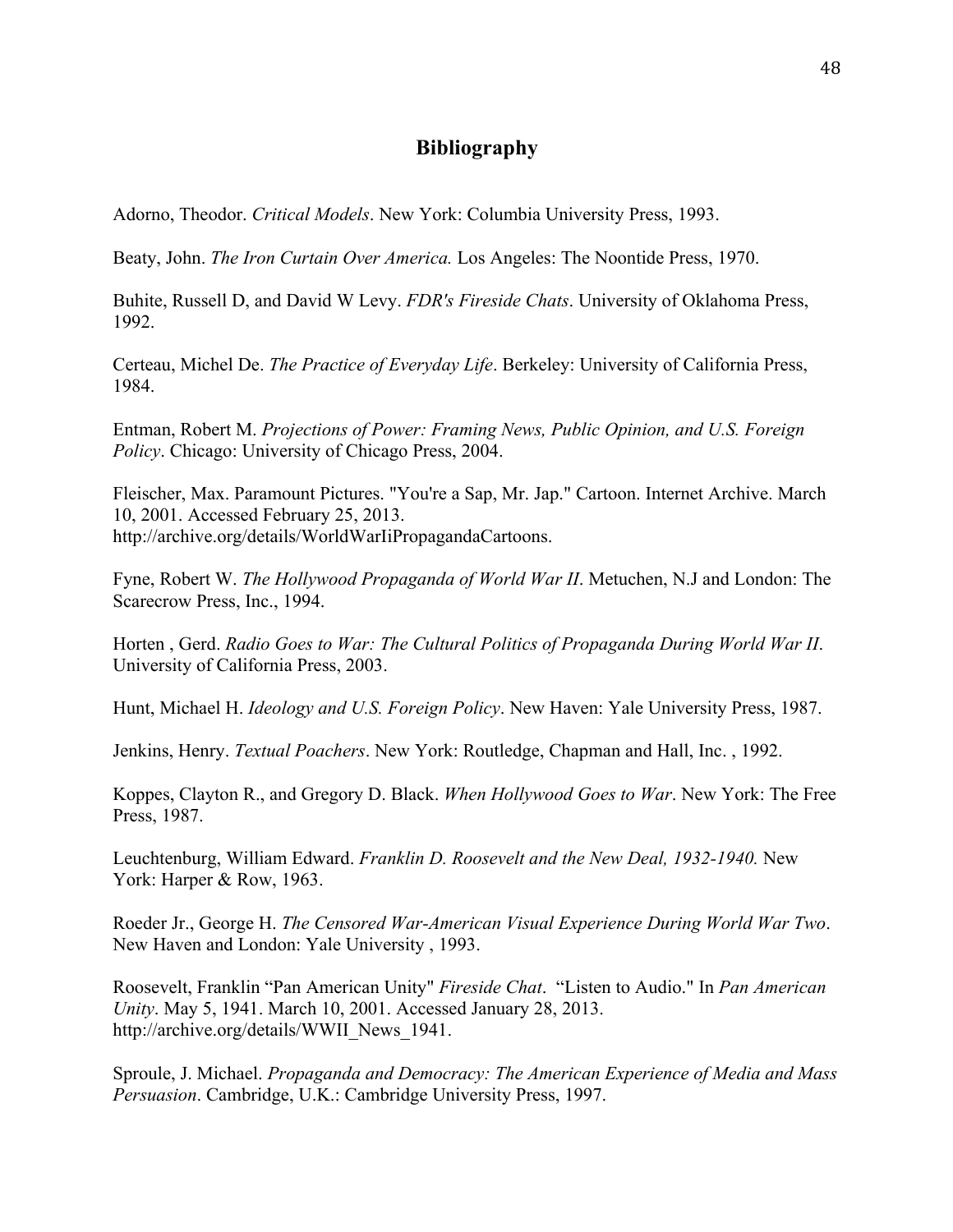# Bibliography

Adorno, Theodor. *Critical Models*. New York: Columbia University Press, 1993.

Beaty, John. *The Iron Curtain Over America.* Los Angeles: The Noontide Press, 1970.

Buhite, Russell D, and David W Levy. *FDR's Fireside Chats*. University of Oklahoma Press, 1992.

Certeau, Michel De. *The Practice of Everyday Life*. Berkeley: University of California Press, 1984.

Entman, Robert M. *Projections of Power: Framing News, Public Opinion, and U.S. Foreign Policy*. Chicago: University of Chicago Press, 2004.

Fleischer, Max. Paramount Pictures. "You're a Sap, Mr. Jap." Cartoon. Internet Archive. March 10, 2001. Accessed February 25, 2013. http://archive.org/details/WorldWarIiPropagandaCartoons.

Fyne, Robert W. *The Hollywood Propaganda of World War II*. Metuchen, N.J and London: The Scarecrow Press, Inc., 1994.

Horten , Gerd. *Radio Goes to War: The Cultural Politics of Propaganda During World War II*. University of California Press, 2003.

Hunt, Michael H. *Ideology and U.S. Foreign Policy*. New Haven: Yale University Press, 1987.

Jenkins, Henry. *Textual Poachers*. New York: Routledge, Chapman and Hall, Inc. , 1992.

Koppes, Clayton R., and Gregory D. Black. *When Hollywood Goes to War*. New York: The Free Press, 1987.

Leuchtenburg, William Edward. *Franklin D. Roosevelt and the New Deal, 1932-1940.* New York: Harper & Row, 1963.

Roeder Jr., George H. *The Censored War-American Visual Experience During World War Two*. New Haven and London: Yale University , 1993.

Roosevelt, Franklin "Pan American Unity" *Fireside Chat*. "Listen to Audio." In *Pan American Unity*. May 5, 1941. March 10, 2001. Accessed January 28, 2013. http://archive.org/details/WWII_News_1941.

Sproule, J. Michael. *Propaganda and Democracy: The American Experience of Media and Mass Persuasion*. Cambridge, U.K.: Cambridge University Press, 1997.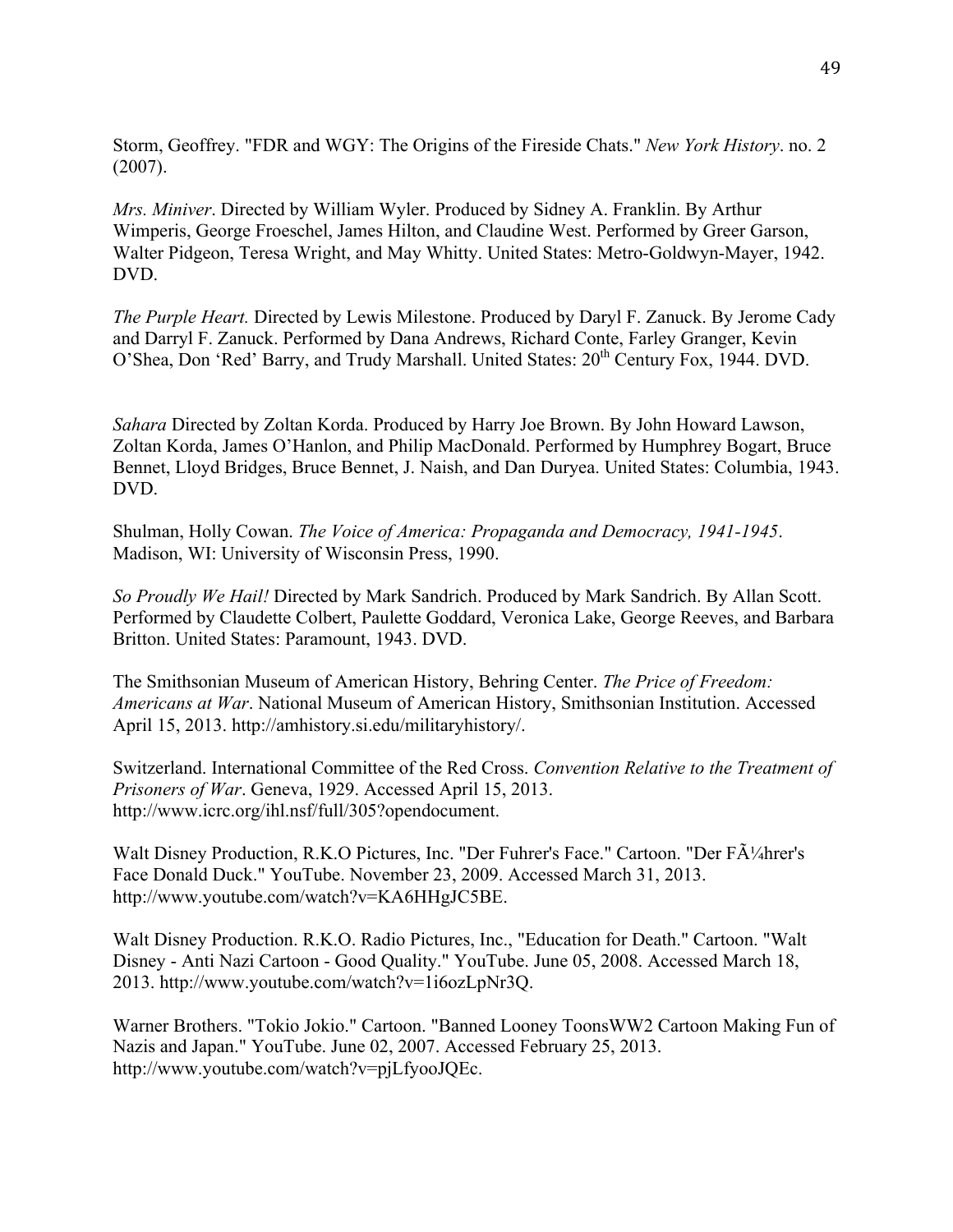Storm, Geoffrey. "FDR and WGY: The Origins of the Fireside Chats." *New York History*. no. 2 (2007).

*Mrs. Miniver*. Directed by William Wyler. Produced by Sidney A. Franklin. By Arthur Wimperis, George Froeschel, James Hilton, and Claudine West. Performed by Greer Garson, Walter Pidgeon, Teresa Wright, and May Whitty. United States: Metro-Goldwyn-Mayer, 1942. DVD.

*The Purple Heart.* Directed by Lewis Milestone. Produced by Daryl F. Zanuck. By Jerome Cady and Darryl F. Zanuck. Performed by Dana Andrews, Richard Conte, Farley Granger, Kevin O'Shea, Don 'Red' Barry, and Trudy Marshall. United States: 20th Century Fox, 1944. DVD.

*Sahara* Directed by Zoltan Korda. Produced by Harry Joe Brown. By John Howard Lawson, Zoltan Korda, James O'Hanlon, and Philip MacDonald. Performed by Humphrey Bogart, Bruce Bennet, Lloyd Bridges, Bruce Bennet, J. Naish, and Dan Duryea. United States: Columbia, 1943. DVD.

Shulman, Holly Cowan. *The Voice of America: Propaganda and Democracy, 1941-1945*. Madison, WI: University of Wisconsin Press, 1990.

*So Proudly We Hail!* Directed by Mark Sandrich. Produced by Mark Sandrich. By Allan Scott. Performed by Claudette Colbert, Paulette Goddard, Veronica Lake, George Reeves, and Barbara Britton. United States: Paramount, 1943. DVD.

The Smithsonian Museum of American History, Behring Center. *The Price of Freedom: Americans at War*. National Museum of American History, Smithsonian Institution. Accessed April 15, 2013. http://amhistory.si.edu/militaryhistory/.

Switzerland. International Committee of the Red Cross. *Convention Relative to the Treatment of Prisoners of War*. Geneva, 1929. Accessed April 15, 2013. http://www.icrc.org/ihl.nsf/full/305?opendocument.

Walt Disney Production, R.K.O Pictures, Inc. "Der Fuhrer's Face." Cartoon. "Der FÃ¼hrer's Face Donald Duck." YouTube. November 23, 2009. Accessed March 31, 2013. http://www.youtube.com/watch?v=KA6HHgJC5BE.

Walt Disney Production. R.K.O. Radio Pictures, Inc., "Education for Death." Cartoon. "Walt Disney - Anti Nazi Cartoon - Good Quality." YouTube. June 05, 2008. Accessed March 18, 2013. http://www.youtube.com/watch?v=1i6ozLpNr3Q.

Warner Brothers. "Tokio Jokio." Cartoon. "Banned Looney ToonsWW2 Cartoon Making Fun of Nazis and Japan." YouTube. June 02, 2007. Accessed February 25, 2013. http://www.youtube.com/watch?v=pjLfyooJQEc.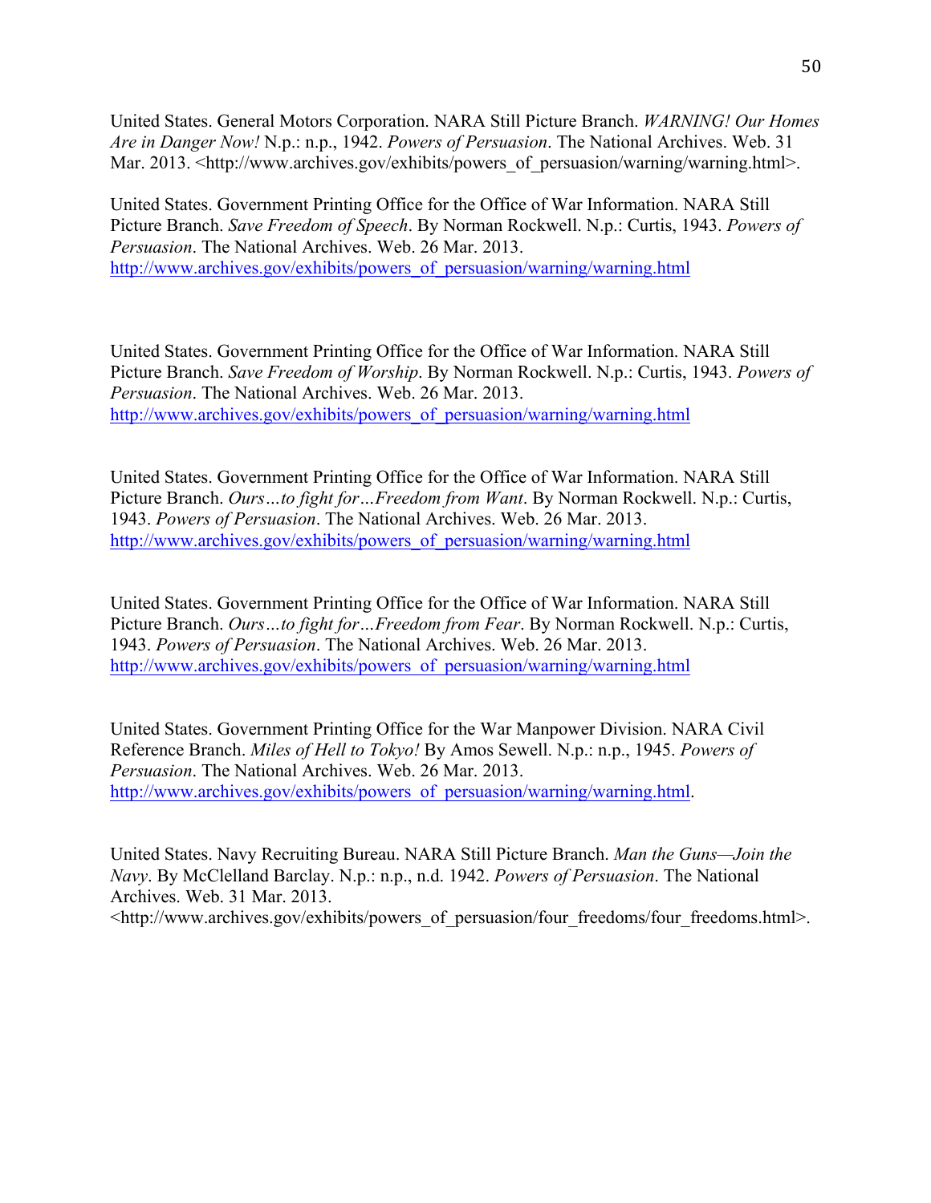United States. General Motors Corporation. NARA Still Picture Branch. *WARNING! Our Homes Are in Danger Now!* N.p.: n.p., 1942. *Powers of Persuasion*. The National Archives. Web. 31 Mar. 2013. <http://www.archives.gov/exhibits/powers_of_persuasion/warning/warning.html>.

United States. Government Printing Office for the Office of War Information. NARA Still Picture Branch. *Save Freedom of Speech*. By Norman Rockwell. N.p.: Curtis, 1943. *Powers of Persuasion*. The National Archives. Web. 26 Mar. 2013. http://www.archives.gov/exhibits/powers_of_persuasion/warning/warning.html

United States. Government Printing Office for the Office of War Information. NARA Still Picture Branch. *Save Freedom of Worship*. By Norman Rockwell. N.p.: Curtis, 1943. *Powers of Persuasion*. The National Archives. Web. 26 Mar. 2013. http://www.archives.gov/exhibits/powers_of_persuasion/warning/warning.html

United States. Government Printing Office for the Office of War Information. NARA Still Picture Branch. *Ours…to fight for…Freedom from Want*. By Norman Rockwell. N.p.: Curtis, 1943. *Powers of Persuasion*. The National Archives. Web. 26 Mar. 2013. http://www.archives.gov/exhibits/powers_of_persuasion/warning/warning.html

United States. Government Printing Office for the Office of War Information. NARA Still Picture Branch. *Ours…to fight for…Freedom from Fear*. By Norman Rockwell. N.p.: Curtis, 1943. *Powers of Persuasion*. The National Archives. Web. 26 Mar. 2013. http://www.archives.gov/exhibits/powers_of_persuasion/warning/warning.html

United States. Government Printing Office for the War Manpower Division. NARA Civil Reference Branch. *Miles of Hell to Tokyo!* By Amos Sewell. N.p.: n.p., 1945. *Powers of Persuasion*. The National Archives. Web. 26 Mar. 2013. http://www.archives.gov/exhibits/powers_of_persuasion/warning/warning.html.

United States. Navy Recruiting Bureau. NARA Still Picture Branch. *Man the Guns—Join the Navy*. By McClelland Barclay. N.p.: n.p., n.d. 1942. *Powers of Persuasion*. The National Archives. Web. 31 Mar. 2013. <http://www.archives.gov/exhibits/powers_of_persuasion/four_freedoms/four_freedoms.html>.